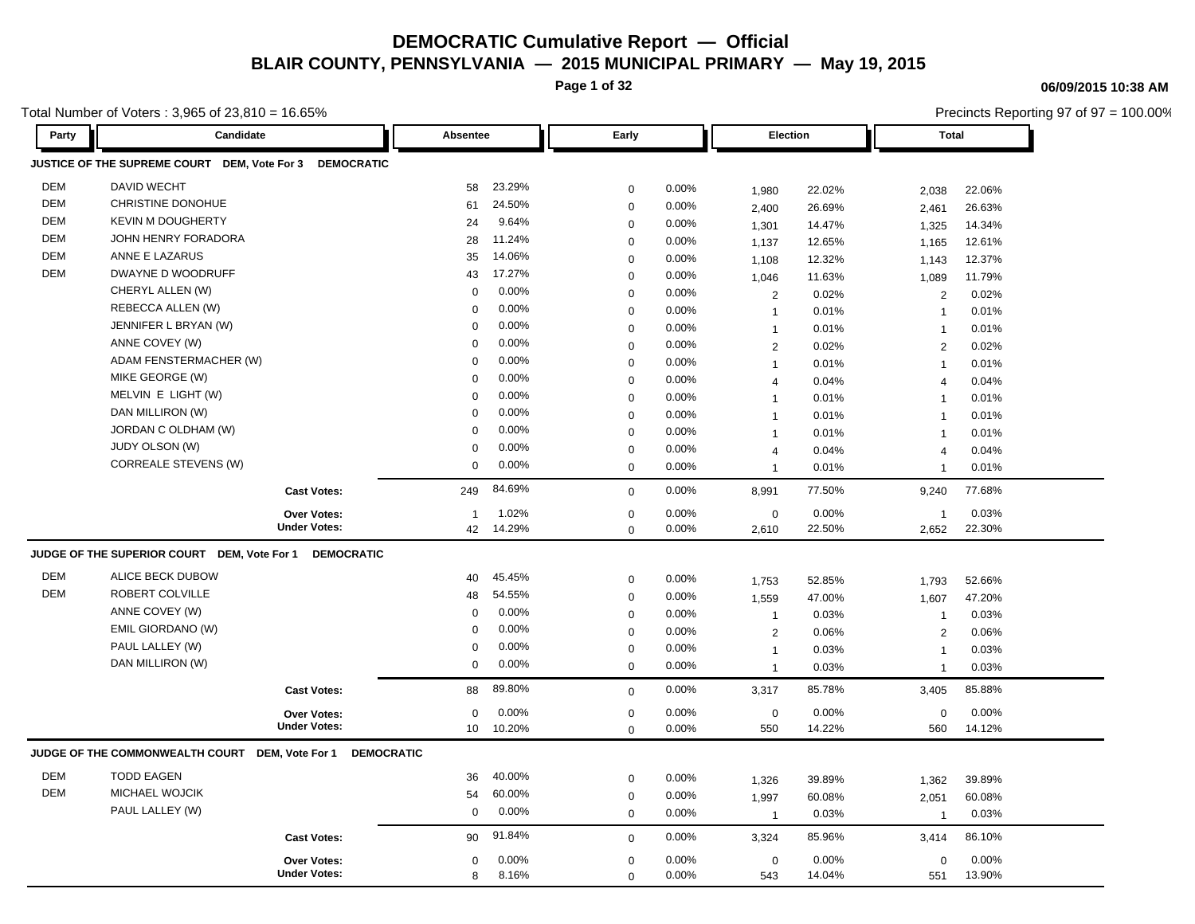# DEMOCRATIC Cumulative Report — Official

## BLAIR COUNTY, PENNSYLVANIA — 2015 MUNICIPAL PRIMARY — May 19, 2015

06/09/2015 10:38 AM

Total Number of Voters : 3,965 of 23,810 = 16.65%

Precincts Reporting 97 of 97 = 100.00%

### JUSTICE OF THE SUPREME COURT DEM, Vote For 3 DEMOCRATIC

| Party | Candidate | Absentee | | Early | | Election | | Total | |
|---|---|---|---|---|---|---|---|---|---|
| DEM | DAVID WECHT | 58 | 23.29% | 0 | 0.00% | 1,980 | 22.02% | 2,038 | 22.06% |
| DEM | CHRISTINE DONOHUE | 61 | 24.50% | 0 | 0.00% | 2,400 | 26.69% | 2,461 | 26.63% |
| DEM | KEVIN M DOUGHERTY | 24 | 9.64% | 0 | 0.00% | 1,301 | 14.47% | 1,325 | 14.34% |
| DEM | JOHN HENRY FORADORA | 28 | 11.24% | 0 | 0.00% | 1,137 | 12.65% | 1,165 | 12.61% |
| DEM | ANNE E LAZARUS | 35 | 14.06% | 0 | 0.00% | 1,108 | 12.32% | 1,143 | 12.37% |
| DEM | DWAYNE D WOODRUFF | 43 | 17.27% | 0 | 0.00% | 1,046 | 11.63% | 1,089 | 11.79% |
| | CHERYL ALLEN (W) | 0 | 0.00% | 0 | 0.00% | 2 | 0.02% | 2 | 0.02% |
| | REBECCA ALLEN (W) | 0 | 0.00% | 0 | 0.00% | 1 | 0.01% | 1 | 0.01% |
| | JENNIFER L BRYAN (W) | 0 | 0.00% | 0 | 0.00% | 1 | 0.01% | 1 | 0.01% |
| | ANNE COVEY (W) | 0 | 0.00% | 0 | 0.00% | 2 | 0.02% | 2 | 0.02% |
| | ADAM FENSTERMACHER (W) | 0 | 0.00% | 0 | 0.00% | 1 | 0.01% | 1 | 0.01% |
| | MIKE GEORGE (W) | 0 | 0.00% | 0 | 0.00% | 4 | 0.04% | 4 | 0.04% |
| | MELVIN E LIGHT (W) | 0 | 0.00% | 0 | 0.00% | 1 | 0.01% | 1 | 0.01% |
| | DAN MILLIRON (W) | 0 | 0.00% | 0 | 0.00% | 1 | 0.01% | 1 | 0.01% |
| | JORDAN C OLDHAM (W) | 0 | 0.00% | 0 | 0.00% | 1 | 0.01% | 1 | 0.01% |
| | JUDY OLSON (W) | 0 | 0.00% | 0 | 0.00% | 4 | 0.04% | 4 | 0.04% |
| | CORREALE STEVENS (W) | 0 | 0.00% | 0 | 0.00% | 1 | 0.01% | 1 | 0.01% |
| | **Cast Votes:** | 249 | 84.69% | 0 | 0.00% | 8,991 | 77.50% | 9,240 | 77.68% |
| | **Over Votes:** | 1 | 1.02% | 0 | 0.00% | 0 | 0.00% | 1 | 0.03% |
| | **Under Votes:** | 42 | 14.29% | 0 | 0.00% | 2,610 | 22.50% | 2,652 | 22.30% |

### JUDGE OF THE SUPERIOR COURT DEM, Vote For 1 DEMOCRATIC

| Party | Candidate | Absentee | | Early | | Election | | Total | |
|---|---|---|---|---|---|---|---|---|---|
| DEM | ALICE BECK DUBOW | 40 | 45.45% | 0 | 0.00% | 1,753 | 52.85% | 1,793 | 52.66% |
| DEM | ROBERT COLVILLE | 48 | 54.55% | 0 | 0.00% | 1,559 | 47.00% | 1,607 | 47.20% |
| | ANNE COVEY (W) | 0 | 0.00% | 0 | 0.00% | 1 | 0.03% | 1 | 0.03% |
| | EMIL GIORDANO (W) | 0 | 0.00% | 0 | 0.00% | 2 | 0.06% | 2 | 0.06% |
| | PAUL LALLEY (W) | 0 | 0.00% | 0 | 0.00% | 1 | 0.03% | 1 | 0.03% |
| | DAN MILLIRON (W) | 0 | 0.00% | 0 | 0.00% | 1 | 0.03% | 1 | 0.03% |
| | **Cast Votes:** | 88 | 89.80% | 0 | 0.00% | 3,317 | 85.78% | 3,405 | 85.88% |
| | **Over Votes:** | 0 | 0.00% | 0 | 0.00% | 0 | 0.00% | 0 | 0.00% |
| | **Under Votes:** | 10 | 10.20% | 0 | 0.00% | 550 | 14.22% | 560 | 14.12% |

### JUDGE OF THE COMMONWEALTH COURT DEM, Vote For 1 DEMOCRATIC

| Party | Candidate | Absentee | | Early | | Election | | Total | |
|---|---|---|---|---|---|---|---|---|---|
| DEM | TODD EAGEN | 36 | 40.00% | 0 | 0.00% | 1,326 | 39.89% | 1,362 | 39.89% |
| DEM | MICHAEL WOJCIK | 54 | 60.00% | 0 | 0.00% | 1,997 | 60.08% | 2,051 | 60.08% |
| | PAUL LALLEY (W) | 0 | 0.00% | 0 | 0.00% | 1 | 0.03% | 1 | 0.03% |
| | **Cast Votes:** | 90 | 91.84% | 0 | 0.00% | 3,324 | 85.96% | 3,414 | 86.10% |
| | **Over Votes:** | 0 | 0.00% | 0 | 0.00% | 0 | 0.00% | 0 | 0.00% |
| | **Under Votes:** | 8 | 8.16% | 0 | 0.00% | 543 | 14.04% | 551 | 13.90% |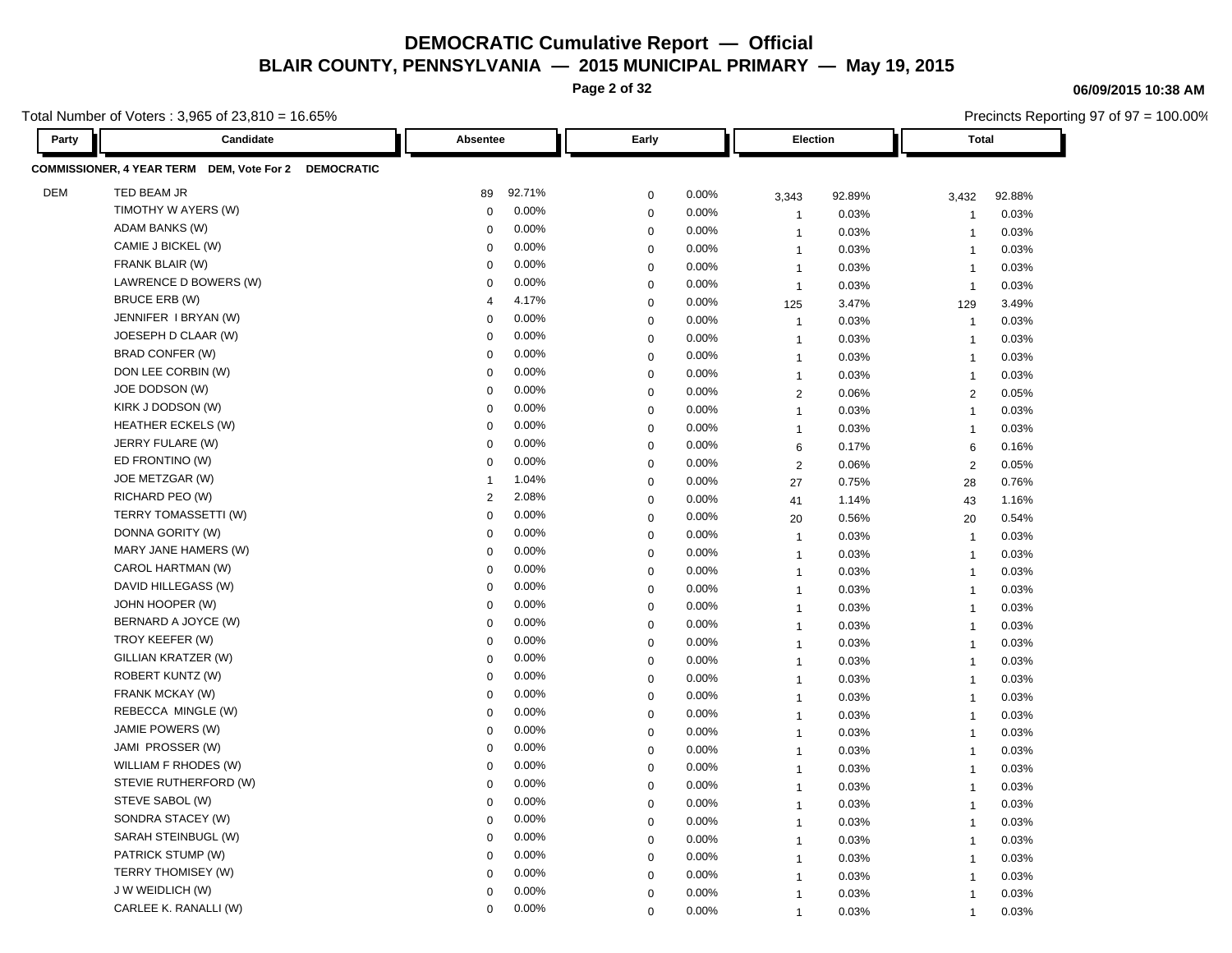# DEMOCRATIC Cumulative Report — Official
## BLAIR COUNTY, PENNSYLVANIA — 2015 MUNICIPAL PRIMARY — May 19, 2015

06/09/2015 10:38 AM

Total Number of Voters : 3,965 of 23,810 = 16.65%

Precincts Reporting 97 of 97 = 100.00%

**COMMISSIONER, 4 YEAR TERM DEM, Vote For 2 DEMOCRATIC**

| Party | Candidate | Absentee | | Early | | Election | | Total | |
|---|---|---|---|---|---|---|---|---|---|
| DEM | TED BEAM JR | 89 | 92.71% | 0 | 0.00% | 3,343 | 92.89% | 3,432 | 92.88% |
| | TIMOTHY W AYERS (W) | 0 | 0.00% | 0 | 0.00% | 1 | 0.03% | 1 | 0.03% |
| | ADAM BANKS (W) | 0 | 0.00% | 0 | 0.00% | 1 | 0.03% | 1 | 0.03% |
| | CAMIE J BICKEL (W) | 0 | 0.00% | 0 | 0.00% | 1 | 0.03% | 1 | 0.03% |
| | FRANK BLAIR (W) | 0 | 0.00% | 0 | 0.00% | 1 | 0.03% | 1 | 0.03% |
| | LAWRENCE D BOWERS (W) | 0 | 0.00% | 0 | 0.00% | 1 | 0.03% | 1 | 0.03% |
| | BRUCE ERB (W) | 4 | 4.17% | 0 | 0.00% | 125 | 3.47% | 129 | 3.49% |
| | JENNIFER I BRYAN (W) | 0 | 0.00% | 0 | 0.00% | 1 | 0.03% | 1 | 0.03% |
| | JOESEPH D CLAAR (W) | 0 | 0.00% | 0 | 0.00% | 1 | 0.03% | 1 | 0.03% |
| | BRAD CONFER (W) | 0 | 0.00% | 0 | 0.00% | 1 | 0.03% | 1 | 0.03% |
| | DON LEE CORBIN (W) | 0 | 0.00% | 0 | 0.00% | 1 | 0.03% | 1 | 0.03% |
| | JOE DODSON (W) | 0 | 0.00% | 0 | 0.00% | 2 | 0.06% | 2 | 0.05% |
| | KIRK J DODSON (W) | 0 | 0.00% | 0 | 0.00% | 1 | 0.03% | 1 | 0.03% |
| | HEATHER ECKELS (W) | 0 | 0.00% | 0 | 0.00% | 1 | 0.03% | 1 | 0.03% |
| | JERRY FULARE (W) | 0 | 0.00% | 0 | 0.00% | 6 | 0.17% | 6 | 0.16% |
| | ED FRONTINO (W) | 0 | 0.00% | 0 | 0.00% | 2 | 0.06% | 2 | 0.05% |
| | JOE METZGAR (W) | 1 | 1.04% | 0 | 0.00% | 27 | 0.75% | 28 | 0.76% |
| | RICHARD PEO (W) | 2 | 2.08% | 0 | 0.00% | 41 | 1.14% | 43 | 1.16% |
| | TERRY TOMASSETTI (W) | 0 | 0.00% | 0 | 0.00% | 20 | 0.56% | 20 | 0.54% |
| | DONNA GORITY (W) | 0 | 0.00% | 0 | 0.00% | 1 | 0.03% | 1 | 0.03% |
| | MARY JANE HAMERS (W) | 0 | 0.00% | 0 | 0.00% | 1 | 0.03% | 1 | 0.03% |
| | CAROL HARTMAN (W) | 0 | 0.00% | 0 | 0.00% | 1 | 0.03% | 1 | 0.03% |
| | DAVID HILLEGASS (W) | 0 | 0.00% | 0 | 0.00% | 1 | 0.03% | 1 | 0.03% |
| | JOHN HOOPER (W) | 0 | 0.00% | 0 | 0.00% | 1 | 0.03% | 1 | 0.03% |
| | BERNARD A JOYCE (W) | 0 | 0.00% | 0 | 0.00% | 1 | 0.03% | 1 | 0.03% |
| | TROY KEEFER (W) | 0 | 0.00% | 0 | 0.00% | 1 | 0.03% | 1 | 0.03% |
| | GILLIAN KRATZER (W) | 0 | 0.00% | 0 | 0.00% | 1 | 0.03% | 1 | 0.03% |
| | ROBERT KUNTZ (W) | 0 | 0.00% | 0 | 0.00% | 1 | 0.03% | 1 | 0.03% |
| | FRANK MCKAY (W) | 0 | 0.00% | 0 | 0.00% | 1 | 0.03% | 1 | 0.03% |
| | REBECCA MINGLE (W) | 0 | 0.00% | 0 | 0.00% | 1 | 0.03% | 1 | 0.03% |
| | JAMIE POWERS (W) | 0 | 0.00% | 0 | 0.00% | 1 | 0.03% | 1 | 0.03% |
| | JAMI PROSSER (W) | 0 | 0.00% | 0 | 0.00% | 1 | 0.03% | 1 | 0.03% |
| | WILLIAM F RHODES (W) | 0 | 0.00% | 0 | 0.00% | 1 | 0.03% | 1 | 0.03% |
| | STEVIE RUTHERFORD (W) | 0 | 0.00% | 0 | 0.00% | 1 | 0.03% | 1 | 0.03% |
| | STEVE SABOL (W) | 0 | 0.00% | 0 | 0.00% | 1 | 0.03% | 1 | 0.03% |
| | SONDRA STACEY (W) | 0 | 0.00% | 0 | 0.00% | 1 | 0.03% | 1 | 0.03% |
| | SARAH STEINBUGL (W) | 0 | 0.00% | 0 | 0.00% | 1 | 0.03% | 1 | 0.03% |
| | PATRICK STUMP (W) | 0 | 0.00% | 0 | 0.00% | 1 | 0.03% | 1 | 0.03% |
| | TERRY THOMISEY (W) | 0 | 0.00% | 0 | 0.00% | 1 | 0.03% | 1 | 0.03% |
| | J W WEIDLICH (W) | 0 | 0.00% | 0 | 0.00% | 1 | 0.03% | 1 | 0.03% |
| | CARLEE K. RANALLI (W) | 0 | 0.00% | 0 | 0.00% | 1 | 0.03% | 1 | 0.03% |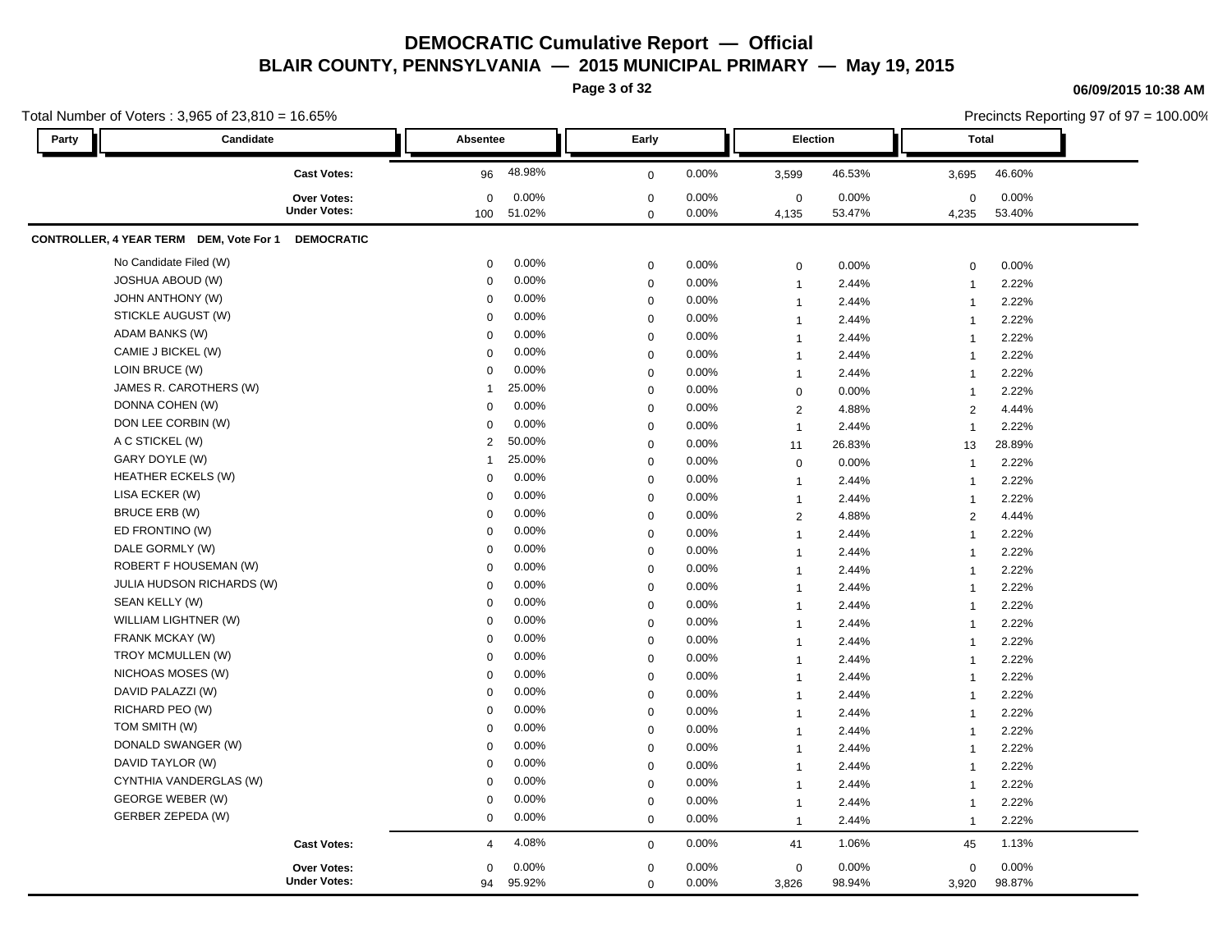# DEMOCRATIC Cumulative Report — Official

## BLAIR COUNTY, PENNSYLVANIA — 2015 MUNICIPAL PRIMARY — May 19, 2015

06/09/2015 10:38 AM

Total Number of Voters : 3,965 of 23,810 = 16.65%

Precincts Reporting 97 of 97 = 100.00%

| Party | Candidate | Absentee | | Early | | Election | | Total | |
|---|---|---|---|---|---|---|---|---|---|
| | **Cast Votes:** | 96 | 48.98% | 0 | 0.00% | 3,599 | 46.53% | 3,695 | 46.60% |
| | **Over Votes:** | 0 | 0.00% | 0 | 0.00% | 0 | 0.00% | 0 | 0.00% |
| | **Under Votes:** | 100 | 51.02% | 0 | 0.00% | 4,135 | 53.47% | 4,235 | 53.40% |

**CONTROLLER, 4 YEAR TERM DEM, Vote For 1 DEMOCRATIC**

| Party | Candidate | Absentee | | Early | | Election | | Total | |
|---|---|---|---|---|---|---|---|---|---|
| | No Candidate Filed (W) | 0 | 0.00% | 0 | 0.00% | 0 | 0.00% | 0 | 0.00% |
| | JOSHUA ABOUD (W) | 0 | 0.00% | 0 | 0.00% | 1 | 2.44% | 1 | 2.22% |
| | JOHN ANTHONY (W) | 0 | 0.00% | 0 | 0.00% | 1 | 2.44% | 1 | 2.22% |
| | STICKLE AUGUST (W) | 0 | 0.00% | 0 | 0.00% | 1 | 2.44% | 1 | 2.22% |
| | ADAM BANKS (W) | 0 | 0.00% | 0 | 0.00% | 1 | 2.44% | 1 | 2.22% |
| | CAMIE J BICKEL (W) | 0 | 0.00% | 0 | 0.00% | 1 | 2.44% | 1 | 2.22% |
| | LOIN BRUCE (W) | 0 | 0.00% | 0 | 0.00% | 1 | 2.44% | 1 | 2.22% |
| | JAMES R. CAROTHERS (W) | 1 | 25.00% | 0 | 0.00% | 0 | 0.00% | 1 | 2.22% |
| | DONNA COHEN (W) | 0 | 0.00% | 0 | 0.00% | 2 | 4.88% | 2 | 4.44% |
| | DON LEE CORBIN (W) | 0 | 0.00% | 0 | 0.00% | 1 | 2.44% | 1 | 2.22% |
| | A C STICKEL (W) | 2 | 50.00% | 0 | 0.00% | 11 | 26.83% | 13 | 28.89% |
| | GARY DOYLE (W) | 1 | 25.00% | 0 | 0.00% | 0 | 0.00% | 1 | 2.22% |
| | HEATHER ECKELS (W) | 0 | 0.00% | 0 | 0.00% | 1 | 2.44% | 1 | 2.22% |
| | LISA ECKER (W) | 0 | 0.00% | 0 | 0.00% | 1 | 2.44% | 1 | 2.22% |
| | BRUCE ERB (W) | 0 | 0.00% | 0 | 0.00% | 2 | 4.88% | 2 | 4.44% |
| | ED FRONTINO (W) | 0 | 0.00% | 0 | 0.00% | 1 | 2.44% | 1 | 2.22% |
| | DALE GORMLY (W) | 0 | 0.00% | 0 | 0.00% | 1 | 2.44% | 1 | 2.22% |
| | ROBERT F HOUSEMAN (W) | 0 | 0.00% | 0 | 0.00% | 1 | 2.44% | 1 | 2.22% |
| | JULIA HUDSON RICHARDS (W) | 0 | 0.00% | 0 | 0.00% | 1 | 2.44% | 1 | 2.22% |
| | SEAN KELLY (W) | 0 | 0.00% | 0 | 0.00% | 1 | 2.44% | 1 | 2.22% |
| | WILLIAM LIGHTNER (W) | 0 | 0.00% | 0 | 0.00% | 1 | 2.44% | 1 | 2.22% |
| | FRANK MCKAY (W) | 0 | 0.00% | 0 | 0.00% | 1 | 2.44% | 1 | 2.22% |
| | TROY MCMULLEN (W) | 0 | 0.00% | 0 | 0.00% | 1 | 2.44% | 1 | 2.22% |
| | NICHOAS MOSES (W) | 0 | 0.00% | 0 | 0.00% | 1 | 2.44% | 1 | 2.22% |
| | DAVID PALAZZI (W) | 0 | 0.00% | 0 | 0.00% | 1 | 2.44% | 1 | 2.22% |
| | RICHARD PEO (W) | 0 | 0.00% | 0 | 0.00% | 1 | 2.44% | 1 | 2.22% |
| | TOM SMITH (W) | 0 | 0.00% | 0 | 0.00% | 1 | 2.44% | 1 | 2.22% |
| | DONALD SWANGER (W) | 0 | 0.00% | 0 | 0.00% | 1 | 2.44% | 1 | 2.22% |
| | DAVID TAYLOR (W) | 0 | 0.00% | 0 | 0.00% | 1 | 2.44% | 1 | 2.22% |
| | CYNTHIA VANDERGLAS (W) | 0 | 0.00% | 0 | 0.00% | 1 | 2.44% | 1 | 2.22% |
| | GEORGE WEBER (W) | 0 | 0.00% | 0 | 0.00% | 1 | 2.44% | 1 | 2.22% |
| | GERBER ZEPEDA (W) | 0 | 0.00% | 0 | 0.00% | 1 | 2.44% | 1 | 2.22% |
| | **Cast Votes:** | 4 | 4.08% | 0 | 0.00% | 41 | 1.06% | 45 | 1.13% |
| | **Over Votes:** | 0 | 0.00% | 0 | 0.00% | 0 | 0.00% | 0 | 0.00% |
| | **Under Votes:** | 94 | 95.92% | 0 | 0.00% | 3,826 | 98.94% | 3,920 | 98.87% |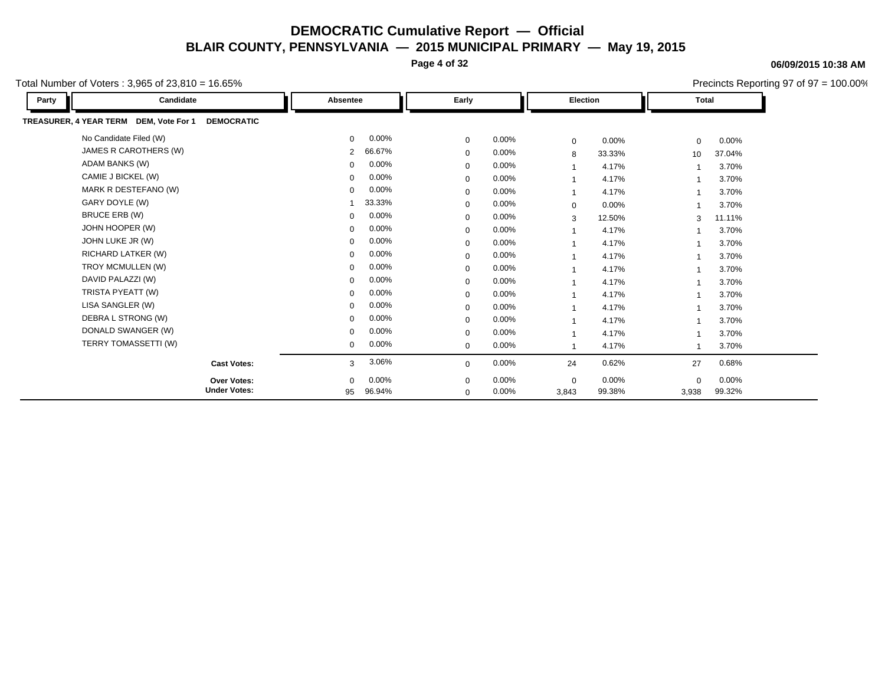# DEMOCRATIC Cumulative Report — Official

## BLAIR COUNTY, PENNSYLVANIA — 2015 MUNICIPAL PRIMARY — May 19, 2015

**06/09/2015 10:38 AM**

Total Number of Voters : 3,965 of 23,810 = 16.65%

Precincts Reporting 97 of 97 = 100.00%

**TREASURER, 4 YEAR TERM DEM, Vote For 1 DEMOCRATIC**

| Party | Candidate | Absentee | | Early | | Election | | Total | |
|---|---|---|---|---|---|---|---|---|---|
| | No Candidate Filed (W) | 0 | 0.00% | 0 | 0.00% | 0 | 0.00% | 0 | 0.00% |
| | JAMES R CAROTHERS (W) | 2 | 66.67% | 0 | 0.00% | 8 | 33.33% | 10 | 37.04% |
| | ADAM BANKS (W) | 0 | 0.00% | 0 | 0.00% | 1 | 4.17% | 1 | 3.70% |
| | CAMIE J BICKEL (W) | 0 | 0.00% | 0 | 0.00% | 1 | 4.17% | 1 | 3.70% |
| | MARK R DESTEFANO (W) | 0 | 0.00% | 0 | 0.00% | 1 | 4.17% | 1 | 3.70% |
| | GARY DOYLE (W) | 1 | 33.33% | 0 | 0.00% | 0 | 0.00% | 1 | 3.70% |
| | BRUCE ERB (W) | 0 | 0.00% | 0 | 0.00% | 3 | 12.50% | 3 | 11.11% |
| | JOHN HOOPER (W) | 0 | 0.00% | 0 | 0.00% | 1 | 4.17% | 1 | 3.70% |
| | JOHN LUKE JR (W) | 0 | 0.00% | 0 | 0.00% | 1 | 4.17% | 1 | 3.70% |
| | RICHARD LATKER (W) | 0 | 0.00% | 0 | 0.00% | 1 | 4.17% | 1 | 3.70% |
| | TROY MCMULLEN (W) | 0 | 0.00% | 0 | 0.00% | 1 | 4.17% | 1 | 3.70% |
| | DAVID PALAZZI (W) | 0 | 0.00% | 0 | 0.00% | 1 | 4.17% | 1 | 3.70% |
| | TRISTA PYEATT (W) | 0 | 0.00% | 0 | 0.00% | 1 | 4.17% | 1 | 3.70% |
| | LISA SANGLER (W) | 0 | 0.00% | 0 | 0.00% | 1 | 4.17% | 1 | 3.70% |
| | DEBRA L STRONG (W) | 0 | 0.00% | 0 | 0.00% | 1 | 4.17% | 1 | 3.70% |
| | DONALD SWANGER (W) | 0 | 0.00% | 0 | 0.00% | 1 | 4.17% | 1 | 3.70% |
| | TERRY TOMASSETTI (W) | 0 | 0.00% | 0 | 0.00% | 1 | 4.17% | 1 | 3.70% |
| | **Cast Votes:** | 3 | 3.06% | 0 | 0.00% | 24 | 0.62% | 27 | 0.68% |
| | **Over Votes:** | 0 | 0.00% | 0 | 0.00% | 0 | 0.00% | 0 | 0.00% |
| | **Under Votes:** | 95 | 96.94% | 0 | 0.00% | 3,843 | 99.38% | 3,938 | 99.32% |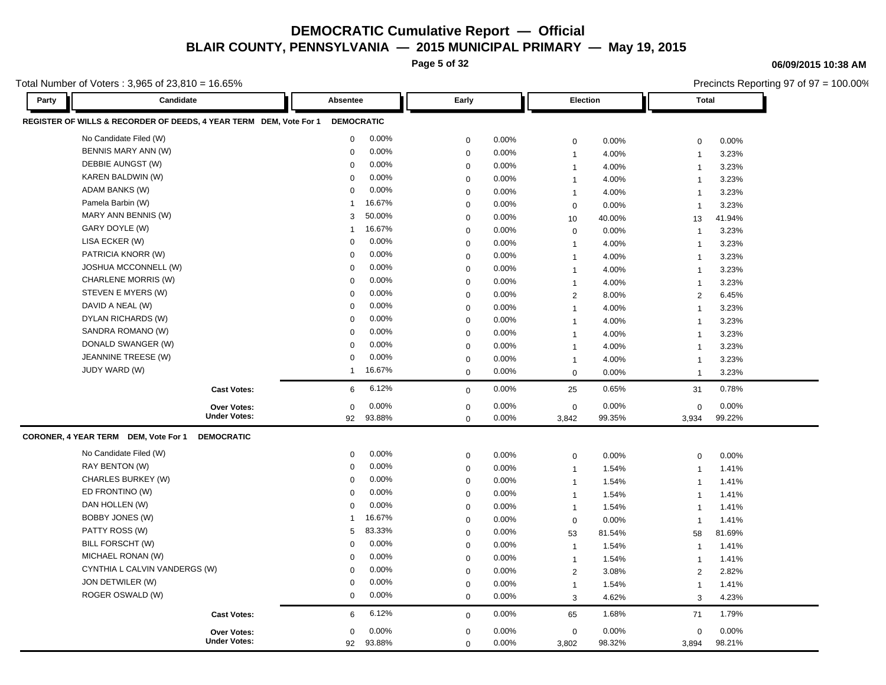# DEMOCRATIC Cumulative Report — Official

## BLAIR COUNTY, PENNSYLVANIA — 2015 MUNICIPAL PRIMARY — May 19, 2015

06/09/2015 10:38 AM

Total Number of Voters : 3,965 of 23,810 = 16.65%

Precincts Reporting 97 of 97 = 100.00%

### REGISTER OF WILLS & RECORDER OF DEEDS, 4 YEAR TERM DEM, Vote For 1 DEMOCRATIC

| Party | Candidate | Absentee | | Early | | Election | | Total | |
|---|---|---|---|---|---|---|---|---|---|
| | No Candidate Filed (W) | 0 | 0.00% | 0 | 0.00% | 0 | 0.00% | 0 | 0.00% |
| | BENNIS MARY ANN (W) | 0 | 0.00% | 0 | 0.00% | 1 | 4.00% | 1 | 3.23% |
| | DEBBIE AUNGST (W) | 0 | 0.00% | 0 | 0.00% | 1 | 4.00% | 1 | 3.23% |
| | KAREN BALDWIN (W) | 0 | 0.00% | 0 | 0.00% | 1 | 4.00% | 1 | 3.23% |
| | ADAM BANKS (W) | 0 | 0.00% | 0 | 0.00% | 1 | 4.00% | 1 | 3.23% |
| | Pamela Barbin (W) | 1 | 16.67% | 0 | 0.00% | 0 | 0.00% | 1 | 3.23% |
| | MARY ANN BENNIS (W) | 3 | 50.00% | 0 | 0.00% | 10 | 40.00% | 13 | 41.94% |
| | GARY DOYLE (W) | 1 | 16.67% | 0 | 0.00% | 0 | 0.00% | 1 | 3.23% |
| | LISA ECKER (W) | 0 | 0.00% | 0 | 0.00% | 1 | 4.00% | 1 | 3.23% |
| | PATRICIA KNORR (W) | 0 | 0.00% | 0 | 0.00% | 1 | 4.00% | 1 | 3.23% |
| | JOSHUA MCCONNELL (W) | 0 | 0.00% | 0 | 0.00% | 1 | 4.00% | 1 | 3.23% |
| | CHARLENE MORRIS (W) | 0 | 0.00% | 0 | 0.00% | 1 | 4.00% | 1 | 3.23% |
| | STEVEN E MYERS (W) | 0 | 0.00% | 0 | 0.00% | 2 | 8.00% | 2 | 6.45% |
| | DAVID A NEAL (W) | 0 | 0.00% | 0 | 0.00% | 1 | 4.00% | 1 | 3.23% |
| | DYLAN RICHARDS (W) | 0 | 0.00% | 0 | 0.00% | 1 | 4.00% | 1 | 3.23% |
| | SANDRA ROMANO (W) | 0 | 0.00% | 0 | 0.00% | 1 | 4.00% | 1 | 3.23% |
| | DONALD SWANGER (W) | 0 | 0.00% | 0 | 0.00% | 1 | 4.00% | 1 | 3.23% |
| | JEANNINE TREESE (W) | 0 | 0.00% | 0 | 0.00% | 1 | 4.00% | 1 | 3.23% |
| | JUDY WARD (W) | 1 | 16.67% | 0 | 0.00% | 0 | 0.00% | 1 | 3.23% |
| | **Cast Votes:** | 6 | 6.12% | 0 | 0.00% | 25 | 0.65% | 31 | 0.78% |
| | **Over Votes:** | 0 | 0.00% | 0 | 0.00% | 0 | 0.00% | 0 | 0.00% |
| | **Under Votes:** | 92 | 93.88% | 0 | 0.00% | 3,842 | 99.35% | 3,934 | 99.22% |

### CORONER, 4 YEAR TERM DEM, Vote For 1 DEMOCRATIC

| Party | Candidate | Absentee | | Early | | Election | | Total | |
|---|---|---|---|---|---|---|---|---|---|
| | No Candidate Filed (W) | 0 | 0.00% | 0 | 0.00% | 0 | 0.00% | 0 | 0.00% |
| | RAY BENTON (W) | 0 | 0.00% | 0 | 0.00% | 1 | 1.54% | 1 | 1.41% |
| | CHARLES BURKEY (W) | 0 | 0.00% | 0 | 0.00% | 1 | 1.54% | 1 | 1.41% |
| | ED FRONTINO (W) | 0 | 0.00% | 0 | 0.00% | 1 | 1.54% | 1 | 1.41% |
| | DAN HOLLEN (W) | 0 | 0.00% | 0 | 0.00% | 1 | 1.54% | 1 | 1.41% |
| | BOBBY JONES (W) | 1 | 16.67% | 0 | 0.00% | 0 | 0.00% | 1 | 1.41% |
| | PATTY ROSS (W) | 5 | 83.33% | 0 | 0.00% | 53 | 81.54% | 58 | 81.69% |
| | BILL FORSCHT (W) | 0 | 0.00% | 0 | 0.00% | 1 | 1.54% | 1 | 1.41% |
| | MICHAEL RONAN (W) | 0 | 0.00% | 0 | 0.00% | 1 | 1.54% | 1 | 1.41% |
| | CYNTHIA L CALVIN VANDERGS (W) | 0 | 0.00% | 0 | 0.00% | 2 | 3.08% | 2 | 2.82% |
| | JON DETWILER (W) | 0 | 0.00% | 0 | 0.00% | 1 | 1.54% | 1 | 1.41% |
| | ROGER OSWALD (W) | 0 | 0.00% | 0 | 0.00% | 3 | 4.62% | 3 | 4.23% |
| | **Cast Votes:** | 6 | 6.12% | 0 | 0.00% | 65 | 1.68% | 71 | 1.79% |
| | **Over Votes:** | 0 | 0.00% | 0 | 0.00% | 0 | 0.00% | 0 | 0.00% |
| | **Under Votes:** | 92 | 93.88% | 0 | 0.00% | 3,802 | 98.32% | 3,894 | 98.21% |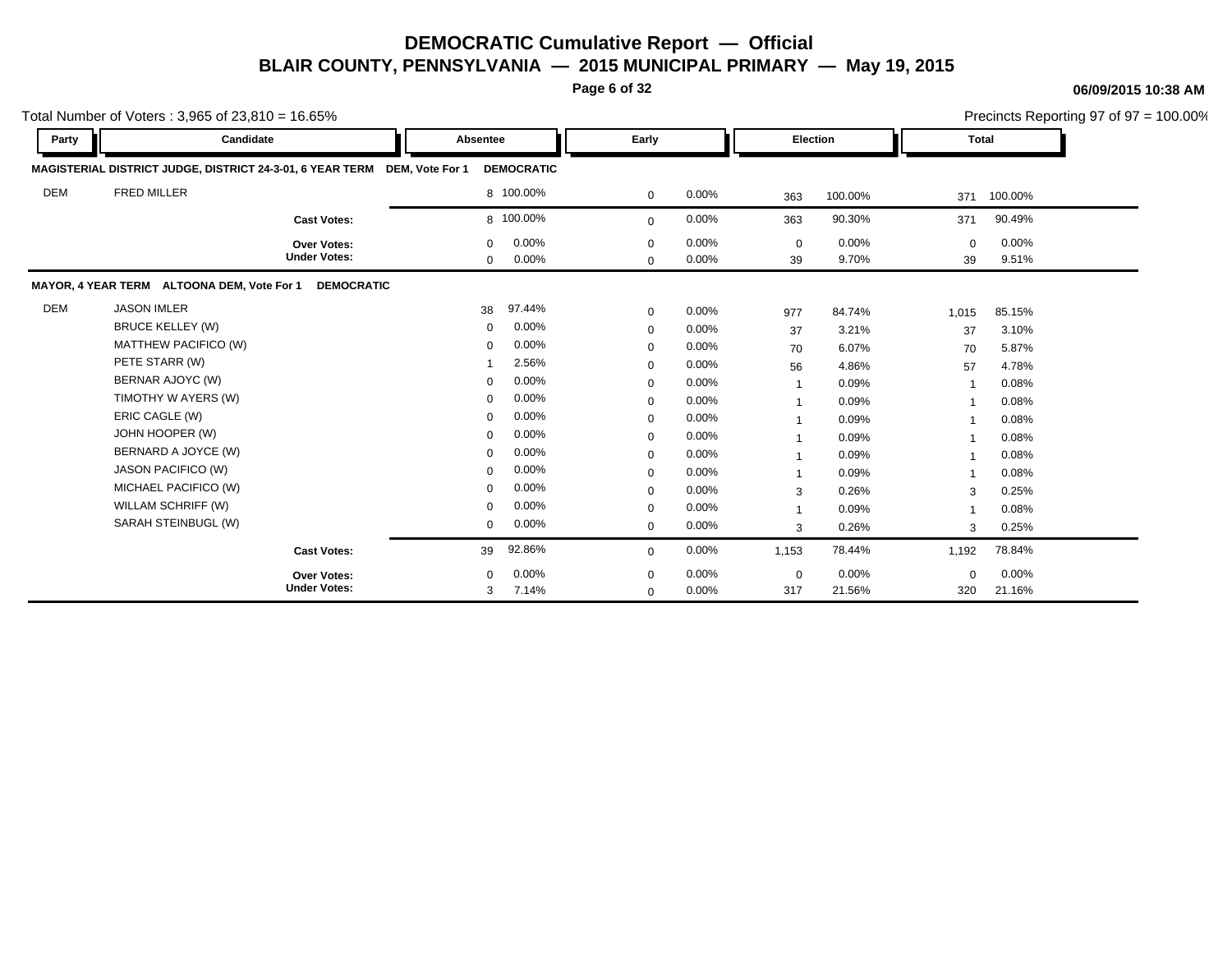# DEMOCRATIC Cumulative Report — Official

## BLAIR COUNTY, PENNSYLVANIA — 2015 MUNICIPAL PRIMARY — May 19, 2015

06/09/2015 10:38 AM

Total Number of Voters : 3,965 of 23,810 = 16.65%

Precincts Reporting 97 of 97 = 100.00%

| Party | Candidate | Absentee | | Early | | Election | | Total | |
|---|---|---|---|---|---|---|---|---|---|
| **MAGISTERIAL DISTRICT JUDGE, DISTRICT 24-3-01, 6 YEAR TERM DEM, Vote For 1 DEMOCRATIC** | | | | | | | | | |
| DEM | FRED MILLER | 8 | 100.00% | 0 | 0.00% | 363 | 100.00% | 371 | 100.00% |
| | **Cast Votes:** | 8 | 100.00% | 0 | 0.00% | 363 | 90.30% | 371 | 90.49% |
| | **Over Votes:** | 0 | 0.00% | 0 | 0.00% | 0 | 0.00% | 0 | 0.00% |
| | **Under Votes:** | 0 | 0.00% | 0 | 0.00% | 39 | 9.70% | 39 | 9.51% |
| **MAYOR, 4 YEAR TERM ALTOONA DEM, Vote For 1 DEMOCRATIC** | | | | | | | | | |
| DEM | JASON IMLER | 38 | 97.44% | 0 | 0.00% | 977 | 84.74% | 1,015 | 85.15% |
| | BRUCE KELLEY (W) | 0 | 0.00% | 0 | 0.00% | 37 | 3.21% | 37 | 3.10% |
| | MATTHEW PACIFICO (W) | 0 | 0.00% | 0 | 0.00% | 70 | 6.07% | 70 | 5.87% |
| | PETE STARR (W) | 1 | 2.56% | 0 | 0.00% | 56 | 4.86% | 57 | 4.78% |
| | BERNAR AJOYC (W) | 0 | 0.00% | 0 | 0.00% | 1 | 0.09% | 1 | 0.08% |
| | TIMOTHY W AYERS (W) | 0 | 0.00% | 0 | 0.00% | 1 | 0.09% | 1 | 0.08% |
| | ERIC CAGLE (W) | 0 | 0.00% | 0 | 0.00% | 1 | 0.09% | 1 | 0.08% |
| | JOHN HOOPER (W) | 0 | 0.00% | 0 | 0.00% | 1 | 0.09% | 1 | 0.08% |
| | BERNARD A JOYCE (W) | 0 | 0.00% | 0 | 0.00% | 1 | 0.09% | 1 | 0.08% |
| | JASON PACIFICO (W) | 0 | 0.00% | 0 | 0.00% | 1 | 0.09% | 1 | 0.08% |
| | MICHAEL PACIFICO (W) | 0 | 0.00% | 0 | 0.00% | 3 | 0.26% | 3 | 0.25% |
| | WILLAM SCHRIFF (W) | 0 | 0.00% | 0 | 0.00% | 1 | 0.09% | 1 | 0.08% |
| | SARAH STEINBUGL (W) | 0 | 0.00% | 0 | 0.00% | 3 | 0.26% | 3 | 0.25% |
| | **Cast Votes:** | 39 | 92.86% | 0 | 0.00% | 1,153 | 78.44% | 1,192 | 78.84% |
| | **Over Votes:** | 0 | 0.00% | 0 | 0.00% | 0 | 0.00% | 0 | 0.00% |
| | **Under Votes:** | 3 | 7.14% | 0 | 0.00% | 317 | 21.56% | 320 | 21.16% |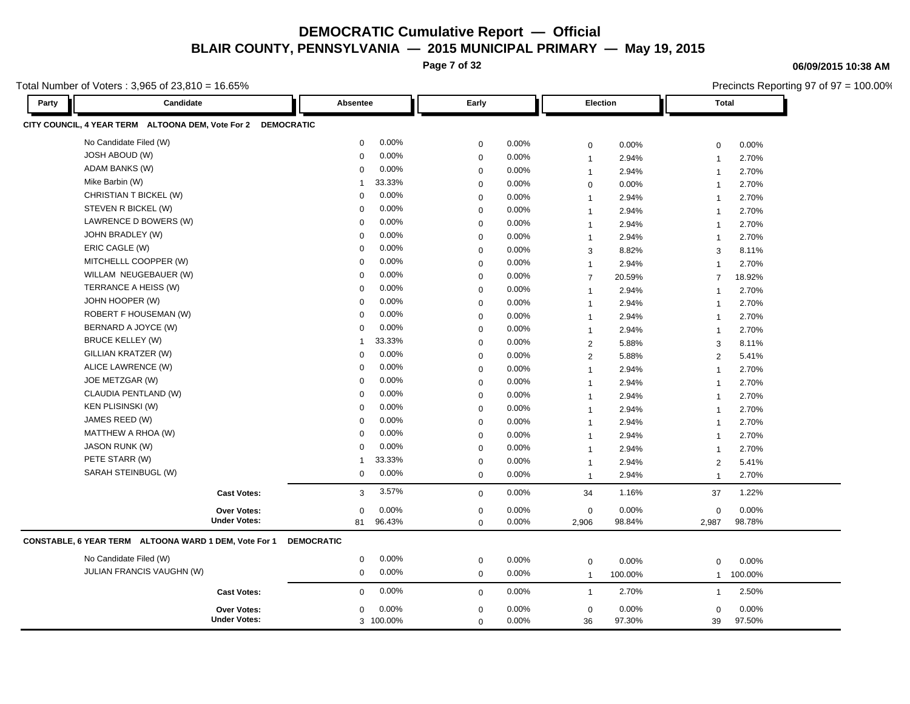# DEMOCRATIC Cumulative Report — Official

## BLAIR COUNTY, PENNSYLVANIA — 2015 MUNICIPAL PRIMARY — May 19, 2015

06/09/2015 10:38 AM

Total Number of Voters : 3,965 of 23,810 = 16.65%

Precincts Reporting 97 of 97 = 100.00%

| Party | Candidate | Absentee | | Early | | Election | | Total | |
|---|---|---|---|---|---|---|---|---|---|
| **CITY COUNCIL, 4 YEAR TERM ALTOONA DEM, Vote For 2 DEMOCRATIC** | | | | | | | | | |
| | No Candidate Filed (W) | 0 | 0.00% | 0 | 0.00% | 0 | 0.00% | 0 | 0.00% |
| | JOSH ABOUD (W) | 0 | 0.00% | 0 | 0.00% | 1 | 2.94% | 1 | 2.70% |
| | ADAM BANKS (W) | 0 | 0.00% | 0 | 0.00% | 1 | 2.94% | 1 | 2.70% |
| | Mike Barbin (W) | 1 | 33.33% | 0 | 0.00% | 0 | 0.00% | 1 | 2.70% |
| | CHRISTIAN T BICKEL (W) | 0 | 0.00% | 0 | 0.00% | 1 | 2.94% | 1 | 2.70% |
| | STEVEN R BICKEL (W) | 0 | 0.00% | 0 | 0.00% | 1 | 2.94% | 1 | 2.70% |
| | LAWRENCE D BOWERS (W) | 0 | 0.00% | 0 | 0.00% | 1 | 2.94% | 1 | 2.70% |
| | JOHN BRADLEY (W) | 0 | 0.00% | 0 | 0.00% | 1 | 2.94% | 1 | 2.70% |
| | ERIC CAGLE (W) | 0 | 0.00% | 0 | 0.00% | 3 | 8.82% | 3 | 8.11% |
| | MITCHELLL COOPPER (W) | 0 | 0.00% | 0 | 0.00% | 1 | 2.94% | 1 | 2.70% |
| | WILLAM NEUGEBAUER (W) | 0 | 0.00% | 0 | 0.00% | 7 | 20.59% | 7 | 18.92% |
| | TERRANCE A HEISS (W) | 0 | 0.00% | 0 | 0.00% | 1 | 2.94% | 1 | 2.70% |
| | JOHN HOOPER (W) | 0 | 0.00% | 0 | 0.00% | 1 | 2.94% | 1 | 2.70% |
| | ROBERT F HOUSEMAN (W) | 0 | 0.00% | 0 | 0.00% | 1 | 2.94% | 1 | 2.70% |
| | BERNARD A JOYCE (W) | 0 | 0.00% | 0 | 0.00% | 1 | 2.94% | 1 | 2.70% |
| | BRUCE KELLEY (W) | 1 | 33.33% | 0 | 0.00% | 2 | 5.88% | 3 | 8.11% |
| | GILLIAN KRATZER (W) | 0 | 0.00% | 0 | 0.00% | 2 | 5.88% | 2 | 5.41% |
| | ALICE LAWRENCE (W) | 0 | 0.00% | 0 | 0.00% | 1 | 2.94% | 1 | 2.70% |
| | JOE METZGAR (W) | 0 | 0.00% | 0 | 0.00% | 1 | 2.94% | 1 | 2.70% |
| | CLAUDIA PENTLAND (W) | 0 | 0.00% | 0 | 0.00% | 1 | 2.94% | 1 | 2.70% |
| | KEN PLISINSKI (W) | 0 | 0.00% | 0 | 0.00% | 1 | 2.94% | 1 | 2.70% |
| | JAMES REED (W) | 0 | 0.00% | 0 | 0.00% | 1 | 2.94% | 1 | 2.70% |
| | MATTHEW A RHOA (W) | 0 | 0.00% | 0 | 0.00% | 1 | 2.94% | 1 | 2.70% |
| | JASON RUNK (W) | 0 | 0.00% | 0 | 0.00% | 1 | 2.94% | 1 | 2.70% |
| | PETE STARR (W) | 1 | 33.33% | 0 | 0.00% | 1 | 2.94% | 2 | 5.41% |
| | SARAH STEINBUGL (W) | 0 | 0.00% | 0 | 0.00% | 1 | 2.94% | 1 | 2.70% |
| | **Cast Votes:** | 3 | 3.57% | 0 | 0.00% | 34 | 1.16% | 37 | 1.22% |
| | **Over Votes:** | 0 | 0.00% | 0 | 0.00% | 0 | 0.00% | 0 | 0.00% |
| | **Under Votes:** | 81 | 96.43% | 0 | 0.00% | 2,906 | 98.84% | 2,987 | 98.78% |
| **CONSTABLE, 6 YEAR TERM ALTOONA WARD 1 DEM, Vote For 1 DEMOCRATIC** | | | | | | | | | |
| | No Candidate Filed (W) | 0 | 0.00% | 0 | 0.00% | 0 | 0.00% | 0 | 0.00% |
| | JULIAN FRANCIS VAUGHN (W) | 0 | 0.00% | 0 | 0.00% | 1 | 100.00% | 1 | 100.00% |
| | **Cast Votes:** | 0 | 0.00% | 0 | 0.00% | 1 | 2.70% | 1 | 2.50% |
| | **Over Votes:** | 0 | 0.00% | 0 | 0.00% | 0 | 0.00% | 0 | 0.00% |
| | **Under Votes:** | 3 | 100.00% | 0 | 0.00% | 36 | 97.30% | 39 | 97.50% |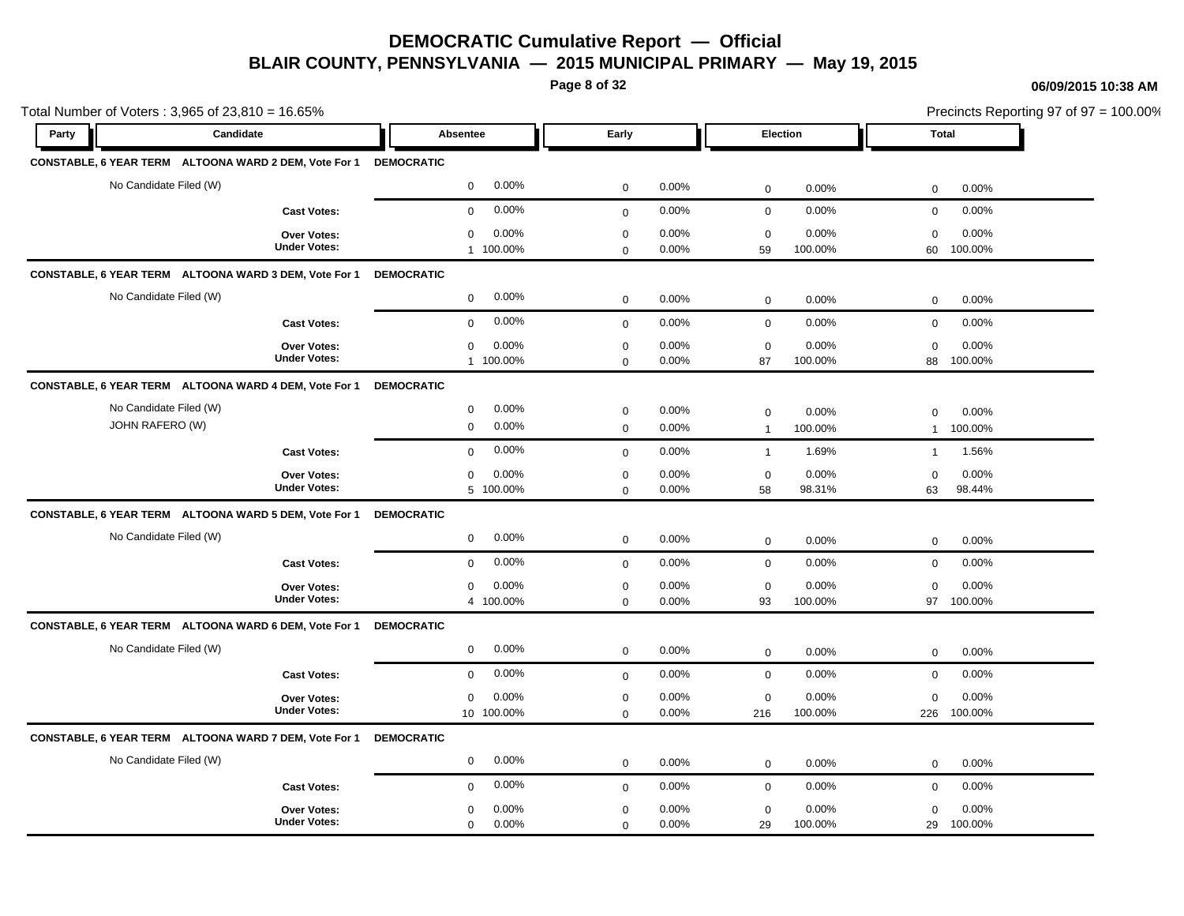# DEMOCRATIC Cumulative Report — Official

## BLAIR COUNTY, PENNSYLVANIA — 2015 MUNICIPAL PRIMARY — May 19, 2015

06/09/2015 10:38 AM

Total Number of Voters : 3,965 of 23,810 = 16.65%

Precincts Reporting 97 of 97 = 100.00%

| Party | Candidate | Absentee | | Early | | Election | | Total | |
|---|---|---|---|---|---|---|---|---|---|
| **CONSTABLE, 6 YEAR TERM ALTOONA WARD 2 DEM, Vote For 1** | | **DEMOCRATIC** | | | | | | | |
| | No Candidate Filed (W) | 0 | 0.00% | 0 | 0.00% | 0 | 0.00% | 0 | 0.00% |
| | **Cast Votes:** | 0 | 0.00% | 0 | 0.00% | 0 | 0.00% | 0 | 0.00% |
| | **Over Votes:** | 0 | 0.00% | 0 | 0.00% | 0 | 0.00% | 0 | 0.00% |
| | **Under Votes:** | 1 | 100.00% | 0 | 0.00% | 59 | 100.00% | 60 | 100.00% |
| **CONSTABLE, 6 YEAR TERM ALTOONA WARD 3 DEM, Vote For 1** | | **DEMOCRATIC** | | | | | | | |
| | No Candidate Filed (W) | 0 | 0.00% | 0 | 0.00% | 0 | 0.00% | 0 | 0.00% |
| | **Cast Votes:** | 0 | 0.00% | 0 | 0.00% | 0 | 0.00% | 0 | 0.00% |
| | **Over Votes:** | 0 | 0.00% | 0 | 0.00% | 0 | 0.00% | 0 | 0.00% |
| | **Under Votes:** | 1 | 100.00% | 0 | 0.00% | 87 | 100.00% | 88 | 100.00% |
| **CONSTABLE, 6 YEAR TERM ALTOONA WARD 4 DEM, Vote For 1** | | **DEMOCRATIC** | | | | | | | |
| | No Candidate Filed (W) | 0 | 0.00% | 0 | 0.00% | 0 | 0.00% | 0 | 0.00% |
| | JOHN RAFERO (W) | 0 | 0.00% | 0 | 0.00% | 1 | 100.00% | 1 | 100.00% |
| | **Cast Votes:** | 0 | 0.00% | 0 | 0.00% | 1 | 1.69% | 1 | 1.56% |
| | **Over Votes:** | 0 | 0.00% | 0 | 0.00% | 0 | 0.00% | 0 | 0.00% |
| | **Under Votes:** | 5 | 100.00% | 0 | 0.00% | 58 | 98.31% | 63 | 98.44% |
| **CONSTABLE, 6 YEAR TERM ALTOONA WARD 5 DEM, Vote For 1** | | **DEMOCRATIC** | | | | | | | |
| | No Candidate Filed (W) | 0 | 0.00% | 0 | 0.00% | 0 | 0.00% | 0 | 0.00% |
| | **Cast Votes:** | 0 | 0.00% | 0 | 0.00% | 0 | 0.00% | 0 | 0.00% |
| | **Over Votes:** | 0 | 0.00% | 0 | 0.00% | 0 | 0.00% | 0 | 0.00% |
| | **Under Votes:** | 4 | 100.00% | 0 | 0.00% | 93 | 100.00% | 97 | 100.00% |
| **CONSTABLE, 6 YEAR TERM ALTOONA WARD 6 DEM, Vote For 1** | | **DEMOCRATIC** | | | | | | | |
| | No Candidate Filed (W) | 0 | 0.00% | 0 | 0.00% | 0 | 0.00% | 0 | 0.00% |
| | **Cast Votes:** | 0 | 0.00% | 0 | 0.00% | 0 | 0.00% | 0 | 0.00% |
| | **Over Votes:** | 0 | 0.00% | 0 | 0.00% | 0 | 0.00% | 0 | 0.00% |
| | **Under Votes:** | 10 | 100.00% | 0 | 0.00% | 216 | 100.00% | 226 | 100.00% |
| **CONSTABLE, 6 YEAR TERM ALTOONA WARD 7 DEM, Vote For 1** | | **DEMOCRATIC** | | | | | | | |
| | No Candidate Filed (W) | 0 | 0.00% | 0 | 0.00% | 0 | 0.00% | 0 | 0.00% |
| | **Cast Votes:** | 0 | 0.00% | 0 | 0.00% | 0 | 0.00% | 0 | 0.00% |
| | **Over Votes:** | 0 | 0.00% | 0 | 0.00% | 0 | 0.00% | 0 | 0.00% |
| | **Under Votes:** | 0 | 0.00% | 0 | 0.00% | 29 | 100.00% | 29 | 100.00% |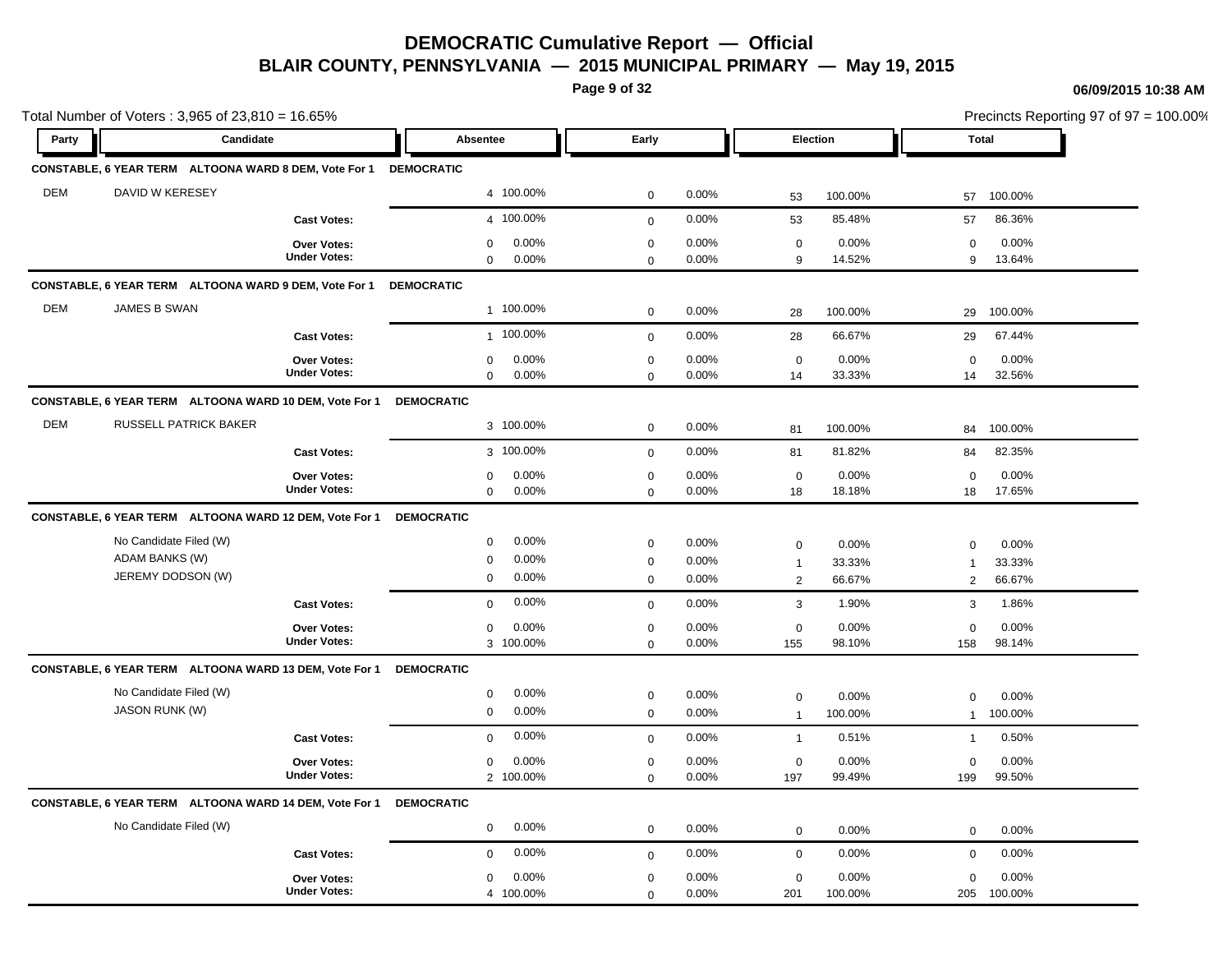# DEMOCRATIC Cumulative Report — Official

## BLAIR COUNTY, PENNSYLVANIA — 2015 MUNICIPAL PRIMARY — May 19, 2015

06/09/2015 10:38 AM

Total Number of Voters : 3,965 of 23,810 = 16.65%

Precincts Reporting 97 of 97 = 100.00%

| Party | Candidate | Absentee | | Early | | Election | | Total | |
|---|---|---|---|---|---|---|---|---|---|
| **CONSTABLE, 6 YEAR TERM ALTOONA WARD 8 DEM, Vote For 1** | | **DEMOCRATIC** | | | | | | | |
| DEM | DAVID W KERESEY | 4 | 100.00% | 0 | 0.00% | 53 | 100.00% | 57 | 100.00% |
| | **Cast Votes:** | 4 | 100.00% | 0 | 0.00% | 53 | 85.48% | 57 | 86.36% |
| | **Over Votes:** | 0 | 0.00% | 0 | 0.00% | 0 | 0.00% | 0 | 0.00% |
| | **Under Votes:** | 0 | 0.00% | 0 | 0.00% | 9 | 14.52% | 9 | 13.64% |
| **CONSTABLE, 6 YEAR TERM ALTOONA WARD 9 DEM, Vote For 1** | | **DEMOCRATIC** | | | | | | | |
| DEM | JAMES B SWAN | 1 | 100.00% | 0 | 0.00% | 28 | 100.00% | 29 | 100.00% |
| | **Cast Votes:** | 1 | 100.00% | 0 | 0.00% | 28 | 66.67% | 29 | 67.44% |
| | **Over Votes:** | 0 | 0.00% | 0 | 0.00% | 0 | 0.00% | 0 | 0.00% |
| | **Under Votes:** | 0 | 0.00% | 0 | 0.00% | 14 | 33.33% | 14 | 32.56% |
| **CONSTABLE, 6 YEAR TERM ALTOONA WARD 10 DEM, Vote For 1** | | **DEMOCRATIC** | | | | | | | |
| DEM | RUSSELL PATRICK BAKER | 3 | 100.00% | 0 | 0.00% | 81 | 100.00% | 84 | 100.00% |
| | **Cast Votes:** | 3 | 100.00% | 0 | 0.00% | 81 | 81.82% | 84 | 82.35% |
| | **Over Votes:** | 0 | 0.00% | 0 | 0.00% | 0 | 0.00% | 0 | 0.00% |
| | **Under Votes:** | 0 | 0.00% | 0 | 0.00% | 18 | 18.18% | 18 | 17.65% |
| **CONSTABLE, 6 YEAR TERM ALTOONA WARD 12 DEM, Vote For 1** | | **DEMOCRATIC** | | | | | | | |
| | No Candidate Filed (W) | 0 | 0.00% | 0 | 0.00% | 0 | 0.00% | 0 | 0.00% |
| | ADAM BANKS (W) | 0 | 0.00% | 0 | 0.00% | 1 | 33.33% | 1 | 33.33% |
| | JEREMY DODSON (W) | 0 | 0.00% | 0 | 0.00% | 2 | 66.67% | 2 | 66.67% |
| | **Cast Votes:** | 0 | 0.00% | 0 | 0.00% | 3 | 1.90% | 3 | 1.86% |
| | **Over Votes:** | 0 | 0.00% | 0 | 0.00% | 0 | 0.00% | 0 | 0.00% |
| | **Under Votes:** | 3 | 100.00% | 0 | 0.00% | 155 | 98.10% | 158 | 98.14% |
| **CONSTABLE, 6 YEAR TERM ALTOONA WARD 13 DEM, Vote For 1** | | **DEMOCRATIC** | | | | | | | |
| | No Candidate Filed (W) | 0 | 0.00% | 0 | 0.00% | 0 | 0.00% | 0 | 0.00% |
| | JASON RUNK (W) | 0 | 0.00% | 0 | 0.00% | 1 | 100.00% | 1 | 100.00% |
| | **Cast Votes:** | 0 | 0.00% | 0 | 0.00% | 1 | 0.51% | 1 | 0.50% |
| | **Over Votes:** | 0 | 0.00% | 0 | 0.00% | 0 | 0.00% | 0 | 0.00% |
| | **Under Votes:** | 2 | 100.00% | 0 | 0.00% | 197 | 99.49% | 199 | 99.50% |
| **CONSTABLE, 6 YEAR TERM ALTOONA WARD 14 DEM, Vote For 1** | | **DEMOCRATIC** | | | | | | | |
| | No Candidate Filed (W) | 0 | 0.00% | 0 | 0.00% | 0 | 0.00% | 0 | 0.00% |
| | **Cast Votes:** | 0 | 0.00% | 0 | 0.00% | 0 | 0.00% | 0 | 0.00% |
| | **Over Votes:** | 0 | 0.00% | 0 | 0.00% | 0 | 0.00% | 0 | 0.00% |
| | **Under Votes:** | 4 | 100.00% | 0 | 0.00% | 201 | 100.00% | 205 | 100.00% |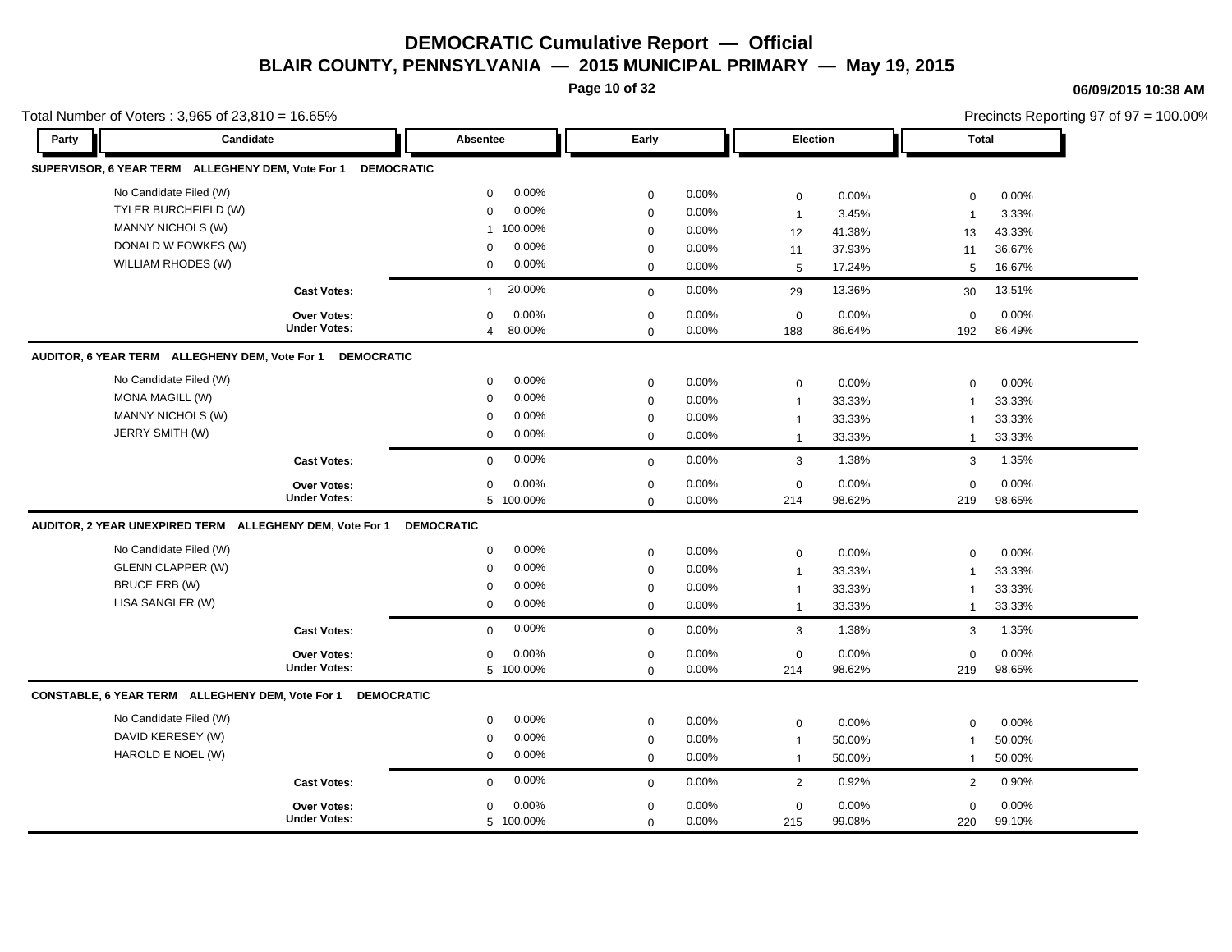# DEMOCRATIC Cumulative Report — Official

## BLAIR COUNTY, PENNSYLVANIA — 2015 MUNICIPAL PRIMARY — May 19, 2015

06/09/2015 10:38 AM

Total Number of Voters : 3,965 of 23,810 = 16.65%

Precincts Reporting 97 of 97 = 100.00%

| Party | Candidate | Absentee | | Early | | Election | | Total | |
|---|---|---|---|---|---|---|---|---|---|
| **SUPERVISOR, 6 YEAR TERM ALLEGHENY DEM, Vote For 1 DEMOCRATIC** | | | | | | | | | |
| | No Candidate Filed (W) | 0 | 0.00% | 0 | 0.00% | 0 | 0.00% | 0 | 0.00% |
| | TYLER BURCHFIELD (W) | 0 | 0.00% | 0 | 0.00% | 1 | 3.45% | 1 | 3.33% |
| | MANNY NICHOLS (W) | 1 | 100.00% | 0 | 0.00% | 12 | 41.38% | 13 | 43.33% |
| | DONALD W FOWKES (W) | 0 | 0.00% | 0 | 0.00% | 11 | 37.93% | 11 | 36.67% |
| | WILLIAM RHODES (W) | 0 | 0.00% | 0 | 0.00% | 5 | 17.24% | 5 | 16.67% |
| | **Cast Votes:** | 1 | 20.00% | 0 | 0.00% | 29 | 13.36% | 30 | 13.51% |
| | **Over Votes:** | 0 | 0.00% | 0 | 0.00% | 0 | 0.00% | 0 | 0.00% |
| | **Under Votes:** | 4 | 80.00% | 0 | 0.00% | 188 | 86.64% | 192 | 86.49% |
| **AUDITOR, 6 YEAR TERM ALLEGHENY DEM, Vote For 1 DEMOCRATIC** | | | | | | | | | |
| | No Candidate Filed (W) | 0 | 0.00% | 0 | 0.00% | 0 | 0.00% | 0 | 0.00% |
| | MONA MAGILL (W) | 0 | 0.00% | 0 | 0.00% | 1 | 33.33% | 1 | 33.33% |
| | MANNY NICHOLS (W) | 0 | 0.00% | 0 | 0.00% | 1 | 33.33% | 1 | 33.33% |
| | JERRY SMITH (W) | 0 | 0.00% | 0 | 0.00% | 1 | 33.33% | 1 | 33.33% |
| | **Cast Votes:** | 0 | 0.00% | 0 | 0.00% | 3 | 1.38% | 3 | 1.35% |
| | **Over Votes:** | 0 | 0.00% | 0 | 0.00% | 0 | 0.00% | 0 | 0.00% |
| | **Under Votes:** | 5 | 100.00% | 0 | 0.00% | 214 | 98.62% | 219 | 98.65% |
| **AUDITOR, 2 YEAR UNEXPIRED TERM ALLEGHENY DEM, Vote For 1 DEMOCRATIC** | | | | | | | | | |
| | No Candidate Filed (W) | 0 | 0.00% | 0 | 0.00% | 0 | 0.00% | 0 | 0.00% |
| | GLENN CLAPPER (W) | 0 | 0.00% | 0 | 0.00% | 1 | 33.33% | 1 | 33.33% |
| | BRUCE ERB (W) | 0 | 0.00% | 0 | 0.00% | 1 | 33.33% | 1 | 33.33% |
| | LISA SANGLER (W) | 0 | 0.00% | 0 | 0.00% | 1 | 33.33% | 1 | 33.33% |
| | **Cast Votes:** | 0 | 0.00% | 0 | 0.00% | 3 | 1.38% | 3 | 1.35% |
| | **Over Votes:** | 0 | 0.00% | 0 | 0.00% | 0 | 0.00% | 0 | 0.00% |
| | **Under Votes:** | 5 | 100.00% | 0 | 0.00% | 214 | 98.62% | 219 | 98.65% |
| **CONSTABLE, 6 YEAR TERM ALLEGHENY DEM, Vote For 1 DEMOCRATIC** | | | | | | | | | |
| | No Candidate Filed (W) | 0 | 0.00% | 0 | 0.00% | 0 | 0.00% | 0 | 0.00% |
| | DAVID KERESEY (W) | 0 | 0.00% | 0 | 0.00% | 1 | 50.00% | 1 | 50.00% |
| | HAROLD E NOEL (W) | 0 | 0.00% | 0 | 0.00% | 1 | 50.00% | 1 | 50.00% |
| | **Cast Votes:** | 0 | 0.00% | 0 | 0.00% | 2 | 0.92% | 2 | 0.90% |
| | **Over Votes:** | 0 | 0.00% | 0 | 0.00% | 0 | 0.00% | 0 | 0.00% |
| | **Under Votes:** | 5 | 100.00% | 0 | 0.00% | 215 | 99.08% | 220 | 99.10% |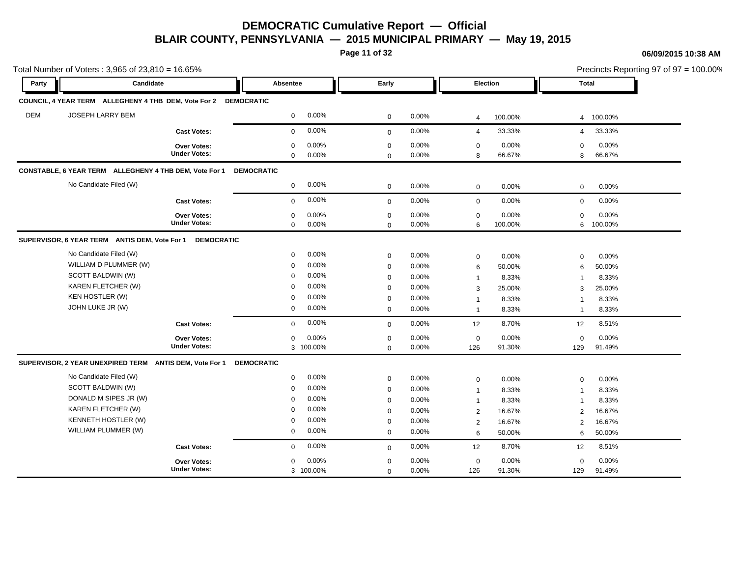# DEMOCRATIC Cumulative Report — Official
## BLAIR COUNTY, PENNSYLVANIA — 2015 MUNICIPAL PRIMARY — May 19, 2015

06/09/2015 10:38 AM

Total Number of Voters : 3,965 of 23,810 = 16.65%

Precincts Reporting 97 of 97 = 100.00%

| Party | Candidate | Absentee | | Early | | Election | | Total | |
|---|---|---|---|---|---|---|---|---|---|
| **COUNCIL, 4 YEAR TERM ALLEGHENY 4 THB DEM, Vote For 2 DEMOCRATIC** | | | | | | | | | |
| DEM | JOSEPH LARRY BEM | 0 | 0.00% | 0 | 0.00% | 4 | 100.00% | 4 | 100.00% |
| | **Cast Votes:** | 0 | 0.00% | 0 | 0.00% | 4 | 33.33% | 4 | 33.33% |
| | **Over Votes:** | 0 | 0.00% | 0 | 0.00% | 0 | 0.00% | 0 | 0.00% |
| | **Under Votes:** | 0 | 0.00% | 0 | 0.00% | 8 | 66.67% | 8 | 66.67% |
| **CONSTABLE, 6 YEAR TERM ALLEGHENY 4 THB DEM, Vote For 1 DEMOCRATIC** | | | | | | | | | |
| | No Candidate Filed (W) | 0 | 0.00% | 0 | 0.00% | 0 | 0.00% | 0 | 0.00% |
| | **Cast Votes:** | 0 | 0.00% | 0 | 0.00% | 0 | 0.00% | 0 | 0.00% |
| | **Over Votes:** | 0 | 0.00% | 0 | 0.00% | 0 | 0.00% | 0 | 0.00% |
| | **Under Votes:** | 0 | 0.00% | 0 | 0.00% | 6 | 100.00% | 6 | 100.00% |
| **SUPERVISOR, 6 YEAR TERM ANTIS DEM, Vote For 1 DEMOCRATIC** | | | | | | | | | |
| | No Candidate Filed (W) | 0 | 0.00% | 0 | 0.00% | 0 | 0.00% | 0 | 0.00% |
| | WILLIAM D PLUMMER (W) | 0 | 0.00% | 0 | 0.00% | 6 | 50.00% | 6 | 50.00% |
| | SCOTT BALDWIN (W) | 0 | 0.00% | 0 | 0.00% | 1 | 8.33% | 1 | 8.33% |
| | KAREN FLETCHER (W) | 0 | 0.00% | 0 | 0.00% | 3 | 25.00% | 3 | 25.00% |
| | KEN HOSTLER (W) | 0 | 0.00% | 0 | 0.00% | 1 | 8.33% | 1 | 8.33% |
| | JOHN LUKE JR (W) | 0 | 0.00% | 0 | 0.00% | 1 | 8.33% | 1 | 8.33% |
| | **Cast Votes:** | 0 | 0.00% | 0 | 0.00% | 12 | 8.70% | 12 | 8.51% |
| | **Over Votes:** | 0 | 0.00% | 0 | 0.00% | 0 | 0.00% | 0 | 0.00% |
| | **Under Votes:** | 3 | 100.00% | 0 | 0.00% | 126 | 91.30% | 129 | 91.49% |
| **SUPERVISOR, 2 YEAR UNEXPIRED TERM ANTIS DEM, Vote For 1 DEMOCRATIC** | | | | | | | | | |
| | No Candidate Filed (W) | 0 | 0.00% | 0 | 0.00% | 0 | 0.00% | 0 | 0.00% |
| | SCOTT BALDWIN (W) | 0 | 0.00% | 0 | 0.00% | 1 | 8.33% | 1 | 8.33% |
| | DONALD M SIPES JR (W) | 0 | 0.00% | 0 | 0.00% | 1 | 8.33% | 1 | 8.33% |
| | KAREN FLETCHER (W) | 0 | 0.00% | 0 | 0.00% | 2 | 16.67% | 2 | 16.67% |
| | KENNETH HOSTLER (W) | 0 | 0.00% | 0 | 0.00% | 2 | 16.67% | 2 | 16.67% |
| | WILLIAM PLUMMER (W) | 0 | 0.00% | 0 | 0.00% | 6 | 50.00% | 6 | 50.00% |
| | **Cast Votes:** | 0 | 0.00% | 0 | 0.00% | 12 | 8.70% | 12 | 8.51% |
| | **Over Votes:** | 0 | 0.00% | 0 | 0.00% | 0 | 0.00% | 0 | 0.00% |
| | **Under Votes:** | 3 | 100.00% | 0 | 0.00% | 126 | 91.30% | 129 | 91.49% |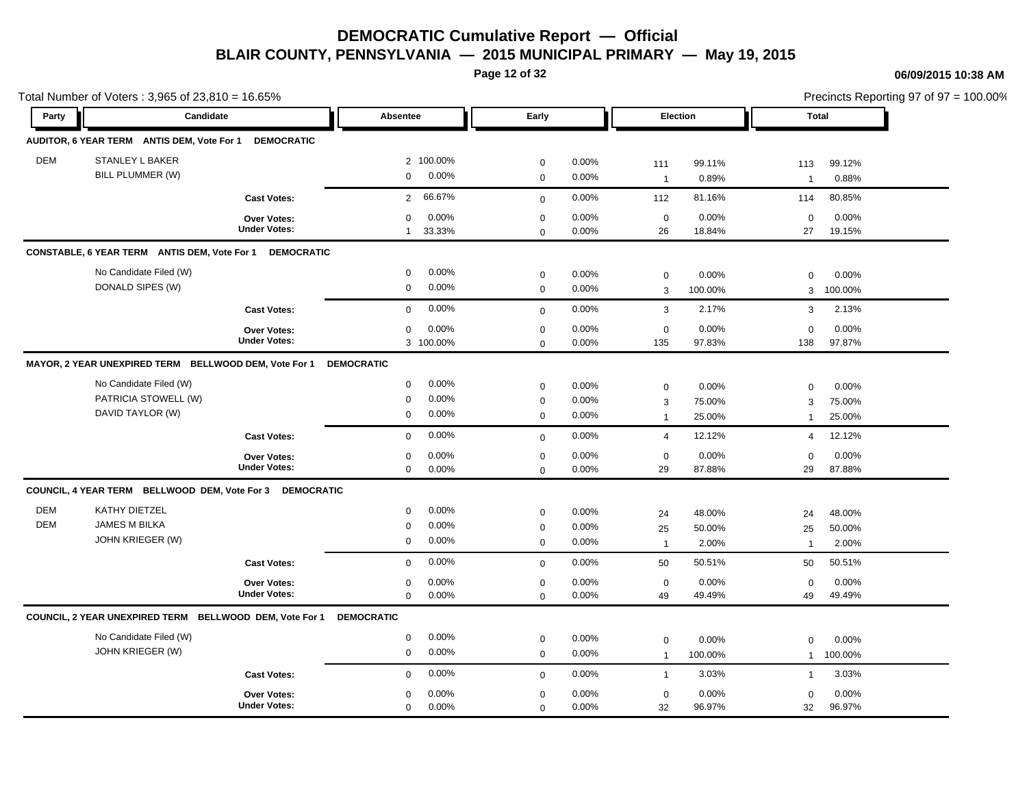# DEMOCRATIC Cumulative Report — Official

## BLAIR COUNTY, PENNSYLVANIA — 2015 MUNICIPAL PRIMARY — May 19, 2015

06/09/2015 10:38 AM

Total Number of Voters : 3,965 of 23,810 = 16.65%

Precincts Reporting 97 of 97 = 100.00%

| Party | Candidate | Absentee | | Early | | Election | | Total | |
|---|---|---|---|---|---|---|---|---|---|
| **AUDITOR, 6 YEAR TERM ANTIS DEM, Vote For 1 DEMOCRATIC** | | | | | | | | | |
| DEM | STANLEY L BAKER | 2 | 100.00% | 0 | 0.00% | 111 | 99.11% | 113 | 99.12% |
| | BILL PLUMMER (W) | 0 | 0.00% | 0 | 0.00% | 1 | 0.89% | 1 | 0.88% |
| | **Cast Votes:** | 2 | 66.67% | 0 | 0.00% | 112 | 81.16% | 114 | 80.85% |
| | **Over Votes:** | 0 | 0.00% | 0 | 0.00% | 0 | 0.00% | 0 | 0.00% |
| | **Under Votes:** | 1 | 33.33% | 0 | 0.00% | 26 | 18.84% | 27 | 19.15% |
| **CONSTABLE, 6 YEAR TERM ANTIS DEM, Vote For 1 DEMOCRATIC** | | | | | | | | | |
| | No Candidate Filed (W) | 0 | 0.00% | 0 | 0.00% | 0 | 0.00% | 0 | 0.00% |
| | DONALD SIPES (W) | 0 | 0.00% | 0 | 0.00% | 3 | 100.00% | 3 | 100.00% |
| | **Cast Votes:** | 0 | 0.00% | 0 | 0.00% | 3 | 2.17% | 3 | 2.13% |
| | **Over Votes:** | 0 | 0.00% | 0 | 0.00% | 0 | 0.00% | 0 | 0.00% |
| | **Under Votes:** | 3 | 100.00% | 0 | 0.00% | 135 | 97.83% | 138 | 97.87% |
| **MAYOR, 2 YEAR UNEXPIRED TERM BELLWOOD DEM, Vote For 1 DEMOCRATIC** | | | | | | | | | |
| | No Candidate Filed (W) | 0 | 0.00% | 0 | 0.00% | 0 | 0.00% | 0 | 0.00% |
| | PATRICIA STOWELL (W) | 0 | 0.00% | 0 | 0.00% | 3 | 75.00% | 3 | 75.00% |
| | DAVID TAYLOR (W) | 0 | 0.00% | 0 | 0.00% | 1 | 25.00% | 1 | 25.00% |
| | **Cast Votes:** | 0 | 0.00% | 0 | 0.00% | 4 | 12.12% | 4 | 12.12% |
| | **Over Votes:** | 0 | 0.00% | 0 | 0.00% | 0 | 0.00% | 0 | 0.00% |
| | **Under Votes:** | 0 | 0.00% | 0 | 0.00% | 29 | 87.88% | 29 | 87.88% |
| **COUNCIL, 4 YEAR TERM BELLWOOD DEM, Vote For 3 DEMOCRATIC** | | | | | | | | | |
| DEM | KATHY DIETZEL | 0 | 0.00% | 0 | 0.00% | 24 | 48.00% | 24 | 48.00% |
| DEM | JAMES M BILKA | 0 | 0.00% | 0 | 0.00% | 25 | 50.00% | 25 | 50.00% |
| | JOHN KRIEGER (W) | 0 | 0.00% | 0 | 0.00% | 1 | 2.00% | 1 | 2.00% |
| | **Cast Votes:** | 0 | 0.00% | 0 | 0.00% | 50 | 50.51% | 50 | 50.51% |
| | **Over Votes:** | 0 | 0.00% | 0 | 0.00% | 0 | 0.00% | 0 | 0.00% |
| | **Under Votes:** | 0 | 0.00% | 0 | 0.00% | 49 | 49.49% | 49 | 49.49% |
| **COUNCIL, 2 YEAR UNEXPIRED TERM BELLWOOD DEM, Vote For 1 DEMOCRATIC** | | | | | | | | | |
| | No Candidate Filed (W) | 0 | 0.00% | 0 | 0.00% | 0 | 0.00% | 0 | 0.00% |
| | JOHN KRIEGER (W) | 0 | 0.00% | 0 | 0.00% | 1 | 100.00% | 1 | 100.00% |
| | **Cast Votes:** | 0 | 0.00% | 0 | 0.00% | 1 | 3.03% | 1 | 3.03% |
| | **Over Votes:** | 0 | 0.00% | 0 | 0.00% | 0 | 0.00% | 0 | 0.00% |
| | **Under Votes:** | 0 | 0.00% | 0 | 0.00% | 32 | 96.97% | 32 | 96.97% |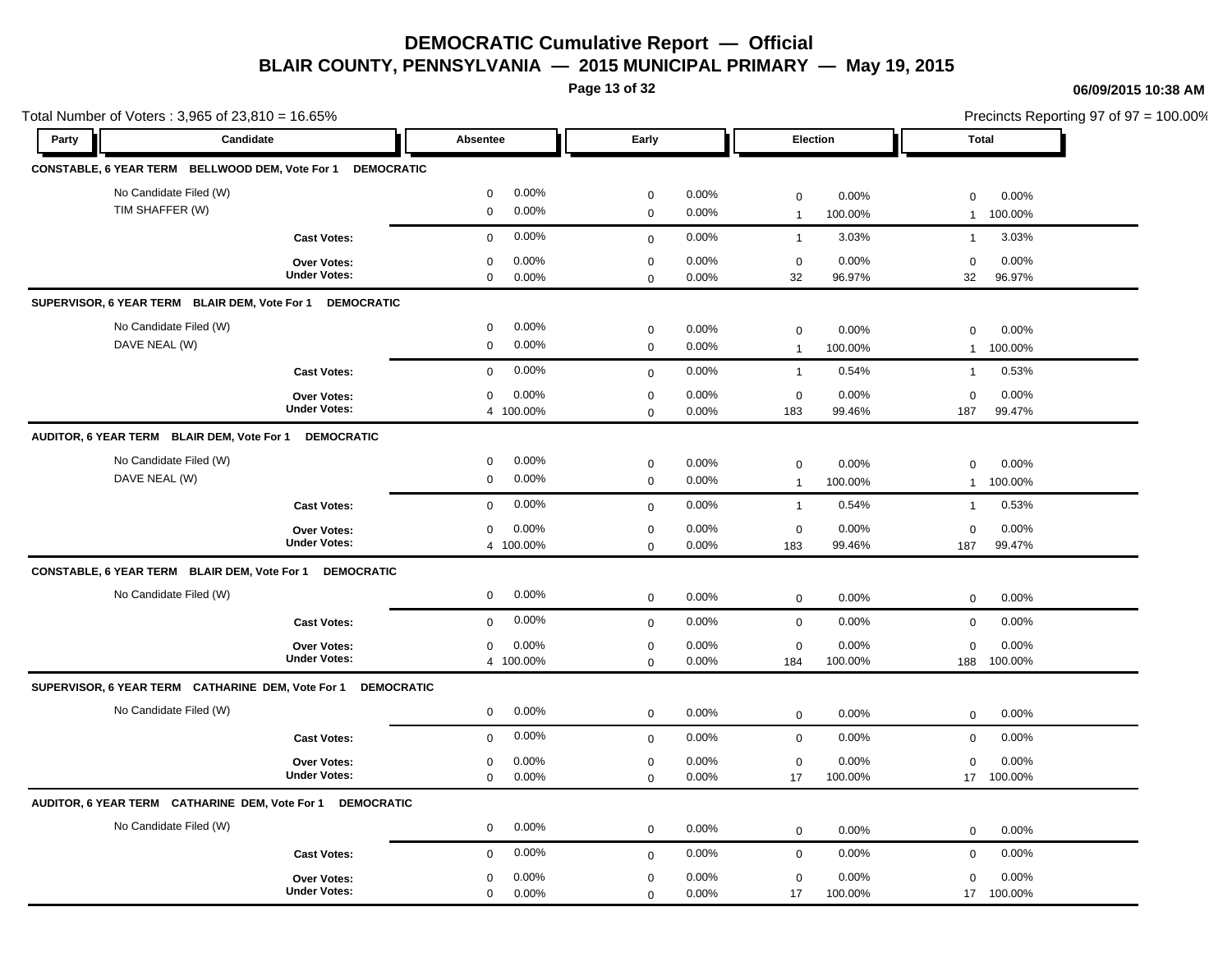# DEMOCRATIC Cumulative Report — Official

## BLAIR COUNTY, PENNSYLVANIA — 2015 MUNICIPAL PRIMARY — May 19, 2015

06/09/2015 10:38 AM

Total Number of Voters : 3,965 of 23,810 = 16.65%

Precincts Reporting 97 of 97 = 100.00%

| Party | Candidate | Absentee | | Early | | Election | | Total | |
|---|---|---|---|---|---|---|---|---|---|
| **CONSTABLE, 6 YEAR TERM BELLWOOD DEM, Vote For 1 DEMOCRATIC** | | | | | | | | | |
| | No Candidate Filed (W) | 0 | 0.00% | 0 | 0.00% | 0 | 0.00% | 0 | 0.00% |
| | TIM SHAFFER (W) | 0 | 0.00% | 0 | 0.00% | 1 | 100.00% | 1 | 100.00% |
| | **Cast Votes:** | 0 | 0.00% | 0 | 0.00% | 1 | 3.03% | 1 | 3.03% |
| | **Over Votes:** | 0 | 0.00% | 0 | 0.00% | 0 | 0.00% | 0 | 0.00% |
| | **Under Votes:** | 0 | 0.00% | 0 | 0.00% | 32 | 96.97% | 32 | 96.97% |
| **SUPERVISOR, 6 YEAR TERM BLAIR DEM, Vote For 1 DEMOCRATIC** | | | | | | | | | |
| | No Candidate Filed (W) | 0 | 0.00% | 0 | 0.00% | 0 | 0.00% | 0 | 0.00% |
| | DAVE NEAL (W) | 0 | 0.00% | 0 | 0.00% | 1 | 100.00% | 1 | 100.00% |
| | **Cast Votes:** | 0 | 0.00% | 0 | 0.00% | 1 | 0.54% | 1 | 0.53% |
| | **Over Votes:** | 0 | 0.00% | 0 | 0.00% | 0 | 0.00% | 0 | 0.00% |
| | **Under Votes:** | 4 | 100.00% | 0 | 0.00% | 183 | 99.46% | 187 | 99.47% |
| **AUDITOR, 6 YEAR TERM BLAIR DEM, Vote For 1 DEMOCRATIC** | | | | | | | | | |
| | No Candidate Filed (W) | 0 | 0.00% | 0 | 0.00% | 0 | 0.00% | 0 | 0.00% |
| | DAVE NEAL (W) | 0 | 0.00% | 0 | 0.00% | 1 | 100.00% | 1 | 100.00% |
| | **Cast Votes:** | 0 | 0.00% | 0 | 0.00% | 1 | 0.54% | 1 | 0.53% |
| | **Over Votes:** | 0 | 0.00% | 0 | 0.00% | 0 | 0.00% | 0 | 0.00% |
| | **Under Votes:** | 4 | 100.00% | 0 | 0.00% | 183 | 99.46% | 187 | 99.47% |
| **CONSTABLE, 6 YEAR TERM BLAIR DEM, Vote For 1 DEMOCRATIC** | | | | | | | | | |
| | No Candidate Filed (W) | 0 | 0.00% | 0 | 0.00% | 0 | 0.00% | 0 | 0.00% |
| | **Cast Votes:** | 0 | 0.00% | 0 | 0.00% | 0 | 0.00% | 0 | 0.00% |
| | **Over Votes:** | 0 | 0.00% | 0 | 0.00% | 0 | 0.00% | 0 | 0.00% |
| | **Under Votes:** | 4 | 100.00% | 0 | 0.00% | 184 | 100.00% | 188 | 100.00% |
| **SUPERVISOR, 6 YEAR TERM CATHARINE DEM, Vote For 1 DEMOCRATIC** | | | | | | | | | |
| | No Candidate Filed (W) | 0 | 0.00% | 0 | 0.00% | 0 | 0.00% | 0 | 0.00% |
| | **Cast Votes:** | 0 | 0.00% | 0 | 0.00% | 0 | 0.00% | 0 | 0.00% |
| | **Over Votes:** | 0 | 0.00% | 0 | 0.00% | 0 | 0.00% | 0 | 0.00% |
| | **Under Votes:** | 0 | 0.00% | 0 | 0.00% | 17 | 100.00% | 17 | 100.00% |
| **AUDITOR, 6 YEAR TERM CATHARINE DEM, Vote For 1 DEMOCRATIC** | | | | | | | | | |
| | No Candidate Filed (W) | 0 | 0.00% | 0 | 0.00% | 0 | 0.00% | 0 | 0.00% |
| | **Cast Votes:** | 0 | 0.00% | 0 | 0.00% | 0 | 0.00% | 0 | 0.00% |
| | **Over Votes:** | 0 | 0.00% | 0 | 0.00% | 0 | 0.00% | 0 | 0.00% |
| | **Under Votes:** | 0 | 0.00% | 0 | 0.00% | 17 | 100.00% | 17 | 100.00% |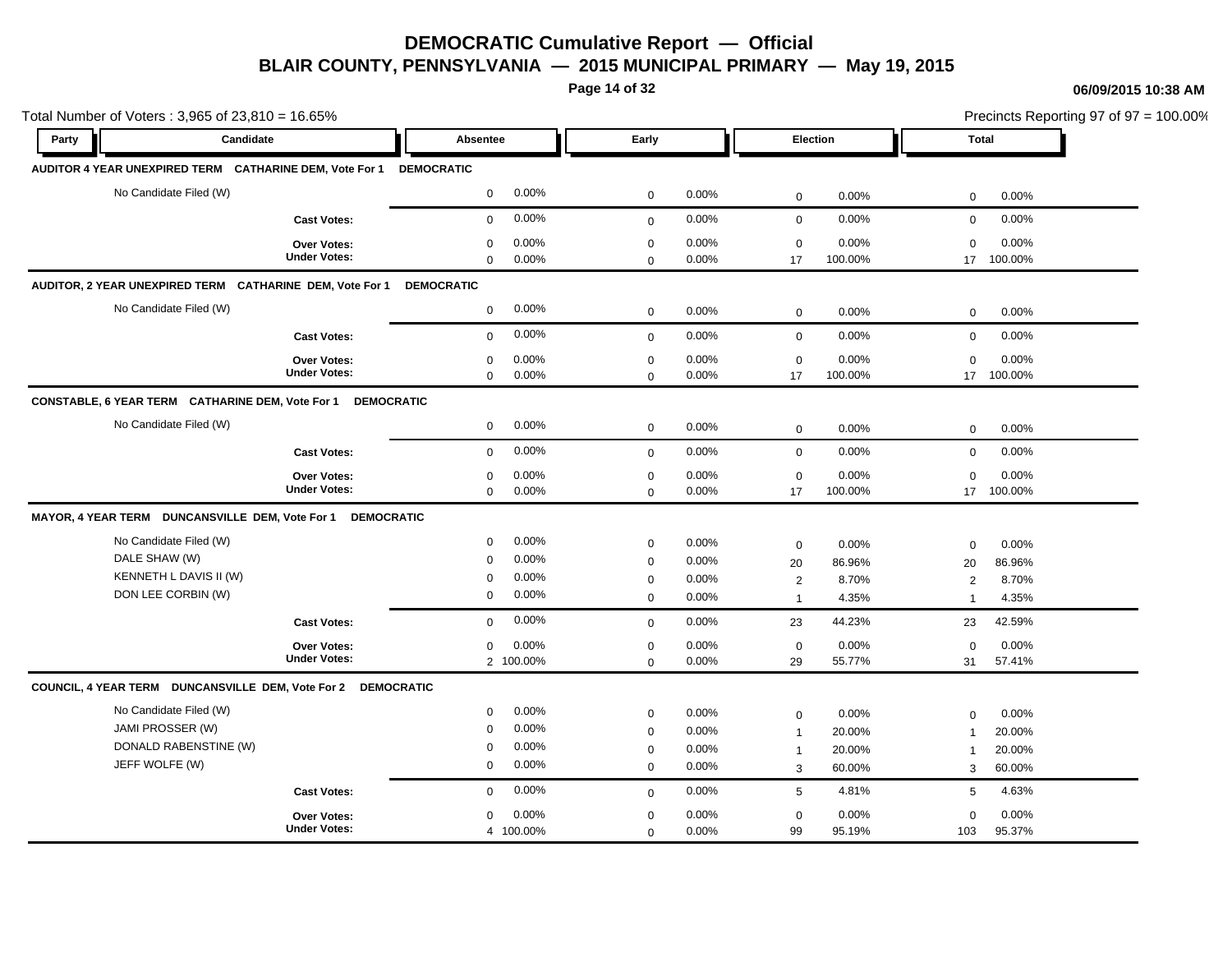# DEMOCRATIC Cumulative Report — Official

## BLAIR COUNTY, PENNSYLVANIA — 2015 MUNICIPAL PRIMARY — May 19, 2015

06/09/2015 10:38 AM

Total Number of Voters : 3,965 of 23,810 = 16.65%

Precincts Reporting 97 of 97 = 100.00%

| Party | Candidate | Absentee | | Early | | Election | | Total | |
|---|---|---|---|---|---|---|---|---|---|
| **AUDITOR 4 YEAR UNEXPIRED TERM CATHARINE DEM, Vote For 1** | **DEMOCRATIC** | | | | | | | | |
| | No Candidate Filed (W) | 0 | 0.00% | 0 | 0.00% | 0 | 0.00% | 0 | 0.00% |
| | **Cast Votes:** | 0 | 0.00% | 0 | 0.00% | 0 | 0.00% | 0 | 0.00% |
| | **Over Votes:** | 0 | 0.00% | 0 | 0.00% | 0 | 0.00% | 0 | 0.00% |
| | **Under Votes:** | 0 | 0.00% | 0 | 0.00% | 17 | 100.00% | 17 | 100.00% |
| **AUDITOR, 2 YEAR UNEXPIRED TERM CATHARINE DEM, Vote For 1** | **DEMOCRATIC** | | | | | | | | |
| | No Candidate Filed (W) | 0 | 0.00% | 0 | 0.00% | 0 | 0.00% | 0 | 0.00% |
| | **Cast Votes:** | 0 | 0.00% | 0 | 0.00% | 0 | 0.00% | 0 | 0.00% |
| | **Over Votes:** | 0 | 0.00% | 0 | 0.00% | 0 | 0.00% | 0 | 0.00% |
| | **Under Votes:** | 0 | 0.00% | 0 | 0.00% | 17 | 100.00% | 17 | 100.00% |
| **CONSTABLE, 6 YEAR TERM CATHARINE DEM, Vote For 1** | **DEMOCRATIC** | | | | | | | | |
| | No Candidate Filed (W) | 0 | 0.00% | 0 | 0.00% | 0 | 0.00% | 0 | 0.00% |
| | **Cast Votes:** | 0 | 0.00% | 0 | 0.00% | 0 | 0.00% | 0 | 0.00% |
| | **Over Votes:** | 0 | 0.00% | 0 | 0.00% | 0 | 0.00% | 0 | 0.00% |
| | **Under Votes:** | 0 | 0.00% | 0 | 0.00% | 17 | 100.00% | 17 | 100.00% |
| **MAYOR, 4 YEAR TERM DUNCANSVILLE DEM, Vote For 1** | **DEMOCRATIC** | | | | | | | | |
| | No Candidate Filed (W) | 0 | 0.00% | 0 | 0.00% | 0 | 0.00% | 0 | 0.00% |
| | DALE SHAW (W) | 0 | 0.00% | 0 | 0.00% | 20 | 86.96% | 20 | 86.96% |
| | KENNETH L DAVIS II (W) | 0 | 0.00% | 0 | 0.00% | 2 | 8.70% | 2 | 8.70% |
| | DON LEE CORBIN (W) | 0 | 0.00% | 0 | 0.00% | 1 | 4.35% | 1 | 4.35% |
| | **Cast Votes:** | 0 | 0.00% | 0 | 0.00% | 23 | 44.23% | 23 | 42.59% |
| | **Over Votes:** | 0 | 0.00% | 0 | 0.00% | 0 | 0.00% | 0 | 0.00% |
| | **Under Votes:** | 2 | 100.00% | 0 | 0.00% | 29 | 55.77% | 31 | 57.41% |
| **COUNCIL, 4 YEAR TERM DUNCANSVILLE DEM, Vote For 2** | **DEMOCRATIC** | | | | | | | | |
| | No Candidate Filed (W) | 0 | 0.00% | 0 | 0.00% | 0 | 0.00% | 0 | 0.00% |
| | JAMI PROSSER (W) | 0 | 0.00% | 0 | 0.00% | 1 | 20.00% | 1 | 20.00% |
| | DONALD RABENSTINE (W) | 0 | 0.00% | 0 | 0.00% | 1 | 20.00% | 1 | 20.00% |
| | JEFF WOLFE (W) | 0 | 0.00% | 0 | 0.00% | 3 | 60.00% | 3 | 60.00% |
| | **Cast Votes:** | 0 | 0.00% | 0 | 0.00% | 5 | 4.81% | 5 | 4.63% |
| | **Over Votes:** | 0 | 0.00% | 0 | 0.00% | 0 | 0.00% | 0 | 0.00% |
| | **Under Votes:** | 4 | 100.00% | 0 | 0.00% | 99 | 95.19% | 103 | 95.37% |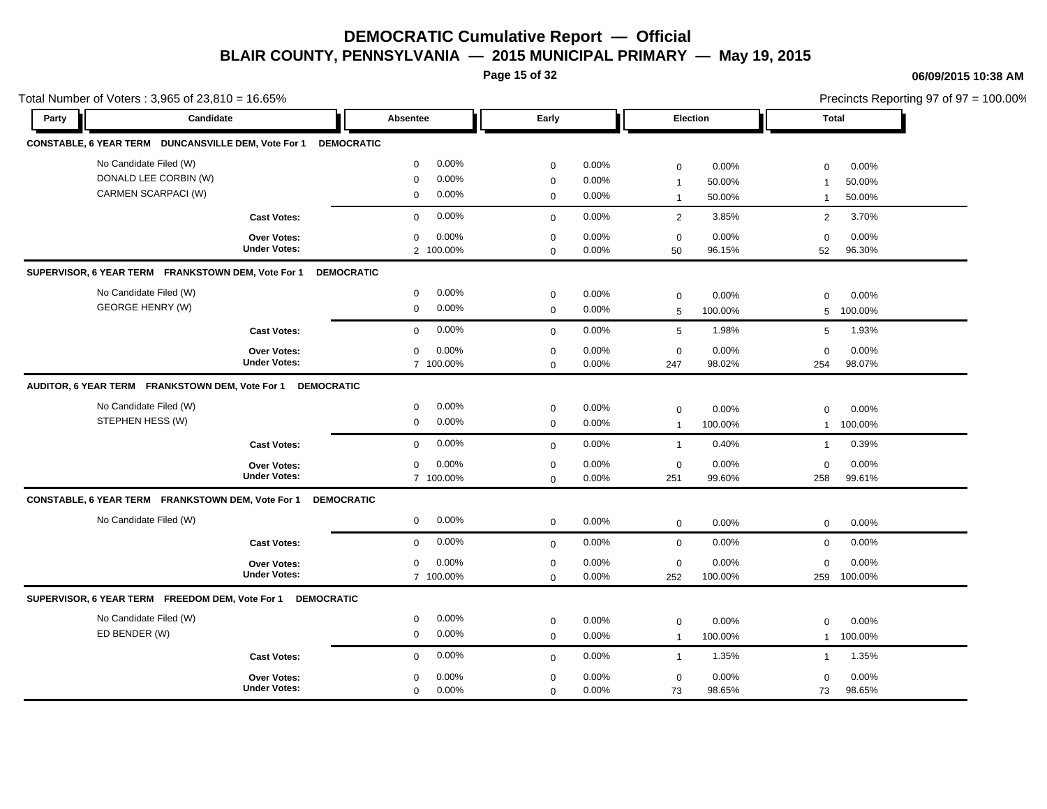# DEMOCRATIC Cumulative Report — Official

## BLAIR COUNTY, PENNSYLVANIA — 2015 MUNICIPAL PRIMARY — May 19, 2015

06/09/2015 10:38 AM

Total Number of Voters : 3,965 of 23,810 = 16.65%

Precincts Reporting 97 of 97 = 100.00%

### CONSTABLE, 6 YEAR TERM DUNCANSVILLE DEM, Vote For 1 DEMOCRATIC

| Party | Candidate | Absentee | | Early | | Election | | Total | |
|---|---|---|---|---|---|---|---|---|---|
| | No Candidate Filed (W) | 0 | 0.00% | 0 | 0.00% | 0 | 0.00% | 0 | 0.00% |
| | DONALD LEE CORBIN (W) | 0 | 0.00% | 0 | 0.00% | 1 | 50.00% | 1 | 50.00% |
| | CARMEN SCARPACI (W) | 0 | 0.00% | 0 | 0.00% | 1 | 50.00% | 1 | 50.00% |
| | **Cast Votes:** | 0 | 0.00% | 0 | 0.00% | 2 | 3.85% | 2 | 3.70% |
| | **Over Votes:** | 0 | 0.00% | 0 | 0.00% | 0 | 0.00% | 0 | 0.00% |
| | **Under Votes:** | 2 | 100.00% | 0 | 0.00% | 50 | 96.15% | 52 | 96.30% |

### SUPERVISOR, 6 YEAR TERM FRANKSTOWN DEM, Vote For 1 DEMOCRATIC

| Party | Candidate | Absentee | | Early | | Election | | Total | |
|---|---|---|---|---|---|---|---|---|---|
| | No Candidate Filed (W) | 0 | 0.00% | 0 | 0.00% | 0 | 0.00% | 0 | 0.00% |
| | GEORGE HENRY (W) | 0 | 0.00% | 0 | 0.00% | 5 | 100.00% | 5 | 100.00% |
| | **Cast Votes:** | 0 | 0.00% | 0 | 0.00% | 5 | 1.98% | 5 | 1.93% |
| | **Over Votes:** | 0 | 0.00% | 0 | 0.00% | 0 | 0.00% | 0 | 0.00% |
| | **Under Votes:** | 7 | 100.00% | 0 | 0.00% | 247 | 98.02% | 254 | 98.07% |

### AUDITOR, 6 YEAR TERM FRANKSTOWN DEM, Vote For 1 DEMOCRATIC

| Party | Candidate | Absentee | | Early | | Election | | Total | |
|---|---|---|---|---|---|---|---|---|---|
| | No Candidate Filed (W) | 0 | 0.00% | 0 | 0.00% | 0 | 0.00% | 0 | 0.00% |
| | STEPHEN HESS (W) | 0 | 0.00% | 0 | 0.00% | 1 | 100.00% | 1 | 100.00% |
| | **Cast Votes:** | 0 | 0.00% | 0 | 0.00% | 1 | 0.40% | 1 | 0.39% |
| | **Over Votes:** | 0 | 0.00% | 0 | 0.00% | 0 | 0.00% | 0 | 0.00% |
| | **Under Votes:** | 7 | 100.00% | 0 | 0.00% | 251 | 99.60% | 258 | 99.61% |

### CONSTABLE, 6 YEAR TERM FRANKSTOWN DEM, Vote For 1 DEMOCRATIC

| Party | Candidate | Absentee | | Early | | Election | | Total | |
|---|---|---|---|---|---|---|---|---|---|
| | No Candidate Filed (W) | 0 | 0.00% | 0 | 0.00% | 0 | 0.00% | 0 | 0.00% |
| | **Cast Votes:** | 0 | 0.00% | 0 | 0.00% | 0 | 0.00% | 0 | 0.00% |
| | **Over Votes:** | 0 | 0.00% | 0 | 0.00% | 0 | 0.00% | 0 | 0.00% |
| | **Under Votes:** | 7 | 100.00% | 0 | 0.00% | 252 | 100.00% | 259 | 100.00% |

### SUPERVISOR, 6 YEAR TERM FREEDOM DEM, Vote For 1 DEMOCRATIC

| Party | Candidate | Absentee | | Early | | Election | | Total | |
|---|---|---|---|---|---|---|---|---|---|
| | No Candidate Filed (W) | 0 | 0.00% | 0 | 0.00% | 0 | 0.00% | 0 | 0.00% |
| | ED BENDER (W) | 0 | 0.00% | 0 | 0.00% | 1 | 100.00% | 1 | 100.00% |
| | **Cast Votes:** | 0 | 0.00% | 0 | 0.00% | 1 | 1.35% | 1 | 1.35% |
| | **Over Votes:** | 0 | 0.00% | 0 | 0.00% | 0 | 0.00% | 0 | 0.00% |
| | **Under Votes:** | 0 | 0.00% | 0 | 0.00% | 73 | 98.65% | 73 | 98.65% |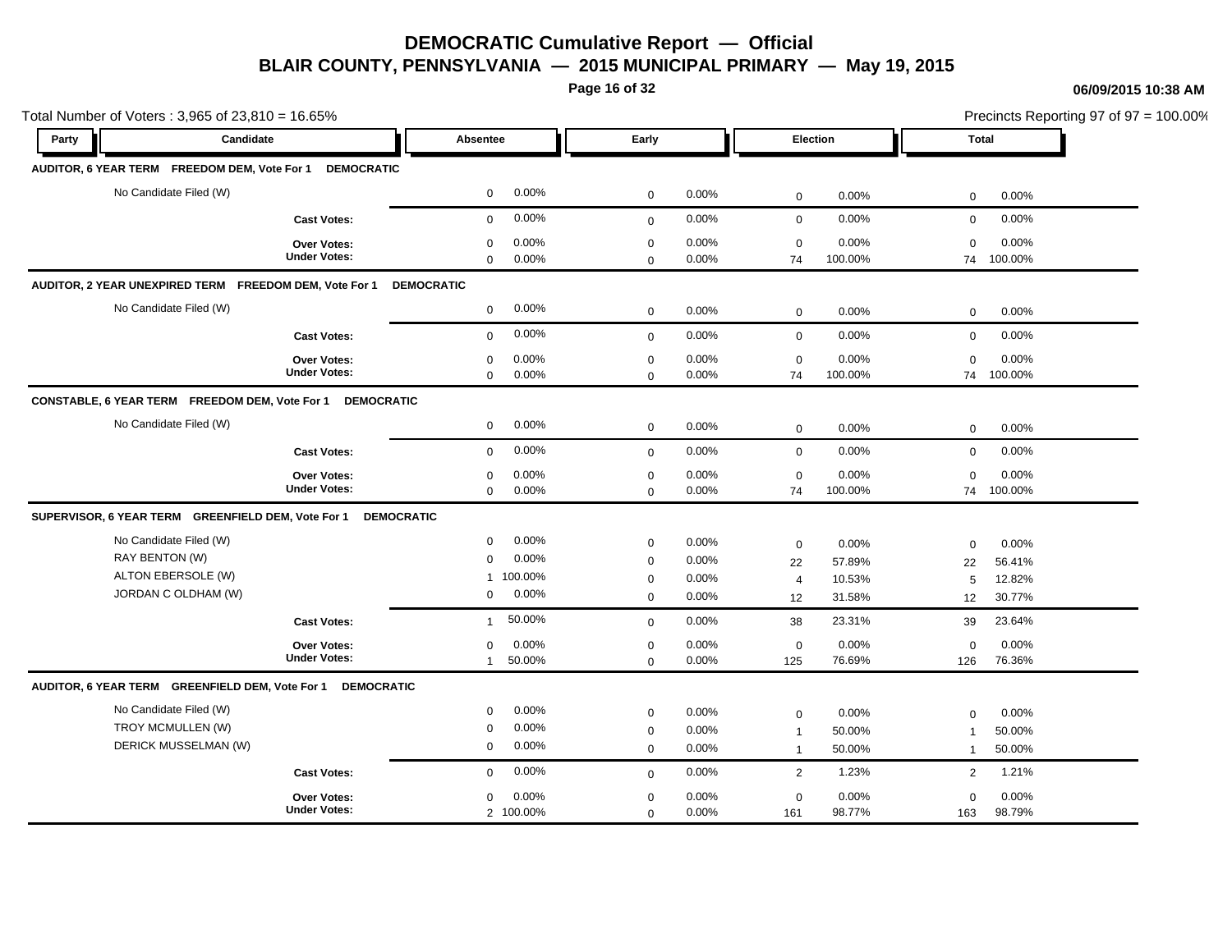# DEMOCRATIC Cumulative Report — Official

## BLAIR COUNTY, PENNSYLVANIA — 2015 MUNICIPAL PRIMARY — May 19, 2015

06/09/2015 10:38 AM

Total Number of Voters : 3,965 of 23,810 = 16.65%

Precincts Reporting 97 of 97 = 100.00%

| Party | Candidate | Absentee | | Early | | Election | | Total | |
|---|---|---|---|---|---|---|---|---|---|
| **AUDITOR, 6 YEAR TERM FREEDOM DEM, Vote For 1 DEMOCRATIC** | | | | | | | | | |
| | No Candidate Filed (W) | 0 | 0.00% | 0 | 0.00% | 0 | 0.00% | 0 | 0.00% |
| | **Cast Votes:** | 0 | 0.00% | 0 | 0.00% | 0 | 0.00% | 0 | 0.00% |
| | **Over Votes:** | 0 | 0.00% | 0 | 0.00% | 0 | 0.00% | 0 | 0.00% |
| | **Under Votes:** | 0 | 0.00% | 0 | 0.00% | 74 | 100.00% | 74 | 100.00% |
| **AUDITOR, 2 YEAR UNEXPIRED TERM FREEDOM DEM, Vote For 1 DEMOCRATIC** | | | | | | | | | |
| | No Candidate Filed (W) | 0 | 0.00% | 0 | 0.00% | 0 | 0.00% | 0 | 0.00% |
| | **Cast Votes:** | 0 | 0.00% | 0 | 0.00% | 0 | 0.00% | 0 | 0.00% |
| | **Over Votes:** | 0 | 0.00% | 0 | 0.00% | 0 | 0.00% | 0 | 0.00% |
| | **Under Votes:** | 0 | 0.00% | 0 | 0.00% | 74 | 100.00% | 74 | 100.00% |
| **CONSTABLE, 6 YEAR TERM FREEDOM DEM, Vote For 1 DEMOCRATIC** | | | | | | | | | |
| | No Candidate Filed (W) | 0 | 0.00% | 0 | 0.00% | 0 | 0.00% | 0 | 0.00% |
| | **Cast Votes:** | 0 | 0.00% | 0 | 0.00% | 0 | 0.00% | 0 | 0.00% |
| | **Over Votes:** | 0 | 0.00% | 0 | 0.00% | 0 | 0.00% | 0 | 0.00% |
| | **Under Votes:** | 0 | 0.00% | 0 | 0.00% | 74 | 100.00% | 74 | 100.00% |
| **SUPERVISOR, 6 YEAR TERM GREENFIELD DEM, Vote For 1 DEMOCRATIC** | | | | | | | | | |
| | No Candidate Filed (W) | 0 | 0.00% | 0 | 0.00% | 0 | 0.00% | 0 | 0.00% |
| | RAY BENTON (W) | 0 | 0.00% | 0 | 0.00% | 22 | 57.89% | 22 | 56.41% |
| | ALTON EBERSOLE (W) | 1 | 100.00% | 0 | 0.00% | 4 | 10.53% | 5 | 12.82% |
| | JORDAN C OLDHAM (W) | 0 | 0.00% | 0 | 0.00% | 12 | 31.58% | 12 | 30.77% |
| | **Cast Votes:** | 1 | 50.00% | 0 | 0.00% | 38 | 23.31% | 39 | 23.64% |
| | **Over Votes:** | 0 | 0.00% | 0 | 0.00% | 0 | 0.00% | 0 | 0.00% |
| | **Under Votes:** | 1 | 50.00% | 0 | 0.00% | 125 | 76.69% | 126 | 76.36% |
| **AUDITOR, 6 YEAR TERM GREENFIELD DEM, Vote For 1 DEMOCRATIC** | | | | | | | | | |
| | No Candidate Filed (W) | 0 | 0.00% | 0 | 0.00% | 0 | 0.00% | 0 | 0.00% |
| | TROY MCMULLEN (W) | 0 | 0.00% | 0 | 0.00% | 1 | 50.00% | 1 | 50.00% |
| | DERICK MUSSELMAN (W) | 0 | 0.00% | 0 | 0.00% | 1 | 50.00% | 1 | 50.00% |
| | **Cast Votes:** | 0 | 0.00% | 0 | 0.00% | 2 | 1.23% | 2 | 1.21% |
| | **Over Votes:** | 0 | 0.00% | 0 | 0.00% | 0 | 0.00% | 0 | 0.00% |
| | **Under Votes:** | 2 | 100.00% | 0 | 0.00% | 161 | 98.77% | 163 | 98.79% |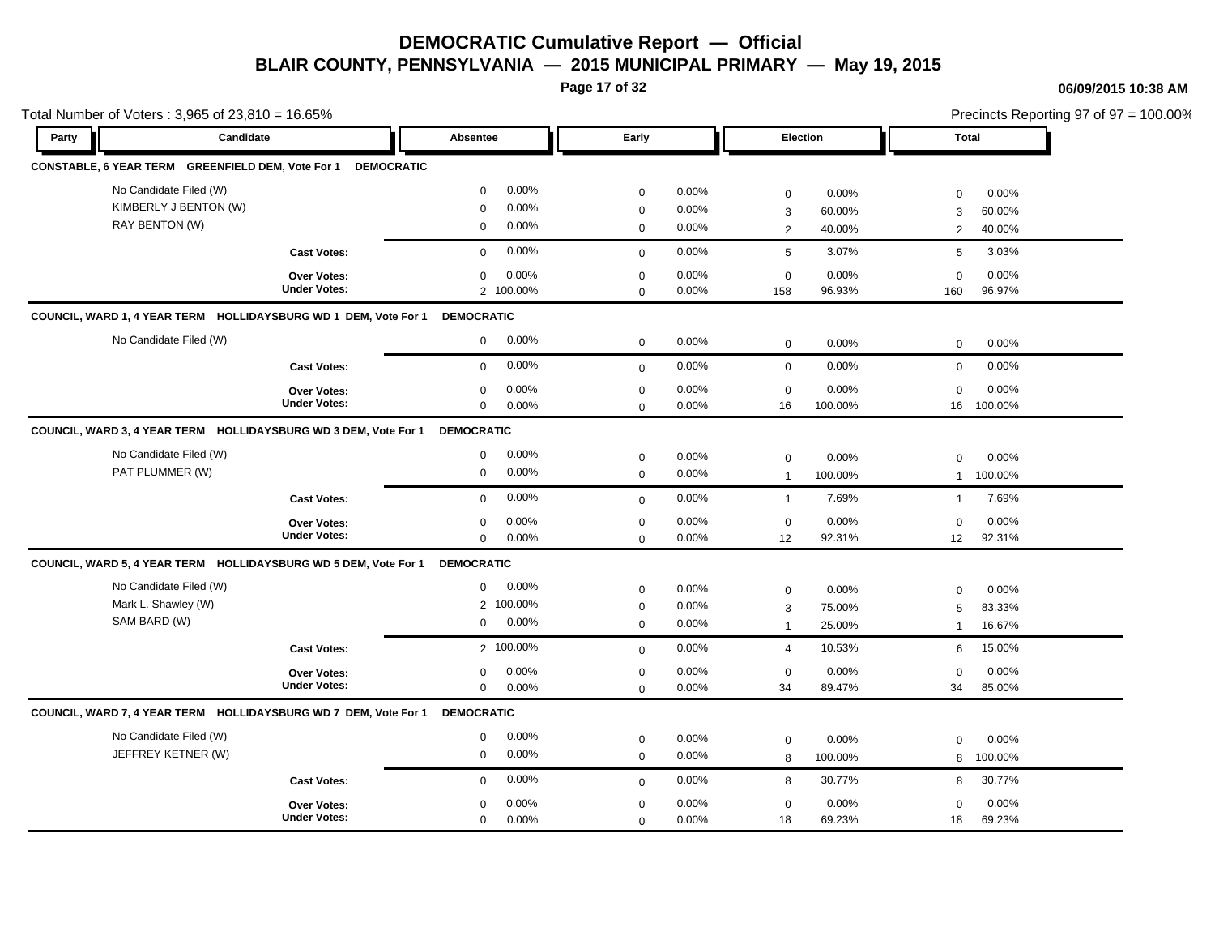# DEMOCRATIC Cumulative Report — Official

## BLAIR COUNTY, PENNSYLVANIA — 2015 MUNICIPAL PRIMARY — May 19, 2015

06/09/2015 10:38 AM

Total Number of Voters : 3,965 of 23,810 = 16.65%

Precincts Reporting 97 of 97 = 100.00%

| Party | Candidate | Absentee | | Early | | Election | | Total | |
|---|---|---|---|---|---|---|---|---|---|
| **CONSTABLE, 6 YEAR TERM GREENFIELD DEM, Vote For 1 DEMOCRATIC** | | | | | | | | | |
| | No Candidate Filed (W) | 0 | 0.00% | 0 | 0.00% | 0 | 0.00% | 0 | 0.00% |
| | KIMBERLY J BENTON (W) | 0 | 0.00% | 0 | 0.00% | 3 | 60.00% | 3 | 60.00% |
| | RAY BENTON (W) | 0 | 0.00% | 0 | 0.00% | 2 | 40.00% | 2 | 40.00% |
| | **Cast Votes:** | 0 | 0.00% | 0 | 0.00% | 5 | 3.07% | 5 | 3.03% |
| | **Over Votes:** | 0 | 0.00% | 0 | 0.00% | 0 | 0.00% | 0 | 0.00% |
| | **Under Votes:** | 2 | 100.00% | 0 | 0.00% | 158 | 96.93% | 160 | 96.97% |
| **COUNCIL, WARD 1, 4 YEAR TERM HOLLIDAYSBURG WD 1 DEM, Vote For 1 DEMOCRATIC** | | | | | | | | | |
| | No Candidate Filed (W) | 0 | 0.00% | 0 | 0.00% | 0 | 0.00% | 0 | 0.00% |
| | **Cast Votes:** | 0 | 0.00% | 0 | 0.00% | 0 | 0.00% | 0 | 0.00% |
| | **Over Votes:** | 0 | 0.00% | 0 | 0.00% | 0 | 0.00% | 0 | 0.00% |
| | **Under Votes:** | 0 | 0.00% | 0 | 0.00% | 16 | 100.00% | 16 | 100.00% |
| **COUNCIL, WARD 3, 4 YEAR TERM HOLLIDAYSBURG WD 3 DEM, Vote For 1 DEMOCRATIC** | | | | | | | | | |
| | No Candidate Filed (W) | 0 | 0.00% | 0 | 0.00% | 0 | 0.00% | 0 | 0.00% |
| | PAT PLUMMER (W) | 0 | 0.00% | 0 | 0.00% | 1 | 100.00% | 1 | 100.00% |
| | **Cast Votes:** | 0 | 0.00% | 0 | 0.00% | 1 | 7.69% | 1 | 7.69% |
| | **Over Votes:** | 0 | 0.00% | 0 | 0.00% | 0 | 0.00% | 0 | 0.00% |
| | **Under Votes:** | 0 | 0.00% | 0 | 0.00% | 12 | 92.31% | 12 | 92.31% |
| **COUNCIL, WARD 5, 4 YEAR TERM HOLLIDAYSBURG WD 5 DEM, Vote For 1 DEMOCRATIC** | | | | | | | | | |
| | No Candidate Filed (W) | 0 | 0.00% | 0 | 0.00% | 0 | 0.00% | 0 | 0.00% |
| | Mark L. Shawley (W) | 2 | 100.00% | 0 | 0.00% | 3 | 75.00% | 5 | 83.33% |
| | SAM BARD (W) | 0 | 0.00% | 0 | 0.00% | 1 | 25.00% | 1 | 16.67% |
| | **Cast Votes:** | 2 | 100.00% | 0 | 0.00% | 4 | 10.53% | 6 | 15.00% |
| | **Over Votes:** | 0 | 0.00% | 0 | 0.00% | 0 | 0.00% | 0 | 0.00% |
| | **Under Votes:** | 0 | 0.00% | 0 | 0.00% | 34 | 89.47% | 34 | 85.00% |
| **COUNCIL, WARD 7, 4 YEAR TERM HOLLIDAYSBURG WD 7 DEM, Vote For 1 DEMOCRATIC** | | | | | | | | | |
| | No Candidate Filed (W) | 0 | 0.00% | 0 | 0.00% | 0 | 0.00% | 0 | 0.00% |
| | JEFFREY KETNER (W) | 0 | 0.00% | 0 | 0.00% | 8 | 100.00% | 8 | 100.00% |
| | **Cast Votes:** | 0 | 0.00% | 0 | 0.00% | 8 | 30.77% | 8 | 30.77% |
| | **Over Votes:** | 0 | 0.00% | 0 | 0.00% | 0 | 0.00% | 0 | 0.00% |
| | **Under Votes:** | 0 | 0.00% | 0 | 0.00% | 18 | 69.23% | 18 | 69.23% |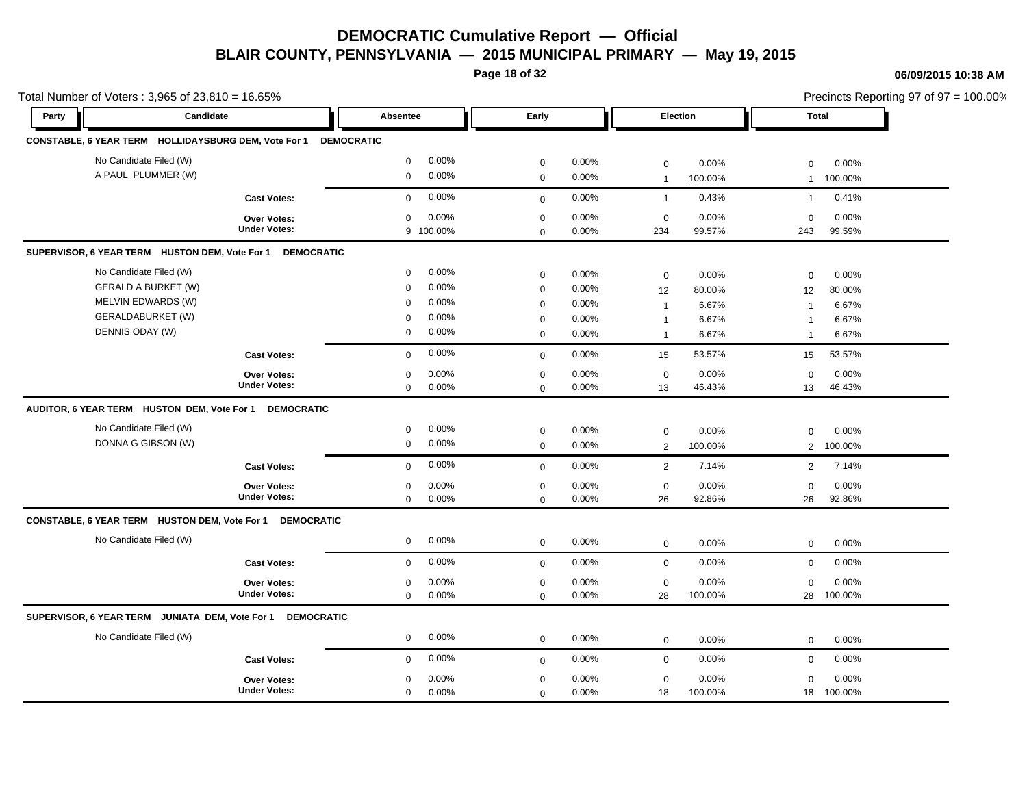# DEMOCRATIC Cumulative Report — Official

## BLAIR COUNTY, PENNSYLVANIA — 2015 MUNICIPAL PRIMARY — May 19, 2015

06/09/2015 10:38 AM

Total Number of Voters : 3,965 of 23,810 = 16.65%

Precincts Reporting 97 of 97 = 100.00%

| Party | Candidate | Absentee | | Early | | Election | | Total | |
|---|---|---|---|---|---|---|---|---|---|
| **CONSTABLE, 6 YEAR TERM HOLLIDAYSBURG DEM, Vote For 1 DEMOCRATIC** | | | | | | | | | |
| | No Candidate Filed (W) | 0 | 0.00% | 0 | 0.00% | 0 | 0.00% | 0 | 0.00% |
| | A PAUL PLUMMER (W) | 0 | 0.00% | 0 | 0.00% | 1 | 100.00% | 1 | 100.00% |
| | **Cast Votes:** | 0 | 0.00% | 0 | 0.00% | 1 | 0.43% | 1 | 0.41% |
| | **Over Votes:** | 0 | 0.00% | 0 | 0.00% | 0 | 0.00% | 0 | 0.00% |
| | **Under Votes:** | 9 | 100.00% | 0 | 0.00% | 234 | 99.57% | 243 | 99.59% |
| **SUPERVISOR, 6 YEAR TERM HUSTON DEM, Vote For 1 DEMOCRATIC** | | | | | | | | | |
| | No Candidate Filed (W) | 0 | 0.00% | 0 | 0.00% | 0 | 0.00% | 0 | 0.00% |
| | GERALD A BURKET (W) | 0 | 0.00% | 0 | 0.00% | 12 | 80.00% | 12 | 80.00% |
| | MELVIN EDWARDS (W) | 0 | 0.00% | 0 | 0.00% | 1 | 6.67% | 1 | 6.67% |
| | GERALDABURKET (W) | 0 | 0.00% | 0 | 0.00% | 1 | 6.67% | 1 | 6.67% |
| | DENNIS ODAY (W) | 0 | 0.00% | 0 | 0.00% | 1 | 6.67% | 1 | 6.67% |
| | **Cast Votes:** | 0 | 0.00% | 0 | 0.00% | 15 | 53.57% | 15 | 53.57% |
| | **Over Votes:** | 0 | 0.00% | 0 | 0.00% | 0 | 0.00% | 0 | 0.00% |
| | **Under Votes:** | 0 | 0.00% | 0 | 0.00% | 13 | 46.43% | 13 | 46.43% |
| **AUDITOR, 6 YEAR TERM HUSTON DEM, Vote For 1 DEMOCRATIC** | | | | | | | | | |
| | No Candidate Filed (W) | 0 | 0.00% | 0 | 0.00% | 0 | 0.00% | 0 | 0.00% |
| | DONNA G GIBSON (W) | 0 | 0.00% | 0 | 0.00% | 2 | 100.00% | 2 | 100.00% |
| | **Cast Votes:** | 0 | 0.00% | 0 | 0.00% | 2 | 7.14% | 2 | 7.14% |
| | **Over Votes:** | 0 | 0.00% | 0 | 0.00% | 0 | 0.00% | 0 | 0.00% |
| | **Under Votes:** | 0 | 0.00% | 0 | 0.00% | 26 | 92.86% | 26 | 92.86% |
| **CONSTABLE, 6 YEAR TERM HUSTON DEM, Vote For 1 DEMOCRATIC** | | | | | | | | | |
| | No Candidate Filed (W) | 0 | 0.00% | 0 | 0.00% | 0 | 0.00% | 0 | 0.00% |
| | **Cast Votes:** | 0 | 0.00% | 0 | 0.00% | 0 | 0.00% | 0 | 0.00% |
| | **Over Votes:** | 0 | 0.00% | 0 | 0.00% | 0 | 0.00% | 0 | 0.00% |
| | **Under Votes:** | 0 | 0.00% | 0 | 0.00% | 28 | 100.00% | 28 | 100.00% |
| **SUPERVISOR, 6 YEAR TERM JUNIATA DEM, Vote For 1 DEMOCRATIC** | | | | | | | | | |
| | No Candidate Filed (W) | 0 | 0.00% | 0 | 0.00% | 0 | 0.00% | 0 | 0.00% |
| | **Cast Votes:** | 0 | 0.00% | 0 | 0.00% | 0 | 0.00% | 0 | 0.00% |
| | **Over Votes:** | 0 | 0.00% | 0 | 0.00% | 0 | 0.00% | 0 | 0.00% |
| | **Under Votes:** | 0 | 0.00% | 0 | 0.00% | 18 | 100.00% | 18 | 100.00% |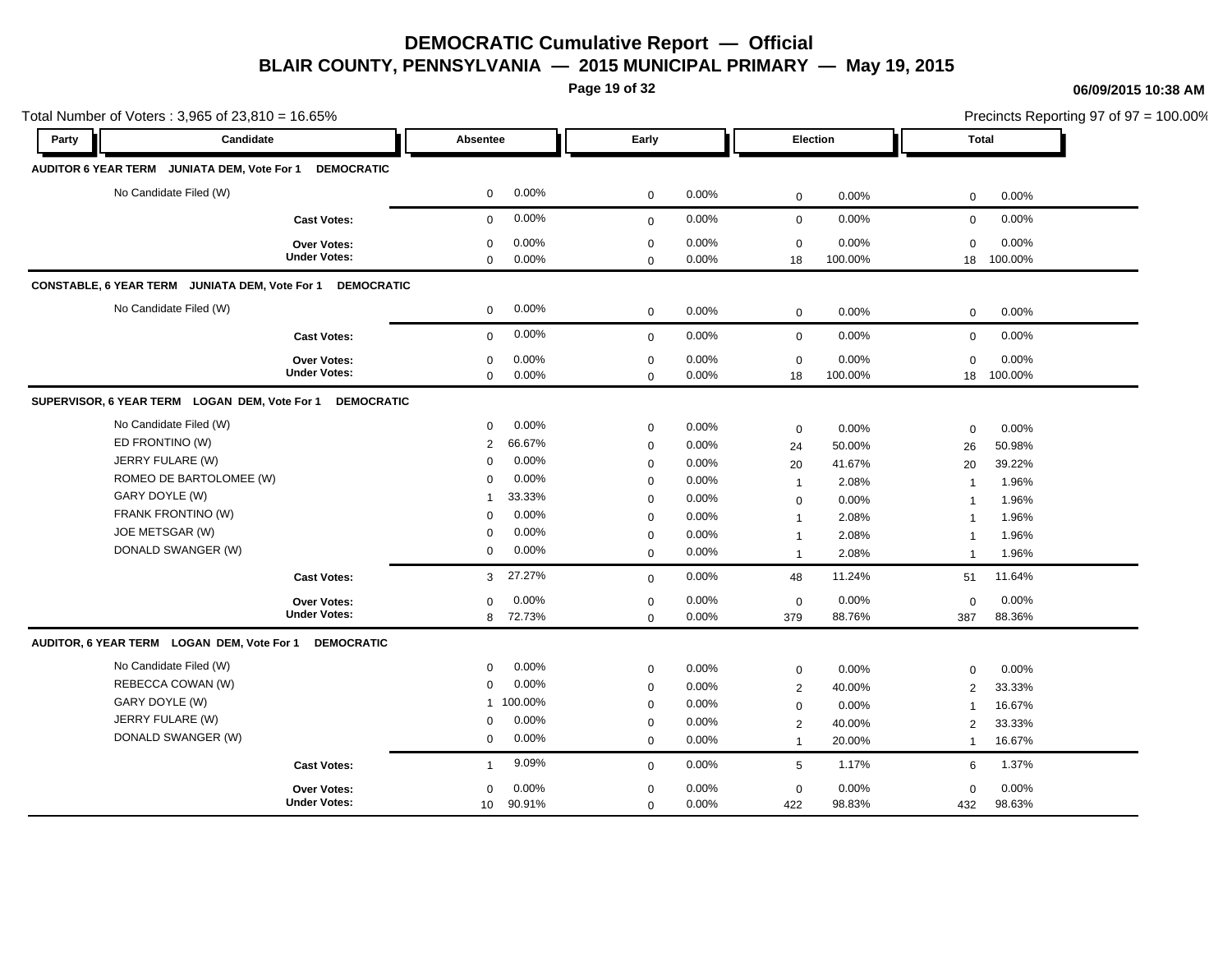# DEMOCRATIC Cumulative Report — Official

## BLAIR COUNTY, PENNSYLVANIA — 2015 MUNICIPAL PRIMARY — May 19, 2015

06/09/2015 10:38 AM

Total Number of Voters : 3,965 of 23,810 = 16.65%

Precincts Reporting 97 of 97 = 100.00%

| Party | Candidate | Absentee | | Early | | Election | | Total | |
|---|---|---|---|---|---|---|---|---|---|
| **AUDITOR 6 YEAR TERM JUNIATA DEM, Vote For 1 DEMOCRATIC** | | | | | | | | | |
| | No Candidate Filed (W) | 0 | 0.00% | 0 | 0.00% | 0 | 0.00% | 0 | 0.00% |
| | **Cast Votes:** | 0 | 0.00% | 0 | 0.00% | 0 | 0.00% | 0 | 0.00% |
| | **Over Votes:** | 0 | 0.00% | 0 | 0.00% | 0 | 0.00% | 0 | 0.00% |
| | **Under Votes:** | 0 | 0.00% | 0 | 0.00% | 18 | 100.00% | 18 | 100.00% |
| **CONSTABLE, 6 YEAR TERM JUNIATA DEM, Vote For 1 DEMOCRATIC** | | | | | | | | | |
| | No Candidate Filed (W) | 0 | 0.00% | 0 | 0.00% | 0 | 0.00% | 0 | 0.00% |
| | **Cast Votes:** | 0 | 0.00% | 0 | 0.00% | 0 | 0.00% | 0 | 0.00% |
| | **Over Votes:** | 0 | 0.00% | 0 | 0.00% | 0 | 0.00% | 0 | 0.00% |
| | **Under Votes:** | 0 | 0.00% | 0 | 0.00% | 18 | 100.00% | 18 | 100.00% |
| **SUPERVISOR, 6 YEAR TERM LOGAN DEM, Vote For 1 DEMOCRATIC** | | | | | | | | | |
| | No Candidate Filed (W) | 0 | 0.00% | 0 | 0.00% | 0 | 0.00% | 0 | 0.00% |
| | ED FRONTINO (W) | 2 | 66.67% | 0 | 0.00% | 24 | 50.00% | 26 | 50.98% |
| | JERRY FULARE (W) | 0 | 0.00% | 0 | 0.00% | 20 | 41.67% | 20 | 39.22% |
| | ROMEO DE BARTOLOMEE (W) | 0 | 0.00% | 0 | 0.00% | 1 | 2.08% | 1 | 1.96% |
| | GARY DOYLE (W) | 1 | 33.33% | 0 | 0.00% | 0 | 0.00% | 1 | 1.96% |
| | FRANK FRONTINO (W) | 0 | 0.00% | 0 | 0.00% | 1 | 2.08% | 1 | 1.96% |
| | JOE METSGAR (W) | 0 | 0.00% | 0 | 0.00% | 1 | 2.08% | 1 | 1.96% |
| | DONALD SWANGER (W) | 0 | 0.00% | 0 | 0.00% | 1 | 2.08% | 1 | 1.96% |
| | **Cast Votes:** | 3 | 27.27% | 0 | 0.00% | 48 | 11.24% | 51 | 11.64% |
| | **Over Votes:** | 0 | 0.00% | 0 | 0.00% | 0 | 0.00% | 0 | 0.00% |
| | **Under Votes:** | 8 | 72.73% | 0 | 0.00% | 379 | 88.76% | 387 | 88.36% |
| **AUDITOR, 6 YEAR TERM LOGAN DEM, Vote For 1 DEMOCRATIC** | | | | | | | | | |
| | No Candidate Filed (W) | 0 | 0.00% | 0 | 0.00% | 0 | 0.00% | 0 | 0.00% |
| | REBECCA COWAN (W) | 0 | 0.00% | 0 | 0.00% | 2 | 40.00% | 2 | 33.33% |
| | GARY DOYLE (W) | 1 | 100.00% | 0 | 0.00% | 0 | 0.00% | 1 | 16.67% |
| | JERRY FULARE (W) | 0 | 0.00% | 0 | 0.00% | 2 | 40.00% | 2 | 33.33% |
| | DONALD SWANGER (W) | 0 | 0.00% | 0 | 0.00% | 1 | 20.00% | 1 | 16.67% |
| | **Cast Votes:** | 1 | 9.09% | 0 | 0.00% | 5 | 1.17% | 6 | 1.37% |
| | **Over Votes:** | 0 | 0.00% | 0 | 0.00% | 0 | 0.00% | 0 | 0.00% |
| | **Under Votes:** | 10 | 90.91% | 0 | 0.00% | 422 | 98.83% | 432 | 98.63% |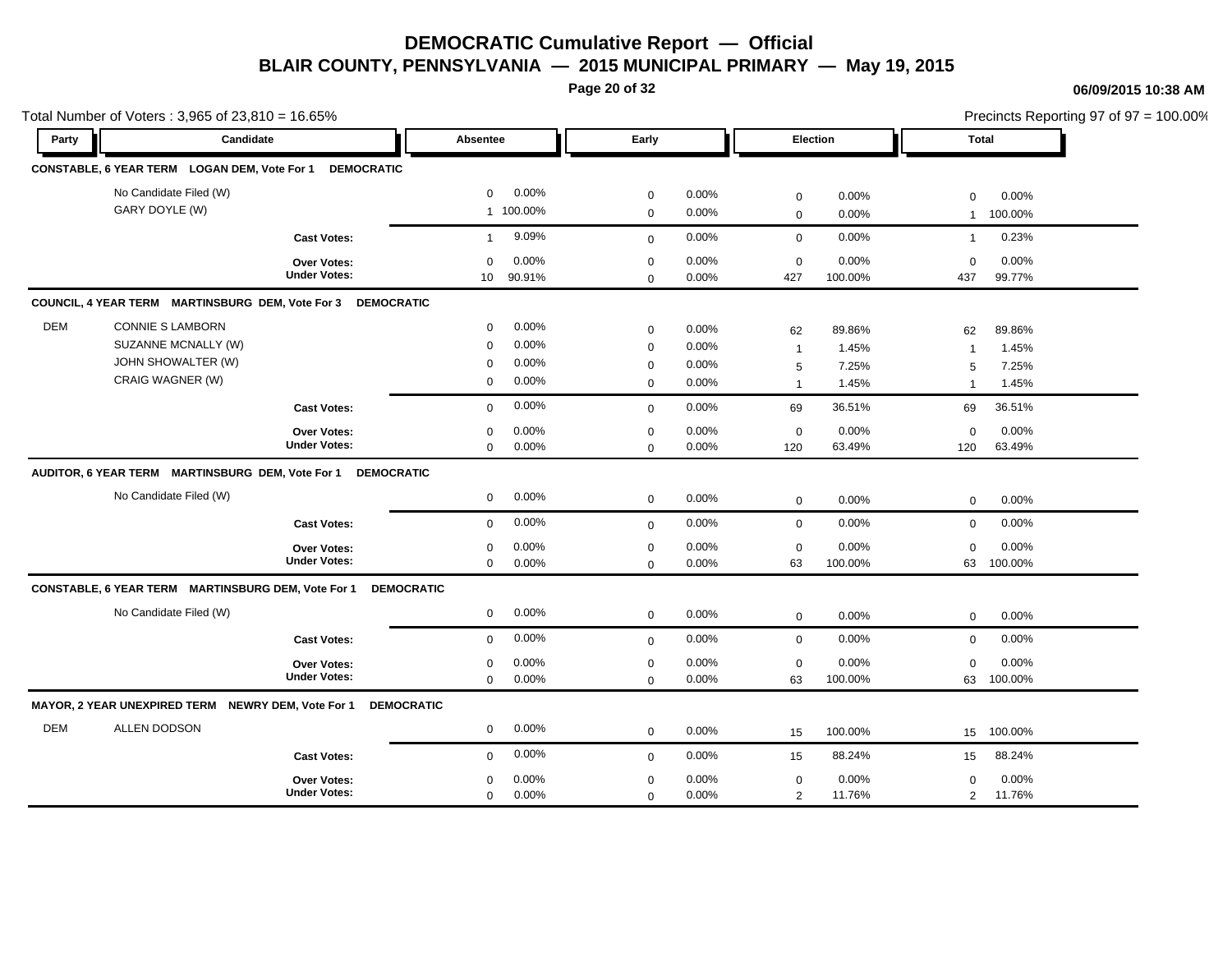# DEMOCRATIC Cumulative Report — Official

## BLAIR COUNTY, PENNSYLVANIA — 2015 MUNICIPAL PRIMARY — May 19, 2015

06/09/2015 10:38 AM

Total Number of Voters : 3,965 of 23,810 = 16.65%

Precincts Reporting 97 of 97 = 100.00%

| Party | Candidate | Absentee | | Early | | Election | | Total | |
|---|---|---|---|---|---|---|---|---|---|
| **CONSTABLE, 6 YEAR TERM LOGAN DEM, Vote For 1 DEMOCRATIC** | | | | | | | | | |
| | No Candidate Filed (W) | 0 | 0.00% | 0 | 0.00% | 0 | 0.00% | 0 | 0.00% |
| | GARY DOYLE (W) | 1 | 100.00% | 0 | 0.00% | 0 | 0.00% | 1 | 100.00% |
| | **Cast Votes:** | 1 | 9.09% | 0 | 0.00% | 0 | 0.00% | 1 | 0.23% |
| | **Over Votes:** | 0 | 0.00% | 0 | 0.00% | 0 | 0.00% | 0 | 0.00% |
| | **Under Votes:** | 10 | 90.91% | 0 | 0.00% | 427 | 100.00% | 437 | 99.77% |
| **COUNCIL, 4 YEAR TERM MARTINSBURG DEM, Vote For 3 DEMOCRATIC** | | | | | | | | | |
| DEM | CONNIE S LAMBORN | 0 | 0.00% | 0 | 0.00% | 62 | 89.86% | 62 | 89.86% |
| | SUZANNE MCNALLY (W) | 0 | 0.00% | 0 | 0.00% | 1 | 1.45% | 1 | 1.45% |
| | JOHN SHOWALTER (W) | 0 | 0.00% | 0 | 0.00% | 5 | 7.25% | 5 | 7.25% |
| | CRAIG WAGNER (W) | 0 | 0.00% | 0 | 0.00% | 1 | 1.45% | 1 | 1.45% |
| | **Cast Votes:** | 0 | 0.00% | 0 | 0.00% | 69 | 36.51% | 69 | 36.51% |
| | **Over Votes:** | 0 | 0.00% | 0 | 0.00% | 0 | 0.00% | 0 | 0.00% |
| | **Under Votes:** | 0 | 0.00% | 0 | 0.00% | 120 | 63.49% | 120 | 63.49% |
| **AUDITOR, 6 YEAR TERM MARTINSBURG DEM, Vote For 1 DEMOCRATIC** | | | | | | | | | |
| | No Candidate Filed (W) | 0 | 0.00% | 0 | 0.00% | 0 | 0.00% | 0 | 0.00% |
| | **Cast Votes:** | 0 | 0.00% | 0 | 0.00% | 0 | 0.00% | 0 | 0.00% |
| | **Over Votes:** | 0 | 0.00% | 0 | 0.00% | 0 | 0.00% | 0 | 0.00% |
| | **Under Votes:** | 0 | 0.00% | 0 | 0.00% | 63 | 100.00% | 63 | 100.00% |
| **CONSTABLE, 6 YEAR TERM MARTINSBURG DEM, Vote For 1 DEMOCRATIC** | | | | | | | | | |
| | No Candidate Filed (W) | 0 | 0.00% | 0 | 0.00% | 0 | 0.00% | 0 | 0.00% |
| | **Cast Votes:** | 0 | 0.00% | 0 | 0.00% | 0 | 0.00% | 0 | 0.00% |
| | **Over Votes:** | 0 | 0.00% | 0 | 0.00% | 0 | 0.00% | 0 | 0.00% |
| | **Under Votes:** | 0 | 0.00% | 0 | 0.00% | 63 | 100.00% | 63 | 100.00% |
| **MAYOR, 2 YEAR UNEXPIRED TERM NEWRY DEM, Vote For 1 DEMOCRATIC** | | | | | | | | | |
| DEM | ALLEN DODSON | 0 | 0.00% | 0 | 0.00% | 15 | 100.00% | 15 | 100.00% |
| | **Cast Votes:** | 0 | 0.00% | 0 | 0.00% | 15 | 88.24% | 15 | 88.24% |
| | **Over Votes:** | 0 | 0.00% | 0 | 0.00% | 0 | 0.00% | 0 | 0.00% |
| | **Under Votes:** | 0 | 0.00% | 0 | 0.00% | 2 | 11.76% | 2 | 11.76% |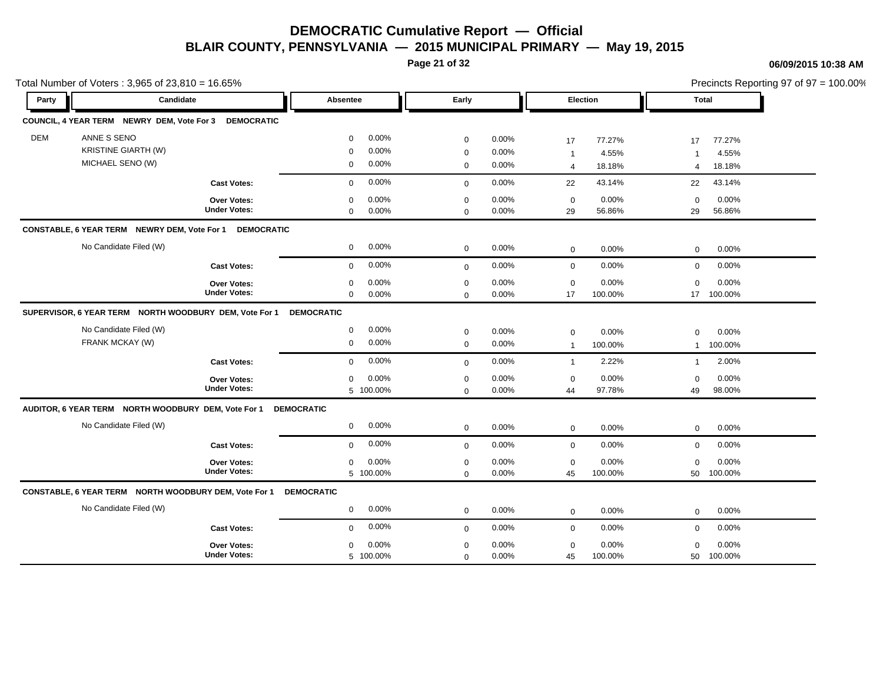# DEMOCRATIC Cumulative Report — Official

## BLAIR COUNTY, PENNSYLVANIA — 2015 MUNICIPAL PRIMARY — May 19, 2015

06/09/2015 10:38 AM

Total Number of Voters : 3,965 of 23,810 = 16.65%

Precincts Reporting 97 of 97 = 100.00%

| Party | Candidate | Absentee | | Early | | Election | | Total | |
|---|---|---|---|---|---|---|---|---|---|
| **COUNCIL, 4 YEAR TERM NEWRY DEM, Vote For 3 DEMOCRATIC** | | | | | | | | | |
| DEM | ANNE S SENO | 0 | 0.00% | 0 | 0.00% | 17 | 77.27% | 17 | 77.27% |
| | KRISTINE GIARTH (W) | 0 | 0.00% | 0 | 0.00% | 1 | 4.55% | 1 | 4.55% |
| | MICHAEL SENO (W) | 0 | 0.00% | 0 | 0.00% | 4 | 18.18% | 4 | 18.18% |
| | **Cast Votes:** | 0 | 0.00% | 0 | 0.00% | 22 | 43.14% | 22 | 43.14% |
| | **Over Votes:** | 0 | 0.00% | 0 | 0.00% | 0 | 0.00% | 0 | 0.00% |
| | **Under Votes:** | 0 | 0.00% | 0 | 0.00% | 29 | 56.86% | 29 | 56.86% |
| **CONSTABLE, 6 YEAR TERM NEWRY DEM, Vote For 1 DEMOCRATIC** | | | | | | | | | |
| | No Candidate Filed (W) | 0 | 0.00% | 0 | 0.00% | 0 | 0.00% | 0 | 0.00% |
| | **Cast Votes:** | 0 | 0.00% | 0 | 0.00% | 0 | 0.00% | 0 | 0.00% |
| | **Over Votes:** | 0 | 0.00% | 0 | 0.00% | 0 | 0.00% | 0 | 0.00% |
| | **Under Votes:** | 0 | 0.00% | 0 | 0.00% | 17 | 100.00% | 17 | 100.00% |
| **SUPERVISOR, 6 YEAR TERM NORTH WOODBURY DEM, Vote For 1 DEMOCRATIC** | | | | | | | | | |
| | No Candidate Filed (W) | 0 | 0.00% | 0 | 0.00% | 0 | 0.00% | 0 | 0.00% |
| | FRANK MCKAY (W) | 0 | 0.00% | 0 | 0.00% | 1 | 100.00% | 1 | 100.00% |
| | **Cast Votes:** | 0 | 0.00% | 0 | 0.00% | 1 | 2.22% | 1 | 2.00% |
| | **Over Votes:** | 0 | 0.00% | 0 | 0.00% | 0 | 0.00% | 0 | 0.00% |
| | **Under Votes:** | 5 | 100.00% | 0 | 0.00% | 44 | 97.78% | 49 | 98.00% |
| **AUDITOR, 6 YEAR TERM NORTH WOODBURY DEM, Vote For 1 DEMOCRATIC** | | | | | | | | | |
| | No Candidate Filed (W) | 0 | 0.00% | 0 | 0.00% | 0 | 0.00% | 0 | 0.00% |
| | **Cast Votes:** | 0 | 0.00% | 0 | 0.00% | 0 | 0.00% | 0 | 0.00% |
| | **Over Votes:** | 0 | 0.00% | 0 | 0.00% | 0 | 0.00% | 0 | 0.00% |
| | **Under Votes:** | 5 | 100.00% | 0 | 0.00% | 45 | 100.00% | 50 | 100.00% |
| **CONSTABLE, 6 YEAR TERM NORTH WOODBURY DEM, Vote For 1 DEMOCRATIC** | | | | | | | | | |
| | No Candidate Filed (W) | 0 | 0.00% | 0 | 0.00% | 0 | 0.00% | 0 | 0.00% |
| | **Cast Votes:** | 0 | 0.00% | 0 | 0.00% | 0 | 0.00% | 0 | 0.00% |
| | **Over Votes:** | 0 | 0.00% | 0 | 0.00% | 0 | 0.00% | 0 | 0.00% |
| | **Under Votes:** | 5 | 100.00% | 0 | 0.00% | 45 | 100.00% | 50 | 100.00% |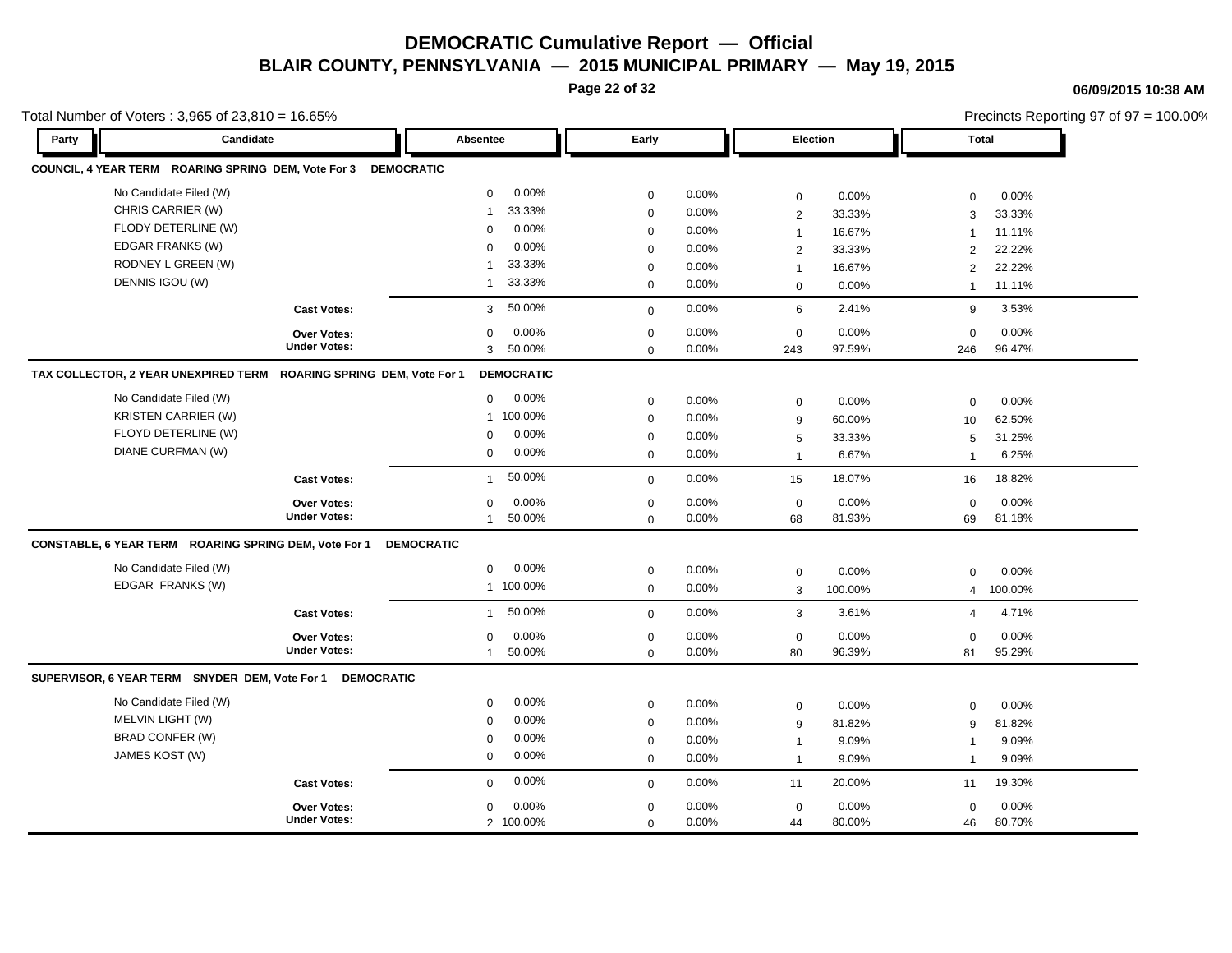# DEMOCRATIC Cumulative Report — Official

## BLAIR COUNTY, PENNSYLVANIA — 2015 MUNICIPAL PRIMARY — May 19, 2015

06/09/2015 10:38 AM

Total Number of Voters : 3,965 of 23,810 = 16.65%

Precincts Reporting 97 of 97 = 100.00%

| Party | Candidate | Absentee | | Early | | Election | | Total | |
|---|---|---|---|---|---|---|---|---|---|
| **COUNCIL, 4 YEAR TERM ROARING SPRING DEM, Vote For 3 DEMOCRATIC** | | | | | | | | | |
| | No Candidate Filed (W) | 0 | 0.00% | 0 | 0.00% | 0 | 0.00% | 0 | 0.00% |
| | CHRIS CARRIER (W) | 1 | 33.33% | 0 | 0.00% | 2 | 33.33% | 3 | 33.33% |
| | FLODY DETERLINE (W) | 0 | 0.00% | 0 | 0.00% | 1 | 16.67% | 1 | 11.11% |
| | EDGAR FRANKS (W) | 0 | 0.00% | 0 | 0.00% | 2 | 33.33% | 2 | 22.22% |
| | RODNEY L GREEN (W) | 1 | 33.33% | 0 | 0.00% | 1 | 16.67% | 2 | 22.22% |
| | DENNIS IGOU (W) | 1 | 33.33% | 0 | 0.00% | 0 | 0.00% | 1 | 11.11% |
| | **Cast Votes:** | 3 | 50.00% | 0 | 0.00% | 6 | 2.41% | 9 | 3.53% |
| | **Over Votes:** | 0 | 0.00% | 0 | 0.00% | 0 | 0.00% | 0 | 0.00% |
| | **Under Votes:** | 3 | 50.00% | 0 | 0.00% | 243 | 97.59% | 246 | 96.47% |
| **TAX COLLECTOR, 2 YEAR UNEXPIRED TERM ROARING SPRING DEM, Vote For 1 DEMOCRATIC** | | | | | | | | | |
| | No Candidate Filed (W) | 0 | 0.00% | 0 | 0.00% | 0 | 0.00% | 0 | 0.00% |
| | KRISTEN CARRIER (W) | 1 | 100.00% | 0 | 0.00% | 9 | 60.00% | 10 | 62.50% |
| | FLOYD DETERLINE (W) | 0 | 0.00% | 0 | 0.00% | 5 | 33.33% | 5 | 31.25% |
| | DIANE CURFMAN (W) | 0 | 0.00% | 0 | 0.00% | 1 | 6.67% | 1 | 6.25% |
| | **Cast Votes:** | 1 | 50.00% | 0 | 0.00% | 15 | 18.07% | 16 | 18.82% |
| | **Over Votes:** | 0 | 0.00% | 0 | 0.00% | 0 | 0.00% | 0 | 0.00% |
| | **Under Votes:** | 1 | 50.00% | 0 | 0.00% | 68 | 81.93% | 69 | 81.18% |
| **CONSTABLE, 6 YEAR TERM ROARING SPRING DEM, Vote For 1 DEMOCRATIC** | | | | | | | | | |
| | No Candidate Filed (W) | 0 | 0.00% | 0 | 0.00% | 0 | 0.00% | 0 | 0.00% |
| | EDGAR FRANKS (W) | 1 | 100.00% | 0 | 0.00% | 3 | 100.00% | 4 | 100.00% |
| | **Cast Votes:** | 1 | 50.00% | 0 | 0.00% | 3 | 3.61% | 4 | 4.71% |
| | **Over Votes:** | 0 | 0.00% | 0 | 0.00% | 0 | 0.00% | 0 | 0.00% |
| | **Under Votes:** | 1 | 50.00% | 0 | 0.00% | 80 | 96.39% | 81 | 95.29% |
| **SUPERVISOR, 6 YEAR TERM SNYDER DEM, Vote For 1 DEMOCRATIC** | | | | | | | | | |
| | No Candidate Filed (W) | 0 | 0.00% | 0 | 0.00% | 0 | 0.00% | 0 | 0.00% |
| | MELVIN LIGHT (W) | 0 | 0.00% | 0 | 0.00% | 9 | 81.82% | 9 | 81.82% |
| | BRAD CONFER (W) | 0 | 0.00% | 0 | 0.00% | 1 | 9.09% | 1 | 9.09% |
| | JAMES KOST (W) | 0 | 0.00% | 0 | 0.00% | 1 | 9.09% | 1 | 9.09% |
| | **Cast Votes:** | 0 | 0.00% | 0 | 0.00% | 11 | 20.00% | 11 | 19.30% |
| | **Over Votes:** | 0 | 0.00% | 0 | 0.00% | 0 | 0.00% | 0 | 0.00% |
| | **Under Votes:** | 2 | 100.00% | 0 | 0.00% | 44 | 80.00% | 46 | 80.70% |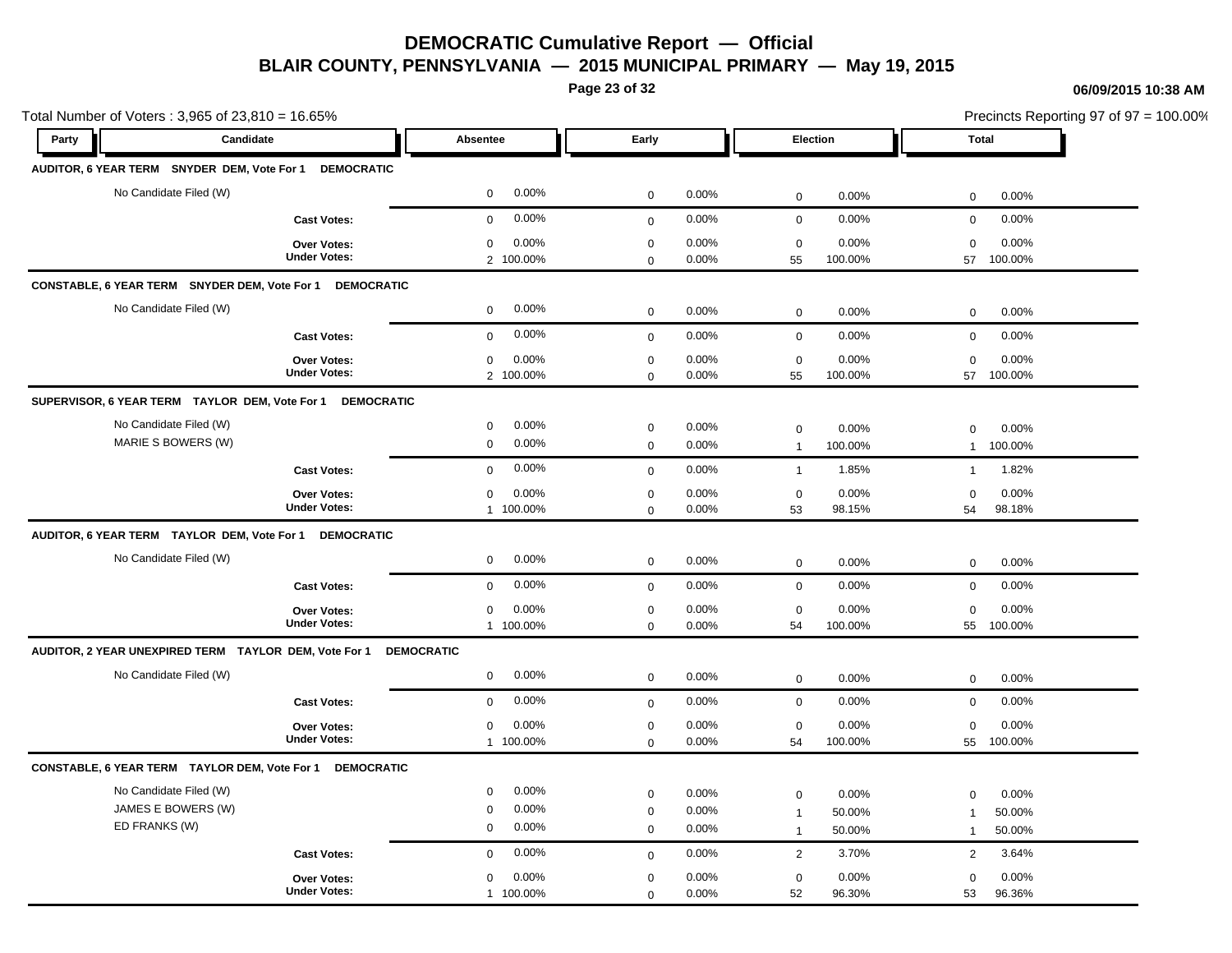# DEMOCRATIC Cumulative Report — Official

## BLAIR COUNTY, PENNSYLVANIA — 2015 MUNICIPAL PRIMARY — May 19, 2015

06/09/2015 10:38 AM

Total Number of Voters : 3,965 of 23,810 = 16.65%

Precincts Reporting 97 of 97 = 100.00%

| Party | Candidate | Absentee | | Early | | Election | | Total | |
|---|---|---|---|---|---|---|---|---|---|
| **AUDITOR, 6 YEAR TERM SNYDER DEM, Vote For 1 DEMOCRATIC** | | | | | | | | | |
| | No Candidate Filed (W) | 0 | 0.00% | 0 | 0.00% | 0 | 0.00% | 0 | 0.00% |
| | **Cast Votes:** | 0 | 0.00% | 0 | 0.00% | 0 | 0.00% | 0 | 0.00% |
| | **Over Votes:** | 0 | 0.00% | 0 | 0.00% | 0 | 0.00% | 0 | 0.00% |
| | **Under Votes:** | 2 | 100.00% | 0 | 0.00% | 55 | 100.00% | 57 | 100.00% |
| **CONSTABLE, 6 YEAR TERM SNYDER DEM, Vote For 1 DEMOCRATIC** | | | | | | | | | |
| | No Candidate Filed (W) | 0 | 0.00% | 0 | 0.00% | 0 | 0.00% | 0 | 0.00% |
| | **Cast Votes:** | 0 | 0.00% | 0 | 0.00% | 0 | 0.00% | 0 | 0.00% |
| | **Over Votes:** | 0 | 0.00% | 0 | 0.00% | 0 | 0.00% | 0 | 0.00% |
| | **Under Votes:** | 2 | 100.00% | 0 | 0.00% | 55 | 100.00% | 57 | 100.00% |
| **SUPERVISOR, 6 YEAR TERM TAYLOR DEM, Vote For 1 DEMOCRATIC** | | | | | | | | | |
| | No Candidate Filed (W) | 0 | 0.00% | 0 | 0.00% | 0 | 0.00% | 0 | 0.00% |
| | MARIE S BOWERS (W) | 0 | 0.00% | 0 | 0.00% | 1 | 100.00% | 1 | 100.00% |
| | **Cast Votes:** | 0 | 0.00% | 0 | 0.00% | 1 | 1.85% | 1 | 1.82% |
| | **Over Votes:** | 0 | 0.00% | 0 | 0.00% | 0 | 0.00% | 0 | 0.00% |
| | **Under Votes:** | 1 | 100.00% | 0 | 0.00% | 53 | 98.15% | 54 | 98.18% |
| **AUDITOR, 6 YEAR TERM TAYLOR DEM, Vote For 1 DEMOCRATIC** | | | | | | | | | |
| | No Candidate Filed (W) | 0 | 0.00% | 0 | 0.00% | 0 | 0.00% | 0 | 0.00% |
| | **Cast Votes:** | 0 | 0.00% | 0 | 0.00% | 0 | 0.00% | 0 | 0.00% |
| | **Over Votes:** | 0 | 0.00% | 0 | 0.00% | 0 | 0.00% | 0 | 0.00% |
| | **Under Votes:** | 1 | 100.00% | 0 | 0.00% | 54 | 100.00% | 55 | 100.00% |
| **AUDITOR, 2 YEAR UNEXPIRED TERM TAYLOR DEM, Vote For 1 DEMOCRATIC** | | | | | | | | | |
| | No Candidate Filed (W) | 0 | 0.00% | 0 | 0.00% | 0 | 0.00% | 0 | 0.00% |
| | **Cast Votes:** | 0 | 0.00% | 0 | 0.00% | 0 | 0.00% | 0 | 0.00% |
| | **Over Votes:** | 0 | 0.00% | 0 | 0.00% | 0 | 0.00% | 0 | 0.00% |
| | **Under Votes:** | 1 | 100.00% | 0 | 0.00% | 54 | 100.00% | 55 | 100.00% |
| **CONSTABLE, 6 YEAR TERM TAYLOR DEM, Vote For 1 DEMOCRATIC** | | | | | | | | | |
| | No Candidate Filed (W) | 0 | 0.00% | 0 | 0.00% | 0 | 0.00% | 0 | 0.00% |
| | JAMES E BOWERS (W) | 0 | 0.00% | 0 | 0.00% | 1 | 50.00% | 1 | 50.00% |
| | ED FRANKS (W) | 0 | 0.00% | 0 | 0.00% | 1 | 50.00% | 1 | 50.00% |
| | **Cast Votes:** | 0 | 0.00% | 0 | 0.00% | 2 | 3.70% | 2 | 3.64% |
| | **Over Votes:** | 0 | 0.00% | 0 | 0.00% | 0 | 0.00% | 0 | 0.00% |
| | **Under Votes:** | 1 | 100.00% | 0 | 0.00% | 52 | 96.30% | 53 | 96.36% |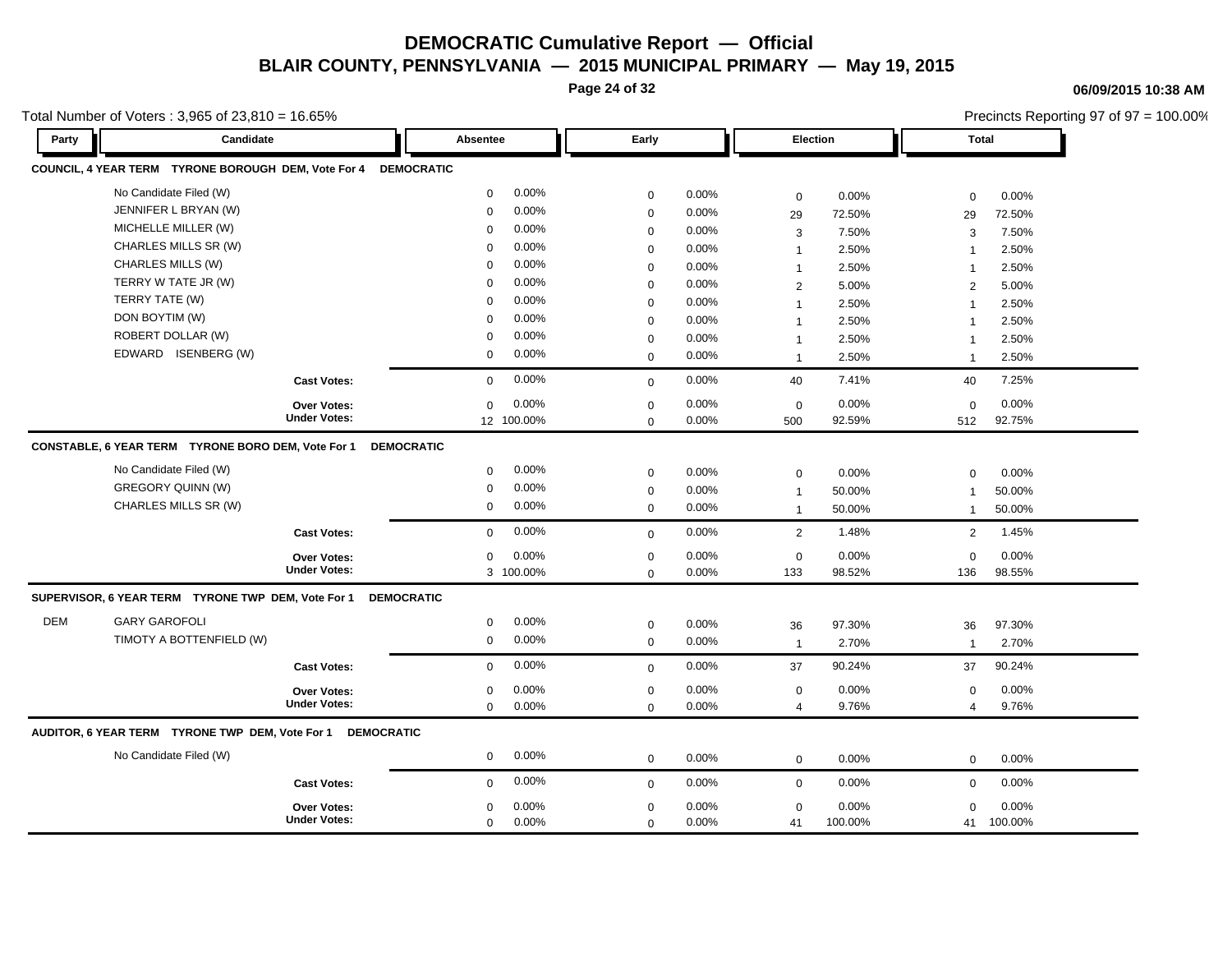# DEMOCRATIC Cumulative Report — Official

## BLAIR COUNTY, PENNSYLVANIA — 2015 MUNICIPAL PRIMARY — May 19, 2015

06/09/2015 10:38 AM

Total Number of Voters : 3,965 of 23,810 = 16.65%

Precincts Reporting 97 of 97 = 100.00%

| Party | Candidate | Absentee | | Early | | Election | | Total | |
|---|---|---|---|---|---|---|---|---|---|
| **COUNCIL, 4 YEAR TERM TYRONE BOROUGH DEM, Vote For 4 DEMOCRATIC** | | | | | | | | | |
| | No Candidate Filed (W) | 0 | 0.00% | 0 | 0.00% | 0 | 0.00% | 0 | 0.00% |
| | JENNIFER L BRYAN (W) | 0 | 0.00% | 0 | 0.00% | 29 | 72.50% | 29 | 72.50% |
| | MICHELLE MILLER (W) | 0 | 0.00% | 0 | 0.00% | 3 | 7.50% | 3 | 7.50% |
| | CHARLES MILLS SR (W) | 0 | 0.00% | 0 | 0.00% | 1 | 2.50% | 1 | 2.50% |
| | CHARLES MILLS (W) | 0 | 0.00% | 0 | 0.00% | 1 | 2.50% | 1 | 2.50% |
| | TERRY W TATE JR (W) | 0 | 0.00% | 0 | 0.00% | 2 | 5.00% | 2 | 5.00% |
| | TERRY TATE (W) | 0 | 0.00% | 0 | 0.00% | 1 | 2.50% | 1 | 2.50% |
| | DON BOYTIM (W) | 0 | 0.00% | 0 | 0.00% | 1 | 2.50% | 1 | 2.50% |
| | ROBERT DOLLAR (W) | 0 | 0.00% | 0 | 0.00% | 1 | 2.50% | 1 | 2.50% |
| | EDWARD ISENBERG (W) | 0 | 0.00% | 0 | 0.00% | 1 | 2.50% | 1 | 2.50% |
| | **Cast Votes:** | 0 | 0.00% | 0 | 0.00% | 40 | 7.41% | 40 | 7.25% |
| | **Over Votes:** | 0 | 0.00% | 0 | 0.00% | 0 | 0.00% | 0 | 0.00% |
| | **Under Votes:** | 12 | 100.00% | 0 | 0.00% | 500 | 92.59% | 512 | 92.75% |
| **CONSTABLE, 6 YEAR TERM TYRONE BORO DEM, Vote For 1 DEMOCRATIC** | | | | | | | | | |
| | No Candidate Filed (W) | 0 | 0.00% | 0 | 0.00% | 0 | 0.00% | 0 | 0.00% |
| | GREGORY QUINN (W) | 0 | 0.00% | 0 | 0.00% | 1 | 50.00% | 1 | 50.00% |
| | CHARLES MILLS SR (W) | 0 | 0.00% | 0 | 0.00% | 1 | 50.00% | 1 | 50.00% |
| | **Cast Votes:** | 0 | 0.00% | 0 | 0.00% | 2 | 1.48% | 2 | 1.45% |
| | **Over Votes:** | 0 | 0.00% | 0 | 0.00% | 0 | 0.00% | 0 | 0.00% |
| | **Under Votes:** | 3 | 100.00% | 0 | 0.00% | 133 | 98.52% | 136 | 98.55% |
| **SUPERVISOR, 6 YEAR TERM TYRONE TWP DEM, Vote For 1 DEMOCRATIC** | | | | | | | | | |
| DEM | GARY GAROFOLI | 0 | 0.00% | 0 | 0.00% | 36 | 97.30% | 36 | 97.30% |
| | TIMOTY A BOTTENFIELD (W) | 0 | 0.00% | 0 | 0.00% | 1 | 2.70% | 1 | 2.70% |
| | **Cast Votes:** | 0 | 0.00% | 0 | 0.00% | 37 | 90.24% | 37 | 90.24% |
| | **Over Votes:** | 0 | 0.00% | 0 | 0.00% | 0 | 0.00% | 0 | 0.00% |
| | **Under Votes:** | 0 | 0.00% | 0 | 0.00% | 4 | 9.76% | 4 | 9.76% |
| **AUDITOR, 6 YEAR TERM TYRONE TWP DEM, Vote For 1 DEMOCRATIC** | | | | | | | | | |
| | No Candidate Filed (W) | 0 | 0.00% | 0 | 0.00% | 0 | 0.00% | 0 | 0.00% |
| | **Cast Votes:** | 0 | 0.00% | 0 | 0.00% | 0 | 0.00% | 0 | 0.00% |
| | **Over Votes:** | 0 | 0.00% | 0 | 0.00% | 0 | 0.00% | 0 | 0.00% |
| | **Under Votes:** | 0 | 0.00% | 0 | 0.00% | 41 | 100.00% | 41 | 100.00% |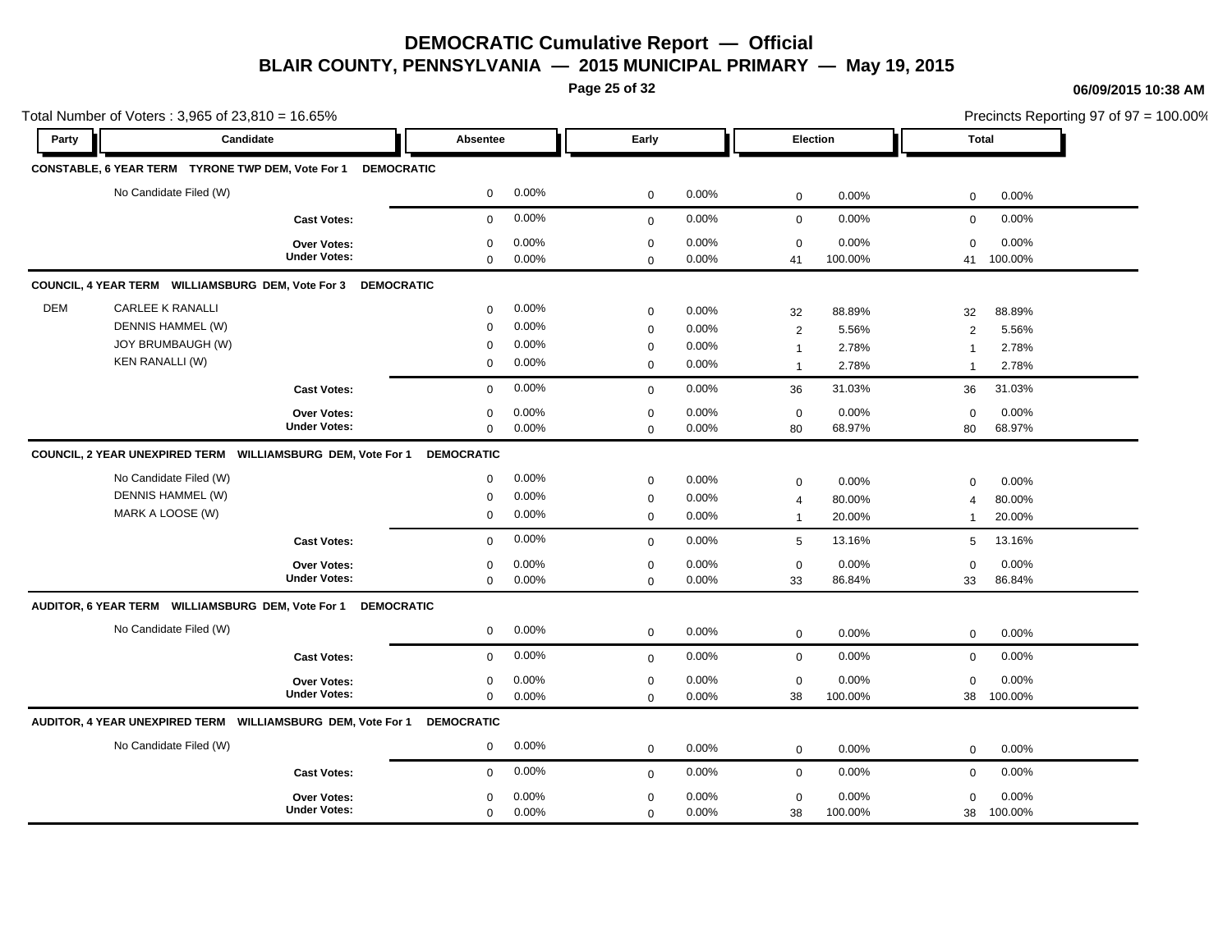# DEMOCRATIC Cumulative Report — Official

## BLAIR COUNTY, PENNSYLVANIA — 2015 MUNICIPAL PRIMARY — May 19, 2015

06/09/2015 10:38 AM

Total Number of Voters : 3,965 of 23,810 = 16.65%

Precincts Reporting 97 of 97 = 100.00%

| Party | Candidate | Absentee | | Early | | Election | | Total | |
|---|---|---|---|---|---|---|---|---|---|
| **CONSTABLE, 6 YEAR TERM TYRONE TWP DEM, Vote For 1 DEMOCRATIC** | | | | | | | | | |
| | No Candidate Filed (W) | 0 | 0.00% | 0 | 0.00% | 0 | 0.00% | 0 | 0.00% |
| | **Cast Votes:** | 0 | 0.00% | 0 | 0.00% | 0 | 0.00% | 0 | 0.00% |
| | **Over Votes:** | 0 | 0.00% | 0 | 0.00% | 0 | 0.00% | 0 | 0.00% |
| | **Under Votes:** | 0 | 0.00% | 0 | 0.00% | 41 | 100.00% | 41 | 100.00% |
| **COUNCIL, 4 YEAR TERM WILLIAMSBURG DEM, Vote For 3 DEMOCRATIC** | | | | | | | | | |
| DEM | CARLEE K RANALLI | 0 | 0.00% | 0 | 0.00% | 32 | 88.89% | 32 | 88.89% |
| | DENNIS HAMMEL (W) | 0 | 0.00% | 0 | 0.00% | 2 | 5.56% | 2 | 5.56% |
| | JOY BRUMBAUGH (W) | 0 | 0.00% | 0 | 0.00% | 1 | 2.78% | 1 | 2.78% |
| | KEN RANALLI (W) | 0 | 0.00% | 0 | 0.00% | 1 | 2.78% | 1 | 2.78% |
| | **Cast Votes:** | 0 | 0.00% | 0 | 0.00% | 36 | 31.03% | 36 | 31.03% |
| | **Over Votes:** | 0 | 0.00% | 0 | 0.00% | 0 | 0.00% | 0 | 0.00% |
| | **Under Votes:** | 0 | 0.00% | 0 | 0.00% | 80 | 68.97% | 80 | 68.97% |
| **COUNCIL, 2 YEAR UNEXPIRED TERM WILLIAMSBURG DEM, Vote For 1 DEMOCRATIC** | | | | | | | | | |
| | No Candidate Filed (W) | 0 | 0.00% | 0 | 0.00% | 0 | 0.00% | 0 | 0.00% |
| | DENNIS HAMMEL (W) | 0 | 0.00% | 0 | 0.00% | 4 | 80.00% | 4 | 80.00% |
| | MARK A LOOSE (W) | 0 | 0.00% | 0 | 0.00% | 1 | 20.00% | 1 | 20.00% |
| | **Cast Votes:** | 0 | 0.00% | 0 | 0.00% | 5 | 13.16% | 5 | 13.16% |
| | **Over Votes:** | 0 | 0.00% | 0 | 0.00% | 0 | 0.00% | 0 | 0.00% |
| | **Under Votes:** | 0 | 0.00% | 0 | 0.00% | 33 | 86.84% | 33 | 86.84% |
| **AUDITOR, 6 YEAR TERM WILLIAMSBURG DEM, Vote For 1 DEMOCRATIC** | | | | | | | | | |
| | No Candidate Filed (W) | 0 | 0.00% | 0 | 0.00% | 0 | 0.00% | 0 | 0.00% |
| | **Cast Votes:** | 0 | 0.00% | 0 | 0.00% | 0 | 0.00% | 0 | 0.00% |
| | **Over Votes:** | 0 | 0.00% | 0 | 0.00% | 0 | 0.00% | 0 | 0.00% |
| | **Under Votes:** | 0 | 0.00% | 0 | 0.00% | 38 | 100.00% | 38 | 100.00% |
| **AUDITOR, 4 YEAR UNEXPIRED TERM WILLIAMSBURG DEM, Vote For 1 DEMOCRATIC** | | | | | | | | | |
| | No Candidate Filed (W) | 0 | 0.00% | 0 | 0.00% | 0 | 0.00% | 0 | 0.00% |
| | **Cast Votes:** | 0 | 0.00% | 0 | 0.00% | 0 | 0.00% | 0 | 0.00% |
| | **Over Votes:** | 0 | 0.00% | 0 | 0.00% | 0 | 0.00% | 0 | 0.00% |
| | **Under Votes:** | 0 | 0.00% | 0 | 0.00% | 38 | 100.00% | 38 | 100.00% |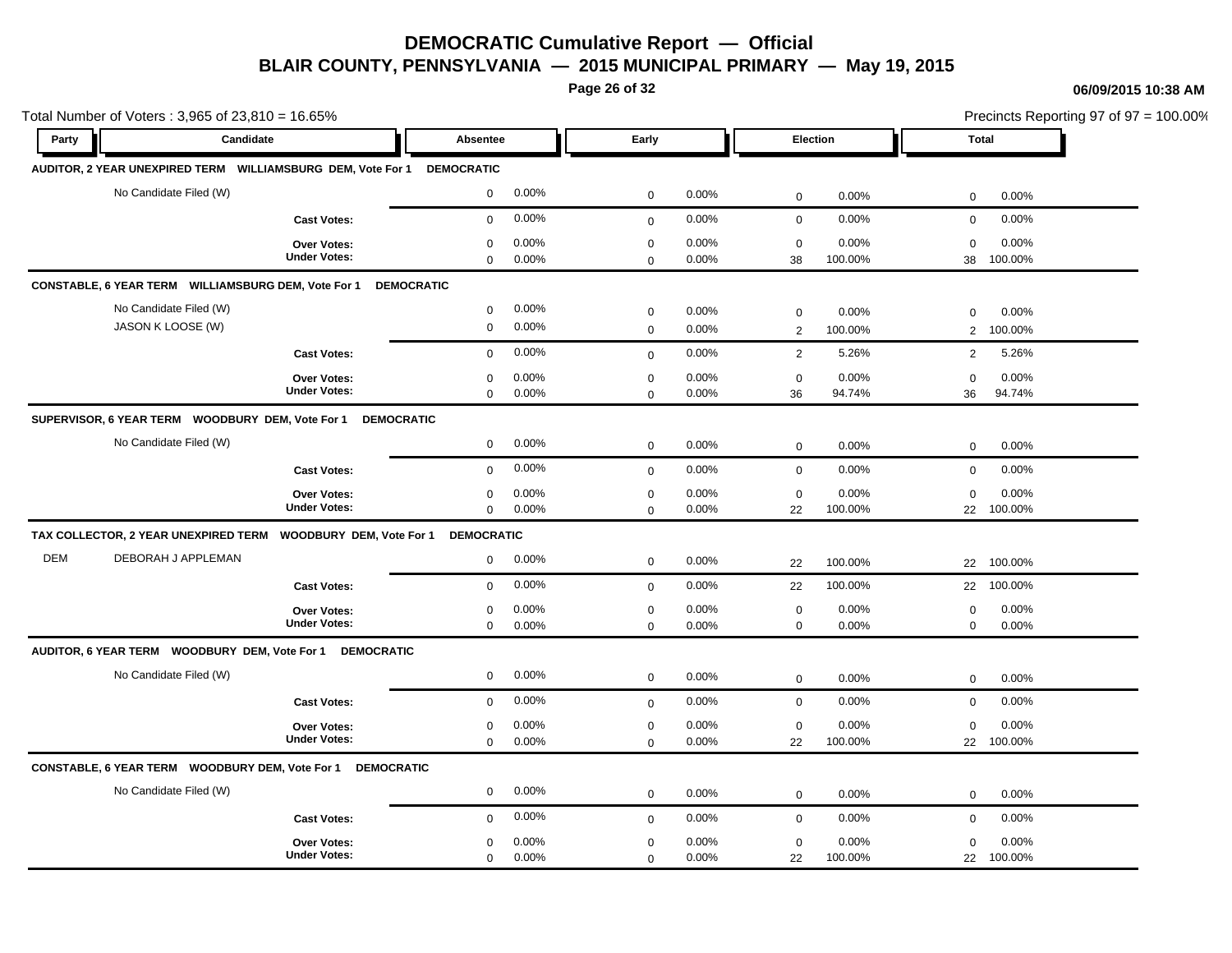# DEMOCRATIC Cumulative Report — Official

## BLAIR COUNTY, PENNSYLVANIA — 2015 MUNICIPAL PRIMARY — May 19, 2015

06/09/2015 10:38 AM

Total Number of Voters : 3,965 of 23,810 = 16.65%

Precincts Reporting 97 of 97 = 100.00%

| Party | Candidate | Absentee | | Early | | Election | | Total | |
|---|---|---|---|---|---|---|---|---|---|
| **AUDITOR, 2 YEAR UNEXPIRED TERM WILLIAMSBURG DEM, Vote For 1 DEMOCRATIC** | | | | | | | | | |
| | No Candidate Filed (W) | 0 | 0.00% | 0 | 0.00% | 0 | 0.00% | 0 | 0.00% |
| | **Cast Votes:** | 0 | 0.00% | 0 | 0.00% | 0 | 0.00% | 0 | 0.00% |
| | **Over Votes:** | 0 | 0.00% | 0 | 0.00% | 0 | 0.00% | 0 | 0.00% |
| | **Under Votes:** | 0 | 0.00% | 0 | 0.00% | 38 | 100.00% | 38 | 100.00% |
| **CONSTABLE, 6 YEAR TERM WILLIAMSBURG DEM, Vote For 1 DEMOCRATIC** | | | | | | | | | |
| | No Candidate Filed (W) | 0 | 0.00% | 0 | 0.00% | 0 | 0.00% | 0 | 0.00% |
| | JASON K LOOSE (W) | 0 | 0.00% | 0 | 0.00% | 2 | 100.00% | 2 | 100.00% |
| | **Cast Votes:** | 0 | 0.00% | 0 | 0.00% | 2 | 5.26% | 2 | 5.26% |
| | **Over Votes:** | 0 | 0.00% | 0 | 0.00% | 0 | 0.00% | 0 | 0.00% |
| | **Under Votes:** | 0 | 0.00% | 0 | 0.00% | 36 | 94.74% | 36 | 94.74% |
| **SUPERVISOR, 6 YEAR TERM WOODBURY DEM, Vote For 1 DEMOCRATIC** | | | | | | | | | |
| | No Candidate Filed (W) | 0 | 0.00% | 0 | 0.00% | 0 | 0.00% | 0 | 0.00% |
| | **Cast Votes:** | 0 | 0.00% | 0 | 0.00% | 0 | 0.00% | 0 | 0.00% |
| | **Over Votes:** | 0 | 0.00% | 0 | 0.00% | 0 | 0.00% | 0 | 0.00% |
| | **Under Votes:** | 0 | 0.00% | 0 | 0.00% | 22 | 100.00% | 22 | 100.00% |
| **TAX COLLECTOR, 2 YEAR UNEXPIRED TERM WOODBURY DEM, Vote For 1 DEMOCRATIC** | | | | | | | | | |
| DEM | DEBORAH J APPLEMAN | 0 | 0.00% | 0 | 0.00% | 22 | 100.00% | 22 | 100.00% |
| | **Cast Votes:** | 0 | 0.00% | 0 | 0.00% | 22 | 100.00% | 22 | 100.00% |
| | **Over Votes:** | 0 | 0.00% | 0 | 0.00% | 0 | 0.00% | 0 | 0.00% |
| | **Under Votes:** | 0 | 0.00% | 0 | 0.00% | 0 | 0.00% | 0 | 0.00% |
| **AUDITOR, 6 YEAR TERM WOODBURY DEM, Vote For 1 DEMOCRATIC** | | | | | | | | | |
| | No Candidate Filed (W) | 0 | 0.00% | 0 | 0.00% | 0 | 0.00% | 0 | 0.00% |
| | **Cast Votes:** | 0 | 0.00% | 0 | 0.00% | 0 | 0.00% | 0 | 0.00% |
| | **Over Votes:** | 0 | 0.00% | 0 | 0.00% | 0 | 0.00% | 0 | 0.00% |
| | **Under Votes:** | 0 | 0.00% | 0 | 0.00% | 22 | 100.00% | 22 | 100.00% |
| **CONSTABLE, 6 YEAR TERM WOODBURY DEM, Vote For 1 DEMOCRATIC** | | | | | | | | | |
| | No Candidate Filed (W) | 0 | 0.00% | 0 | 0.00% | 0 | 0.00% | 0 | 0.00% |
| | **Cast Votes:** | 0 | 0.00% | 0 | 0.00% | 0 | 0.00% | 0 | 0.00% |
| | **Over Votes:** | 0 | 0.00% | 0 | 0.00% | 0 | 0.00% | 0 | 0.00% |
| | **Under Votes:** | 0 | 0.00% | 0 | 0.00% | 22 | 100.00% | 22 | 100.00% |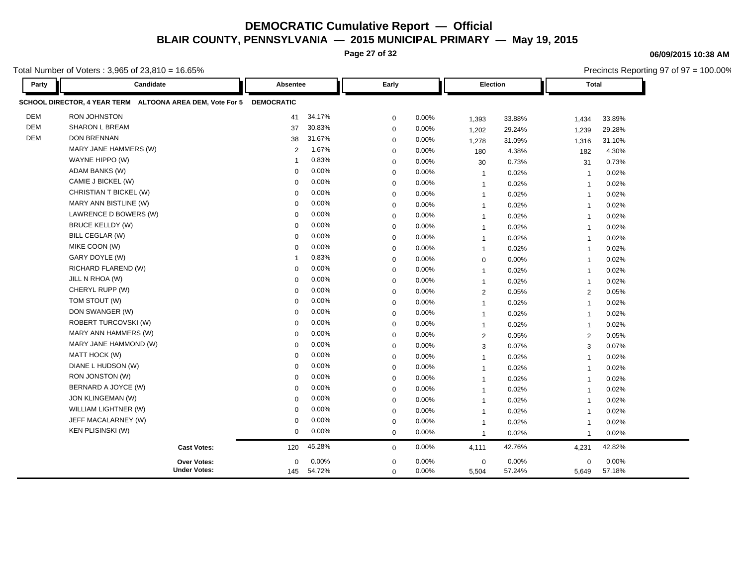# DEMOCRATIC Cumulative Report — Official

## BLAIR COUNTY, PENNSYLVANIA — 2015 MUNICIPAL PRIMARY — May 19, 2015

06/09/2015 10:38 AM

Total Number of Voters : 3,965 of 23,810 = 16.65%

Precincts Reporting 97 of 97 = 100.00%

| Party | Candidate | Absentee | | Early | | Election | | Total | |
|---|---|---|---|---|---|---|---|---|---|
| **SCHOOL DIRECTOR, 4 YEAR TERM ALTOONA AREA DEM, Vote For 5** | | **DEMOCRATIC** | | | | | | | |
| DEM | RON JOHNSTON | 41 | 34.17% | 0 | 0.00% | 1,393 | 33.88% | 1,434 | 33.89% |
| DEM | SHARON L BREAM | 37 | 30.83% | 0 | 0.00% | 1,202 | 29.24% | 1,239 | 29.28% |
| DEM | DON BRENNAN | 38 | 31.67% | 0 | 0.00% | 1,278 | 31.09% | 1,316 | 31.10% |
| | MARY JANE HAMMERS (W) | 2 | 1.67% | 0 | 0.00% | 180 | 4.38% | 182 | 4.30% |
| | WAYNE HIPPO (W) | 1 | 0.83% | 0 | 0.00% | 30 | 0.73% | 31 | 0.73% |
| | ADAM BANKS (W) | 0 | 0.00% | 0 | 0.00% | 1 | 0.02% | 1 | 0.02% |
| | CAMIE J BICKEL (W) | 0 | 0.00% | 0 | 0.00% | 1 | 0.02% | 1 | 0.02% |
| | CHRISTIAN T BICKEL (W) | 0 | 0.00% | 0 | 0.00% | 1 | 0.02% | 1 | 0.02% |
| | MARY ANN BISTLINE (W) | 0 | 0.00% | 0 | 0.00% | 1 | 0.02% | 1 | 0.02% |
| | LAWRENCE D BOWERS (W) | 0 | 0.00% | 0 | 0.00% | 1 | 0.02% | 1 | 0.02% |
| | BRUCE KELLDY (W) | 0 | 0.00% | 0 | 0.00% | 1 | 0.02% | 1 | 0.02% |
| | BILL CEGLAR (W) | 0 | 0.00% | 0 | 0.00% | 1 | 0.02% | 1 | 0.02% |
| | MIKE COON (W) | 0 | 0.00% | 0 | 0.00% | 1 | 0.02% | 1 | 0.02% |
| | GARY DOYLE (W) | 1 | 0.83% | 0 | 0.00% | 0 | 0.00% | 1 | 0.02% |
| | RICHARD FLAREND (W) | 0 | 0.00% | 0 | 0.00% | 1 | 0.02% | 1 | 0.02% |
| | JILL N RHOA (W) | 0 | 0.00% | 0 | 0.00% | 1 | 0.02% | 1 | 0.02% |
| | CHERYL RUPP (W) | 0 | 0.00% | 0 | 0.00% | 2 | 0.05% | 2 | 0.05% |
| | TOM STOUT (W) | 0 | 0.00% | 0 | 0.00% | 1 | 0.02% | 1 | 0.02% |
| | DON SWANGER (W) | 0 | 0.00% | 0 | 0.00% | 1 | 0.02% | 1 | 0.02% |
| | ROBERT TURCOVSKI (W) | 0 | 0.00% | 0 | 0.00% | 1 | 0.02% | 1 | 0.02% |
| | MARY ANN HAMMERS (W) | 0 | 0.00% | 0 | 0.00% | 2 | 0.05% | 2 | 0.05% |
| | MARY JANE HAMMOND (W) | 0 | 0.00% | 0 | 0.00% | 3 | 0.07% | 3 | 0.07% |
| | MATT HOCK (W) | 0 | 0.00% | 0 | 0.00% | 1 | 0.02% | 1 | 0.02% |
| | DIANE L HUDSON (W) | 0 | 0.00% | 0 | 0.00% | 1 | 0.02% | 1 | 0.02% |
| | RON JONSTON (W) | 0 | 0.00% | 0 | 0.00% | 1 | 0.02% | 1 | 0.02% |
| | BERNARD A JOYCE (W) | 0 | 0.00% | 0 | 0.00% | 1 | 0.02% | 1 | 0.02% |
| | JON KLINGEMAN (W) | 0 | 0.00% | 0 | 0.00% | 1 | 0.02% | 1 | 0.02% |
| | WILLIAM LIGHTNER (W) | 0 | 0.00% | 0 | 0.00% | 1 | 0.02% | 1 | 0.02% |
| | JEFF MACALARNEY (W) | 0 | 0.00% | 0 | 0.00% | 1 | 0.02% | 1 | 0.02% |
| | KEN PLISINSKI (W) | 0 | 0.00% | 0 | 0.00% | 1 | 0.02% | 1 | 0.02% |
| | **Cast Votes:** | 120 | 45.28% | 0 | 0.00% | 4,111 | 42.76% | 4,231 | 42.82% |
| | **Over Votes:** | 0 | 0.00% | 0 | 0.00% | 0 | 0.00% | 0 | 0.00% |
| | **Under Votes:** | 145 | 54.72% | 0 | 0.00% | 5,504 | 57.24% | 5,649 | 57.18% |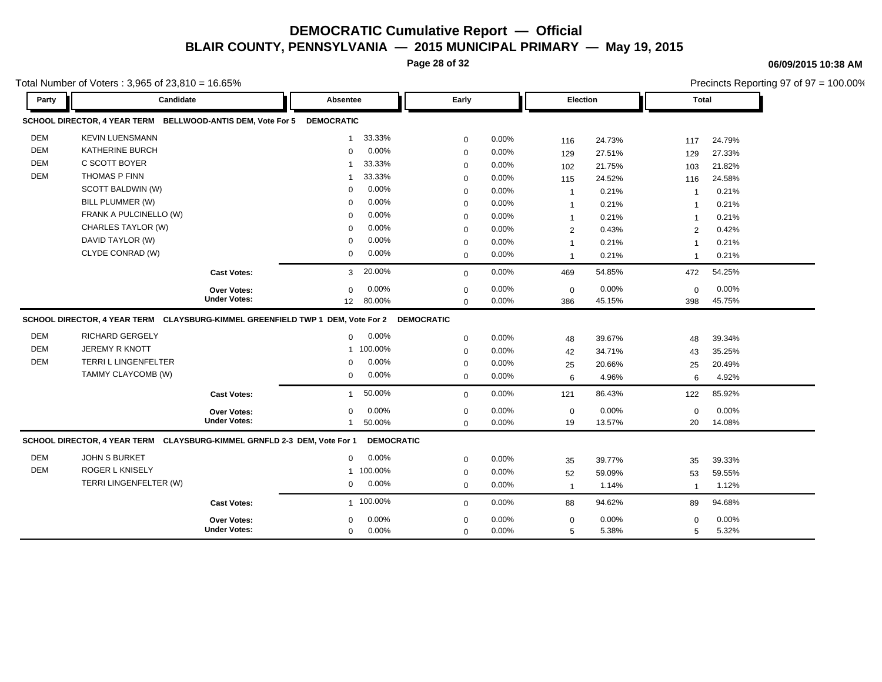# DEMOCRATIC Cumulative Report — Official

## BLAIR COUNTY, PENNSYLVANIA — 2015 MUNICIPAL PRIMARY — May 19, 2015

06/09/2015 10:38 AM

Total Number of Voters : 3,965 of 23,810 = 16.65%

Precincts Reporting 97 of 97 = 100.00%

### SCHOOL DIRECTOR, 4 YEAR TERM BELLWOOD-ANTIS DEM, Vote For 5 DEMOCRATIC

| Party | Candidate | Absentee | | Early | | Election | | Total | |
|---|---|---|---|---|---|---|---|---|---|
| DEM | KEVIN LUENSMANN | 1 | 33.33% | 0 | 0.00% | 116 | 24.73% | 117 | 24.79% |
| DEM | KATHERINE BURCH | 0 | 0.00% | 0 | 0.00% | 129 | 27.51% | 129 | 27.33% |
| DEM | C SCOTT BOYER | 1 | 33.33% | 0 | 0.00% | 102 | 21.75% | 103 | 21.82% |
| DEM | THOMAS P FINN | 1 | 33.33% | 0 | 0.00% | 115 | 24.52% | 116 | 24.58% |
| | SCOTT BALDWIN (W) | 0 | 0.00% | 0 | 0.00% | 1 | 0.21% | 1 | 0.21% |
| | BILL PLUMMER (W) | 0 | 0.00% | 0 | 0.00% | 1 | 0.21% | 1 | 0.21% |
| | FRANK A PULCINELLO (W) | 0 | 0.00% | 0 | 0.00% | 1 | 0.21% | 1 | 0.21% |
| | CHARLES TAYLOR (W) | 0 | 0.00% | 0 | 0.00% | 2 | 0.43% | 2 | 0.42% |
| | DAVID TAYLOR (W) | 0 | 0.00% | 0 | 0.00% | 1 | 0.21% | 1 | 0.21% |
| | CLYDE CONRAD (W) | 0 | 0.00% | 0 | 0.00% | 1 | 0.21% | 1 | 0.21% |
| | **Cast Votes:** | 3 | 20.00% | 0 | 0.00% | 469 | 54.85% | 472 | 54.25% |
| | **Over Votes:** | 0 | 0.00% | 0 | 0.00% | 0 | 0.00% | 0 | 0.00% |
| | **Under Votes:** | 12 | 80.00% | 0 | 0.00% | 386 | 45.15% | 398 | 45.75% |

### SCHOOL DIRECTOR, 4 YEAR TERM CLAYSBURG-KIMMEL GREENFIELD TWP 1 DEM, Vote For 2 DEMOCRATIC

| Party | Candidate | Absentee | | Early | | Election | | Total | |
|---|---|---|---|---|---|---|---|---|---|
| DEM | RICHARD GERGELY | 0 | 0.00% | 0 | 0.00% | 48 | 39.67% | 48 | 39.34% |
| DEM | JEREMY R KNOTT | 1 | 100.00% | 0 | 0.00% | 42 | 34.71% | 43 | 35.25% |
| DEM | TERRI L LINGENFELTER | 0 | 0.00% | 0 | 0.00% | 25 | 20.66% | 25 | 20.49% |
| | TAMMY CLAYCOMB (W) | 0 | 0.00% | 0 | 0.00% | 6 | 4.96% | 6 | 4.92% |
| | **Cast Votes:** | 1 | 50.00% | 0 | 0.00% | 121 | 86.43% | 122 | 85.92% |
| | **Over Votes:** | 0 | 0.00% | 0 | 0.00% | 0 | 0.00% | 0 | 0.00% |
| | **Under Votes:** | 1 | 50.00% | 0 | 0.00% | 19 | 13.57% | 20 | 14.08% |

### SCHOOL DIRECTOR, 4 YEAR TERM CLAYSBURG-KIMMEL GRNFLD 2-3 DEM, Vote For 1 DEMOCRATIC

| Party | Candidate | Absentee | | Early | | Election | | Total | |
|---|---|---|---|---|---|---|---|---|---|
| DEM | JOHN S BURKET | 0 | 0.00% | 0 | 0.00% | 35 | 39.77% | 35 | 39.33% |
| DEM | ROGER L KNISELY | 1 | 100.00% | 0 | 0.00% | 52 | 59.09% | 53 | 59.55% |
| | TERRI LINGENFELTER (W) | 0 | 0.00% | 0 | 0.00% | 1 | 1.14% | 1 | 1.12% |
| | **Cast Votes:** | 1 | 100.00% | 0 | 0.00% | 88 | 94.62% | 89 | 94.68% |
| | **Over Votes:** | 0 | 0.00% | 0 | 0.00% | 0 | 0.00% | 0 | 0.00% |
| | **Under Votes:** | 0 | 0.00% | 0 | 0.00% | 5 | 5.38% | 5 | 5.32% |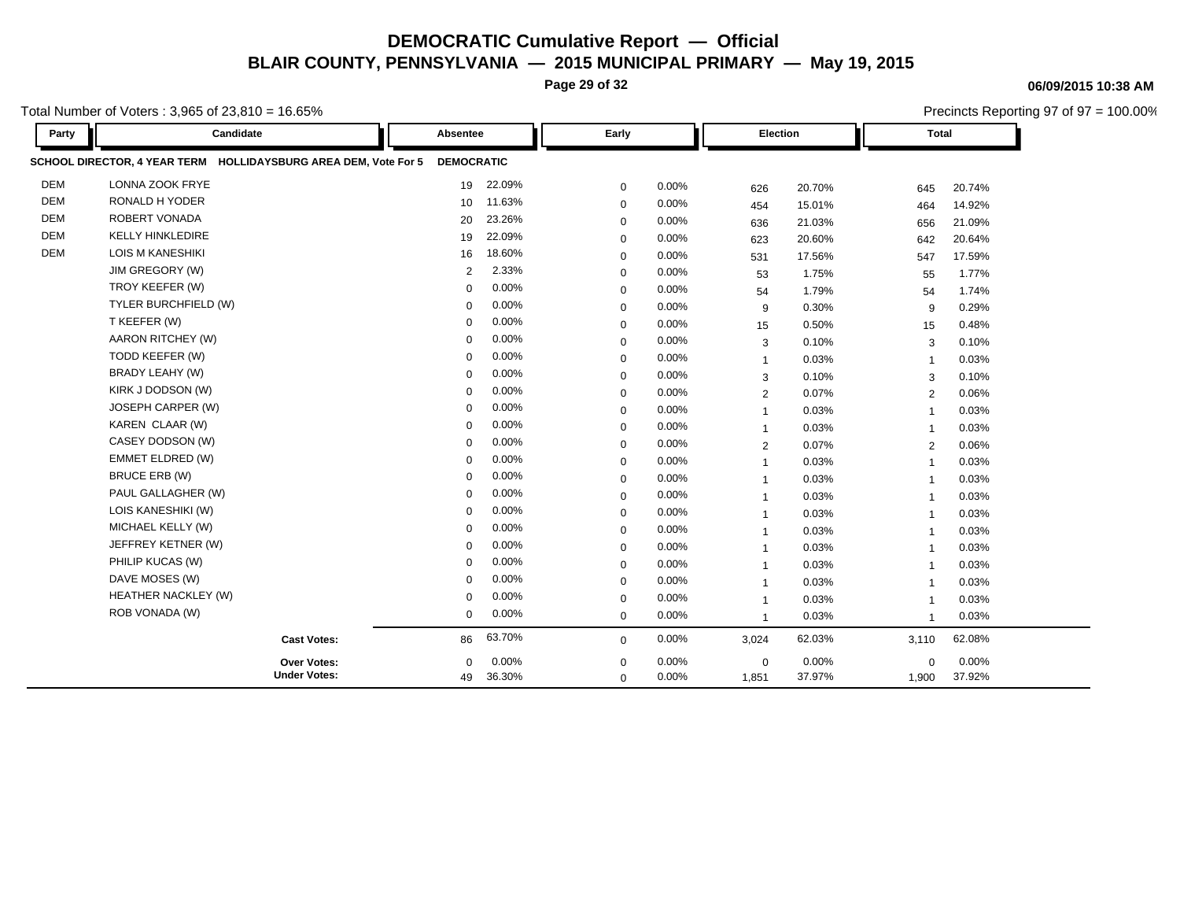# DEMOCRATIC Cumulative Report — Official

## BLAIR COUNTY, PENNSYLVANIA — 2015 MUNICIPAL PRIMARY — May 19, 2015

**06/09/2015 10:38 AM**

Total Number of Voters : 3,965 of 23,810 = 16.65%

Precincts Reporting 97 of 97 = 100.00%

| Party | Candidate | Absentee | | Early | | Election | | Total | |
|---|---|---|---|---|---|---|---|---|---|
| **SCHOOL DIRECTOR, 4 YEAR TERM HOLLIDAYSBURG AREA DEM, Vote For 5** | | **DEMOCRATIC** | | | | | | | |
| DEM | LONNA ZOOK FRYE | 19 | 22.09% | 0 | 0.00% | 626 | 20.70% | 645 | 20.74% |
| DEM | RONALD H YODER | 10 | 11.63% | 0 | 0.00% | 454 | 15.01% | 464 | 14.92% |
| DEM | ROBERT VONADA | 20 | 23.26% | 0 | 0.00% | 636 | 21.03% | 656 | 21.09% |
| DEM | KELLY HINKLEDIRE | 19 | 22.09% | 0 | 0.00% | 623 | 20.60% | 642 | 20.64% |
| DEM | LOIS M KANESHIKI | 16 | 18.60% | 0 | 0.00% | 531 | 17.56% | 547 | 17.59% |
| | JIM GREGORY (W) | 2 | 2.33% | 0 | 0.00% | 53 | 1.75% | 55 | 1.77% |
| | TROY KEEFER (W) | 0 | 0.00% | 0 | 0.00% | 54 | 1.79% | 54 | 1.74% |
| | TYLER BURCHFIELD (W) | 0 | 0.00% | 0 | 0.00% | 9 | 0.30% | 9 | 0.29% |
| | T KEEFER (W) | 0 | 0.00% | 0 | 0.00% | 15 | 0.50% | 15 | 0.48% |
| | AARON RITCHEY (W) | 0 | 0.00% | 0 | 0.00% | 3 | 0.10% | 3 | 0.10% |
| | TODD KEEFER (W) | 0 | 0.00% | 0 | 0.00% | 1 | 0.03% | 1 | 0.03% |
| | BRADY LEAHY (W) | 0 | 0.00% | 0 | 0.00% | 3 | 0.10% | 3 | 0.10% |
| | KIRK J DODSON (W) | 0 | 0.00% | 0 | 0.00% | 2 | 0.07% | 2 | 0.06% |
| | JOSEPH CARPER (W) | 0 | 0.00% | 0 | 0.00% | 1 | 0.03% | 1 | 0.03% |
| | KAREN CLAAR (W) | 0 | 0.00% | 0 | 0.00% | 1 | 0.03% | 1 | 0.03% |
| | CASEY DODSON (W) | 0 | 0.00% | 0 | 0.00% | 2 | 0.07% | 2 | 0.06% |
| | EMMET ELDRED (W) | 0 | 0.00% | 0 | 0.00% | 1 | 0.03% | 1 | 0.03% |
| | BRUCE ERB (W) | 0 | 0.00% | 0 | 0.00% | 1 | 0.03% | 1 | 0.03% |
| | PAUL GALLAGHER (W) | 0 | 0.00% | 0 | 0.00% | 1 | 0.03% | 1 | 0.03% |
| | LOIS KANESHIKI (W) | 0 | 0.00% | 0 | 0.00% | 1 | 0.03% | 1 | 0.03% |
| | MICHAEL KELLY (W) | 0 | 0.00% | 0 | 0.00% | 1 | 0.03% | 1 | 0.03% |
| | JEFFREY KETNER (W) | 0 | 0.00% | 0 | 0.00% | 1 | 0.03% | 1 | 0.03% |
| | PHILIP KUCAS (W) | 0 | 0.00% | 0 | 0.00% | 1 | 0.03% | 1 | 0.03% |
| | DAVE MOSES (W) | 0 | 0.00% | 0 | 0.00% | 1 | 0.03% | 1 | 0.03% |
| | HEATHER NACKLEY (W) | 0 | 0.00% | 0 | 0.00% | 1 | 0.03% | 1 | 0.03% |
| | ROB VONADA (W) | 0 | 0.00% | 0 | 0.00% | 1 | 0.03% | 1 | 0.03% |
| | **Cast Votes:** | 86 | 63.70% | 0 | 0.00% | 3,024 | 62.03% | 3,110 | 62.08% |
| | **Over Votes:** | 0 | 0.00% | 0 | 0.00% | 0 | 0.00% | 0 | 0.00% |
| | **Under Votes:** | 49 | 36.30% | 0 | 0.00% | 1,851 | 37.97% | 1,900 | 37.92% |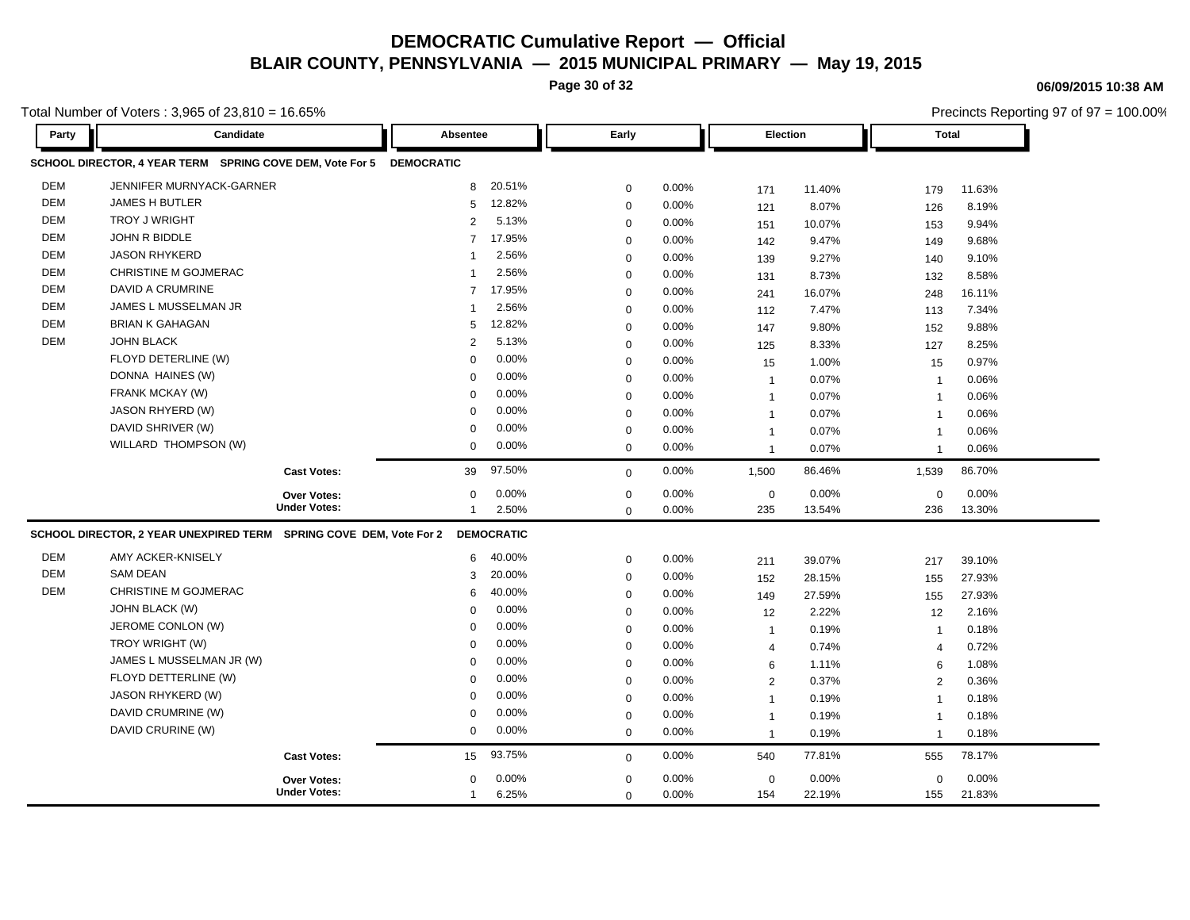# DEMOCRATIC Cumulative Report — Official

## BLAIR COUNTY, PENNSYLVANIA — 2015 MUNICIPAL PRIMARY — May 19, 2015

06/09/2015 10:38 AM

Total Number of Voters : 3,965 of 23,810 = 16.65%

Precincts Reporting 97 of 97 = 100.00%

### SCHOOL DIRECTOR, 4 YEAR TERM SPRING COVE DEM, Vote For 5 — DEMOCRATIC

| Party | Candidate | Absentee | | Early | | Election | | Total | |
|---|---|---|---|---|---|---|---|---|---|
| DEM | JENNIFER MURNYACK-GARNER | 8 | 20.51% | 0 | 0.00% | 171 | 11.40% | 179 | 11.63% |
| DEM | JAMES H BUTLER | 5 | 12.82% | 0 | 0.00% | 121 | 8.07% | 126 | 8.19% |
| DEM | TROY J WRIGHT | 2 | 5.13% | 0 | 0.00% | 151 | 10.07% | 153 | 9.94% |
| DEM | JOHN R BIDDLE | 7 | 17.95% | 0 | 0.00% | 142 | 9.47% | 149 | 9.68% |
| DEM | JASON RHYKERD | 1 | 2.56% | 0 | 0.00% | 139 | 9.27% | 140 | 9.10% |
| DEM | CHRISTINE M GOJMERAC | 1 | 2.56% | 0 | 0.00% | 131 | 8.73% | 132 | 8.58% |
| DEM | DAVID A CRUMRINE | 7 | 17.95% | 0 | 0.00% | 241 | 16.07% | 248 | 16.11% |
| DEM | JAMES L MUSSELMAN JR | 1 | 2.56% | 0 | 0.00% | 112 | 7.47% | 113 | 7.34% |
| DEM | BRIAN K GAHAGAN | 5 | 12.82% | 0 | 0.00% | 147 | 9.80% | 152 | 9.88% |
| DEM | JOHN BLACK | 2 | 5.13% | 0 | 0.00% | 125 | 8.33% | 127 | 8.25% |
| | FLOYD DETERLINE (W) | 0 | 0.00% | 0 | 0.00% | 15 | 1.00% | 15 | 0.97% |
| | DONNA HAINES (W) | 0 | 0.00% | 0 | 0.00% | 1 | 0.07% | 1 | 0.06% |
| | FRANK MCKAY (W) | 0 | 0.00% | 0 | 0.00% | 1 | 0.07% | 1 | 0.06% |
| | JASON RHYERD (W) | 0 | 0.00% | 0 | 0.00% | 1 | 0.07% | 1 | 0.06% |
| | DAVID SHRIVER (W) | 0 | 0.00% | 0 | 0.00% | 1 | 0.07% | 1 | 0.06% |
| | WILLARD THOMPSON (W) | 0 | 0.00% | 0 | 0.00% | 1 | 0.07% | 1 | 0.06% |
| | **Cast Votes:** | 39 | 97.50% | 0 | 0.00% | 1,500 | 86.46% | 1,539 | 86.70% |
| | **Over Votes:** | 0 | 0.00% | 0 | 0.00% | 0 | 0.00% | 0 | 0.00% |
| | **Under Votes:** | 1 | 2.50% | 0 | 0.00% | 235 | 13.54% | 236 | 13.30% |

### SCHOOL DIRECTOR, 2 YEAR UNEXPIRED TERM SPRING COVE DEM, Vote For 2 — DEMOCRATIC

| Party | Candidate | Absentee | | Early | | Election | | Total | |
|---|---|---|---|---|---|---|---|---|---|
| DEM | AMY ACKER-KNISELY | 6 | 40.00% | 0 | 0.00% | 211 | 39.07% | 217 | 39.10% |
| DEM | SAM DEAN | 3 | 20.00% | 0 | 0.00% | 152 | 28.15% | 155 | 27.93% |
| DEM | CHRISTINE M GOJMERAC | 6 | 40.00% | 0 | 0.00% | 149 | 27.59% | 155 | 27.93% |
| | JOHN BLACK (W) | 0 | 0.00% | 0 | 0.00% | 12 | 2.22% | 12 | 2.16% |
| | JEROME CONLON (W) | 0 | 0.00% | 0 | 0.00% | 1 | 0.19% | 1 | 0.18% |
| | TROY WRIGHT (W) | 0 | 0.00% | 0 | 0.00% | 4 | 0.74% | 4 | 0.72% |
| | JAMES L MUSSELMAN JR (W) | 0 | 0.00% | 0 | 0.00% | 6 | 1.11% | 6 | 1.08% |
| | FLOYD DETTERLINE (W) | 0 | 0.00% | 0 | 0.00% | 2 | 0.37% | 2 | 0.36% |
| | JASON RHYKERD (W) | 0 | 0.00% | 0 | 0.00% | 1 | 0.19% | 1 | 0.18% |
| | DAVID CRUMRINE (W) | 0 | 0.00% | 0 | 0.00% | 1 | 0.19% | 1 | 0.18% |
| | DAVID CRURINE (W) | 0 | 0.00% | 0 | 0.00% | 1 | 0.19% | 1 | 0.18% |
| | **Cast Votes:** | 15 | 93.75% | 0 | 0.00% | 540 | 77.81% | 555 | 78.17% |
| | **Over Votes:** | 0 | 0.00% | 0 | 0.00% | 0 | 0.00% | 0 | 0.00% |
| | **Under Votes:** | 1 | 6.25% | 0 | 0.00% | 154 | 22.19% | 155 | 21.83% |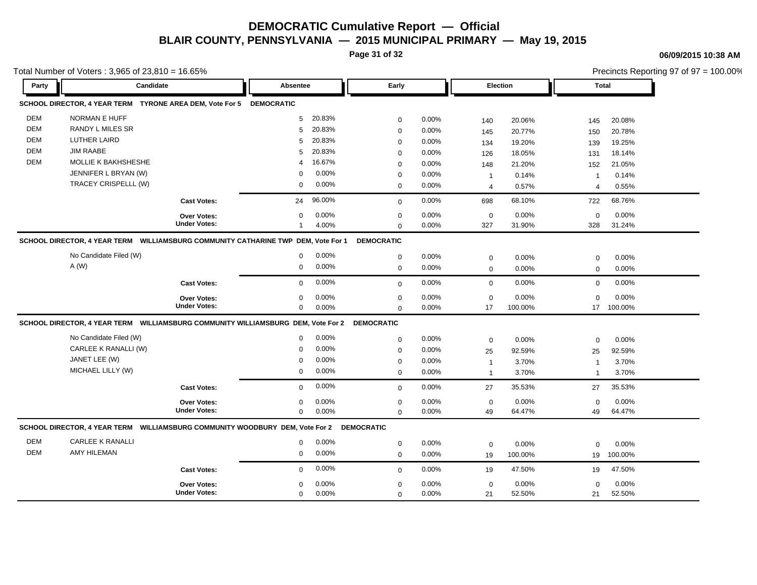# DEMOCRATIC Cumulative Report — Official

## BLAIR COUNTY, PENNSYLVANIA — 2015 MUNICIPAL PRIMARY — May 19, 2015

06/09/2015 10:38 AM

Total Number of Voters : 3,965 of 23,810 = 16.65%

Precincts Reporting 97 of 97 = 100.00%

### SCHOOL DIRECTOR, 4 YEAR TERM TYRONE AREA DEM, Vote For 5 DEMOCRATIC

| Party | Candidate | Absentee | | Early | | Election | | Total | |
|---|---|---|---|---|---|---|---|---|---|
| DEM | NORMAN E HUFF | 5 | 20.83% | 0 | 0.00% | 140 | 20.06% | 145 | 20.08% |
| DEM | RANDY L MILES SR | 5 | 20.83% | 0 | 0.00% | 145 | 20.77% | 150 | 20.78% |
| DEM | LUTHER LAIRD | 5 | 20.83% | 0 | 0.00% | 134 | 19.20% | 139 | 19.25% |
| DEM | JIM RAABE | 5 | 20.83% | 0 | 0.00% | 126 | 18.05% | 131 | 18.14% |
| DEM | MOLLIE K BAKHSHESHE | 4 | 16.67% | 0 | 0.00% | 148 | 21.20% | 152 | 21.05% |
| | JENNIFER L BRYAN (W) | 0 | 0.00% | 0 | 0.00% | 1 | 0.14% | 1 | 0.14% |
| | TRACEY CRISPELLL (W) | 0 | 0.00% | 0 | 0.00% | 4 | 0.57% | 4 | 0.55% |
| | **Cast Votes:** | 24 | 96.00% | 0 | 0.00% | 698 | 68.10% | 722 | 68.76% |
| | **Over Votes:** | 0 | 0.00% | 0 | 0.00% | 0 | 0.00% | 0 | 0.00% |
| | **Under Votes:** | 1 | 4.00% | 0 | 0.00% | 327 | 31.90% | 328 | 31.24% |

### SCHOOL DIRECTOR, 4 YEAR TERM WILLIAMSBURG COMMUNITY CATHARINE TWP DEM, Vote For 1 DEMOCRATIC

| Party | Candidate | Absentee | | Early | | Election | | Total | |
|---|---|---|---|---|---|---|---|---|---|
| | No Candidate Filed (W) | 0 | 0.00% | 0 | 0.00% | 0 | 0.00% | 0 | 0.00% |
| | A (W) | 0 | 0.00% | 0 | 0.00% | 0 | 0.00% | 0 | 0.00% |
| | **Cast Votes:** | 0 | 0.00% | 0 | 0.00% | 0 | 0.00% | 0 | 0.00% |
| | **Over Votes:** | 0 | 0.00% | 0 | 0.00% | 0 | 0.00% | 0 | 0.00% |
| | **Under Votes:** | 0 | 0.00% | 0 | 0.00% | 17 | 100.00% | 17 | 100.00% |

### SCHOOL DIRECTOR, 4 YEAR TERM WILLIAMSBURG COMMUNITY WILLIAMSBURG DEM, Vote For 2 DEMOCRATIC

| Party | Candidate | Absentee | | Early | | Election | | Total | |
|---|---|---|---|---|---|---|---|---|---|
| | No Candidate Filed (W) | 0 | 0.00% | 0 | 0.00% | 0 | 0.00% | 0 | 0.00% |
| | CARLEE K RANALLI (W) | 0 | 0.00% | 0 | 0.00% | 25 | 92.59% | 25 | 92.59% |
| | JANET LEE (W) | 0 | 0.00% | 0 | 0.00% | 1 | 3.70% | 1 | 3.70% |
| | MICHAEL LILLY (W) | 0 | 0.00% | 0 | 0.00% | 1 | 3.70% | 1 | 3.70% |
| | **Cast Votes:** | 0 | 0.00% | 0 | 0.00% | 27 | 35.53% | 27 | 35.53% |
| | **Over Votes:** | 0 | 0.00% | 0 | 0.00% | 0 | 0.00% | 0 | 0.00% |
| | **Under Votes:** | 0 | 0.00% | 0 | 0.00% | 49 | 64.47% | 49 | 64.47% |

### SCHOOL DIRECTOR, 4 YEAR TERM WILLIAMSBURG COMMUNITY WOODBURY DEM, Vote For 2 DEMOCRATIC

| Party | Candidate | Absentee | | Early | | Election | | Total | |
|---|---|---|---|---|---|---|---|---|---|
| DEM | CARLEE K RANALLI | 0 | 0.00% | 0 | 0.00% | 0 | 0.00% | 0 | 0.00% |
| DEM | AMY HILEMAN | 0 | 0.00% | 0 | 0.00% | 19 | 100.00% | 19 | 100.00% |
| | **Cast Votes:** | 0 | 0.00% | 0 | 0.00% | 19 | 47.50% | 19 | 47.50% |
| | **Over Votes:** | 0 | 0.00% | 0 | 0.00% | 0 | 0.00% | 0 | 0.00% |
| | **Under Votes:** | 0 | 0.00% | 0 | 0.00% | 21 | 52.50% | 21 | 52.50% |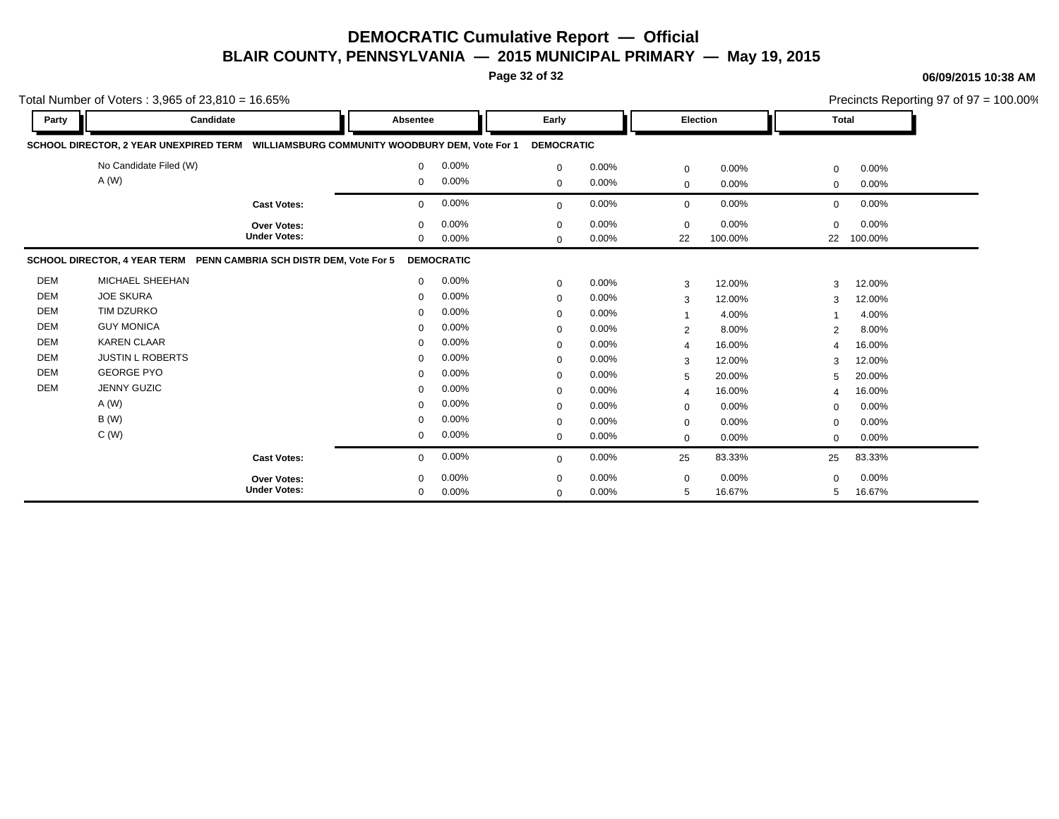# DEMOCRATIC Cumulative Report — Official

## BLAIR COUNTY, PENNSYLVANIA — 2015 MUNICIPAL PRIMARY — May 19, 2015

06/09/2015 10:38 AM

Total Number of Voters : 3,965 of 23,810 = 16.65%

Precincts Reporting 97 of 97 = 100.00%

### SCHOOL DIRECTOR, 2 YEAR UNEXPIRED TERM WILLIAMSBURG COMMUNITY WOODBURY DEM, Vote For 1 DEMOCRATIC

| Party | Candidate | Absentee | | Early | | Election | | Total | |
|---|---|---|---|---|---|---|---|---|---|
| | No Candidate Filed (W) | 0 | 0.00% | 0 | 0.00% | 0 | 0.00% | 0 | 0.00% |
| | A (W) | 0 | 0.00% | 0 | 0.00% | 0 | 0.00% | 0 | 0.00% |
| | **Cast Votes:** | 0 | 0.00% | 0 | 0.00% | 0 | 0.00% | 0 | 0.00% |
| | **Over Votes:** | 0 | 0.00% | 0 | 0.00% | 0 | 0.00% | 0 | 0.00% |
| | **Under Votes:** | 0 | 0.00% | 0 | 0.00% | 22 | 100.00% | 22 | 100.00% |

### SCHOOL DIRECTOR, 4 YEAR TERM PENN CAMBRIA SCH DISTR DEM, Vote For 5 DEMOCRATIC

| Party | Candidate | Absentee | | Early | | Election | | Total | |
|---|---|---|---|---|---|---|---|---|---|
| DEM | MICHAEL SHEEHAN | 0 | 0.00% | 0 | 0.00% | 3 | 12.00% | 3 | 12.00% |
| DEM | JOE SKURA | 0 | 0.00% | 0 | 0.00% | 3 | 12.00% | 3 | 12.00% |
| DEM | TIM DZURKO | 0 | 0.00% | 0 | 0.00% | 1 | 4.00% | 1 | 4.00% |
| DEM | GUY MONICA | 0 | 0.00% | 0 | 0.00% | 2 | 8.00% | 2 | 8.00% |
| DEM | KAREN CLAAR | 0 | 0.00% | 0 | 0.00% | 4 | 16.00% | 4 | 16.00% |
| DEM | JUSTIN L ROBERTS | 0 | 0.00% | 0 | 0.00% | 3 | 12.00% | 3 | 12.00% |
| DEM | GEORGE PYO | 0 | 0.00% | 0 | 0.00% | 5 | 20.00% | 5 | 20.00% |
| DEM | JENNY GUZIC | 0 | 0.00% | 0 | 0.00% | 4 | 16.00% | 4 | 16.00% |
| | A (W) | 0 | 0.00% | 0 | 0.00% | 0 | 0.00% | 0 | 0.00% |
| | B (W) | 0 | 0.00% | 0 | 0.00% | 0 | 0.00% | 0 | 0.00% |
| | C (W) | 0 | 0.00% | 0 | 0.00% | 0 | 0.00% | 0 | 0.00% |
| | **Cast Votes:** | 0 | 0.00% | 0 | 0.00% | 25 | 83.33% | 25 | 83.33% |
| | **Over Votes:** | 0 | 0.00% | 0 | 0.00% | 0 | 0.00% | 0 | 0.00% |
| | **Under Votes:** | 0 | 0.00% | 0 | 0.00% | 5 | 16.67% | 5 | 16.67% |